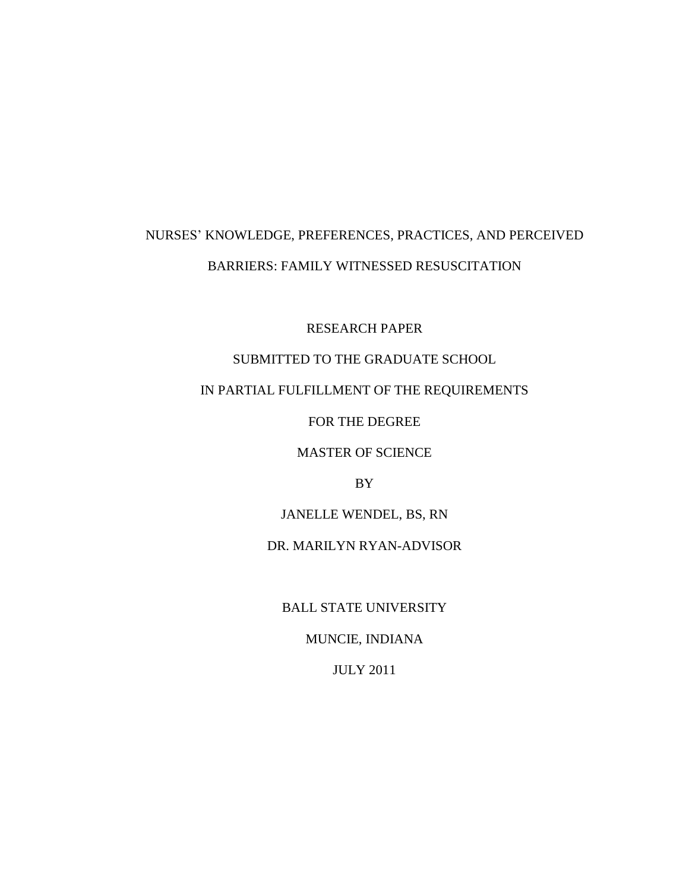# NURSES' KNOWLEDGE, PREFERENCES, PRACTICES, AND PERCEIVED BARRIERS: FAMILY WITNESSED RESUSCITATION

RESEARCH PAPER

SUBMITTED TO THE GRADUATE SCHOOL

IN PARTIAL FULFILLMENT OF THE REQUIREMENTS

FOR THE DEGREE

MASTER OF SCIENCE

BY

JANELLE WENDEL, BS, RN

DR. MARILYN RYAN-ADVISOR

BALL STATE UNIVERSITY

MUNCIE, INDIANA

JULY 2011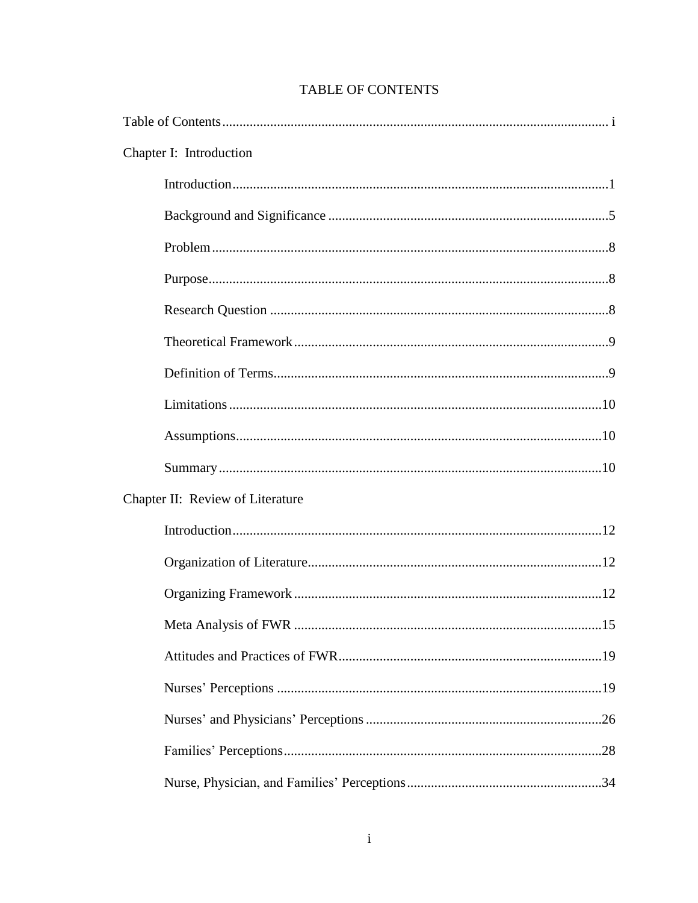# TABLE OF CONTENTS

Table of Contents ........ i

Chapter I: Introduction

- Introduction ........ 1
- Background and Significance ........ 5
- Problem ........ 8
- Purpose ........ 8
- Research Question ........ 8
- Theoretical Framework ........ 9
- Definition of Terms ........ 9
- Limitations ........ 10
- Assumptions ........ 10
- Summary ........ 10

Chapter II: Review of Literature

- Introduction ........ 12
- Organization of Literature ........ 12
- Organizing Framework ........ 12
- Meta Analysis of FWR ........ 15
- Attitudes and Practices of FWR ........ 19
- Nurses' Perceptions ........ 19
- Nurses' and Physicians' Perceptions ........ 26
- Families' Perceptions ........ 28
- Nurse, Physician, and Families' Perceptions ........ 34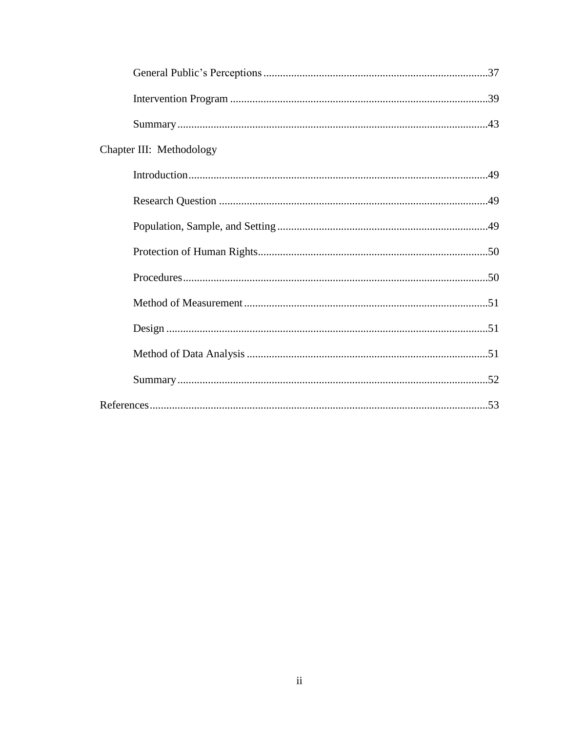General Public's Perceptions ....................................................................................37

Intervention Program ................................................................................................39

Summary ...................................................................................................................43

Chapter III: Methodology

Introduction ...............................................................................................................49

Research Question ....................................................................................................49

Population, Sample, and Setting ...............................................................................49

Protection of Human Rights ......................................................................................50

Procedures .................................................................................................................50

Method of Measurement ...........................................................................................51

Design .......................................................................................................................51

Method of Data Analysis ..........................................................................................51

Summary ...................................................................................................................52

References ......................................................................................................................53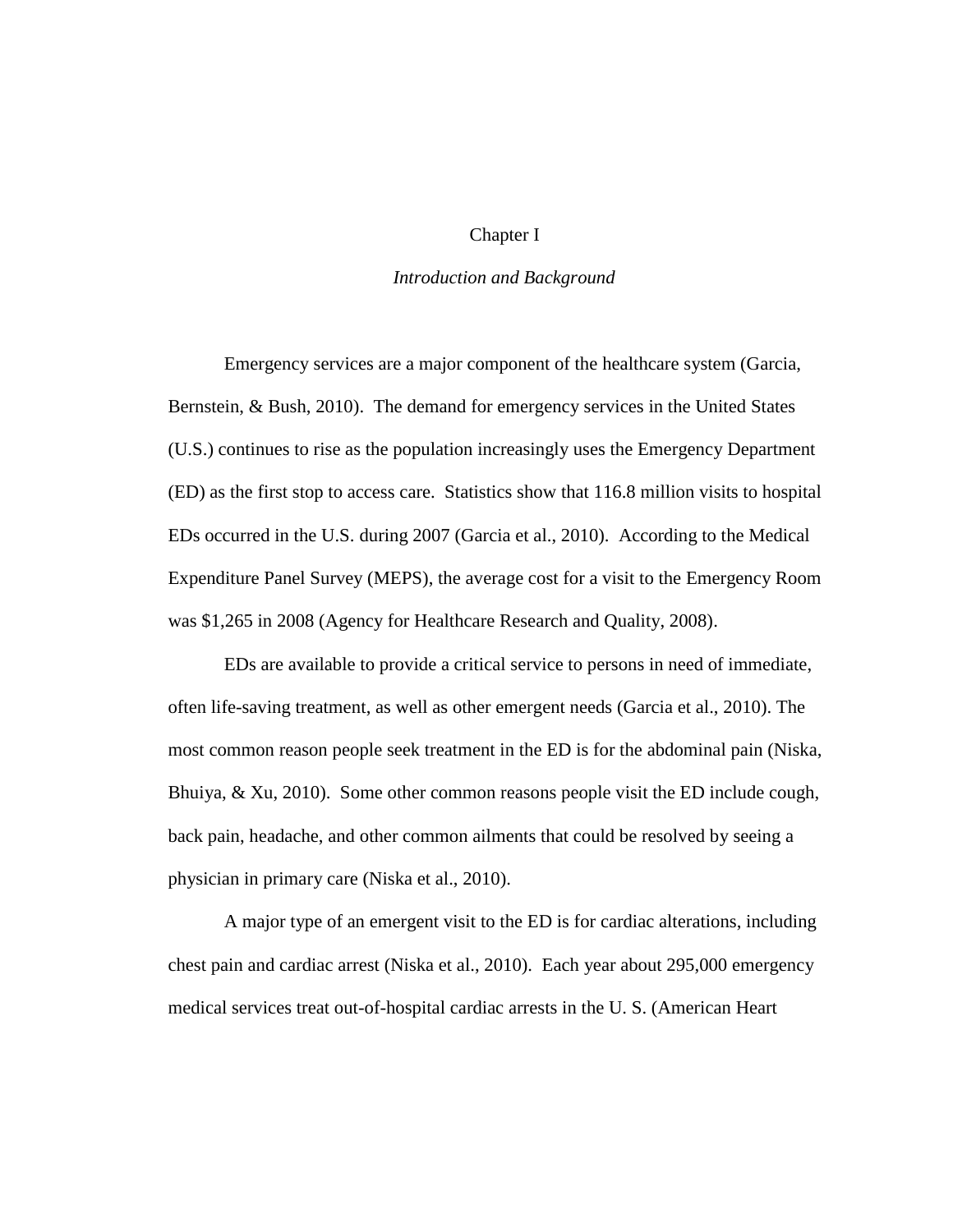# Chapter I

## *Introduction and Background*

Emergency services are a major component of the healthcare system (Garcia, Bernstein, & Bush, 2010). The demand for emergency services in the United States (U.S.) continues to rise as the population increasingly uses the Emergency Department (ED) as the first stop to access care. Statistics show that 116.8 million visits to hospital EDs occurred in the U.S. during 2007 (Garcia et al., 2010). According to the Medical Expenditure Panel Survey (MEPS), the average cost for a visit to the Emergency Room was $1,265 in 2008 (Agency for Healthcare Research and Quality, 2008).

EDs are available to provide a critical service to persons in need of immediate, often life-saving treatment, as well as other emergent needs (Garcia et al., 2010). The most common reason people seek treatment in the ED is for the abdominal pain (Niska, Bhuiya, & Xu, 2010). Some other common reasons people visit the ED include cough, back pain, headache, and other common ailments that could be resolved by seeing a physician in primary care (Niska et al., 2010).

A major type of an emergent visit to the ED is for cardiac alterations, including chest pain and cardiac arrest (Niska et al., 2010). Each year about 295,000 emergency medical services treat out-of-hospital cardiac arrests in the U. S. (American Heart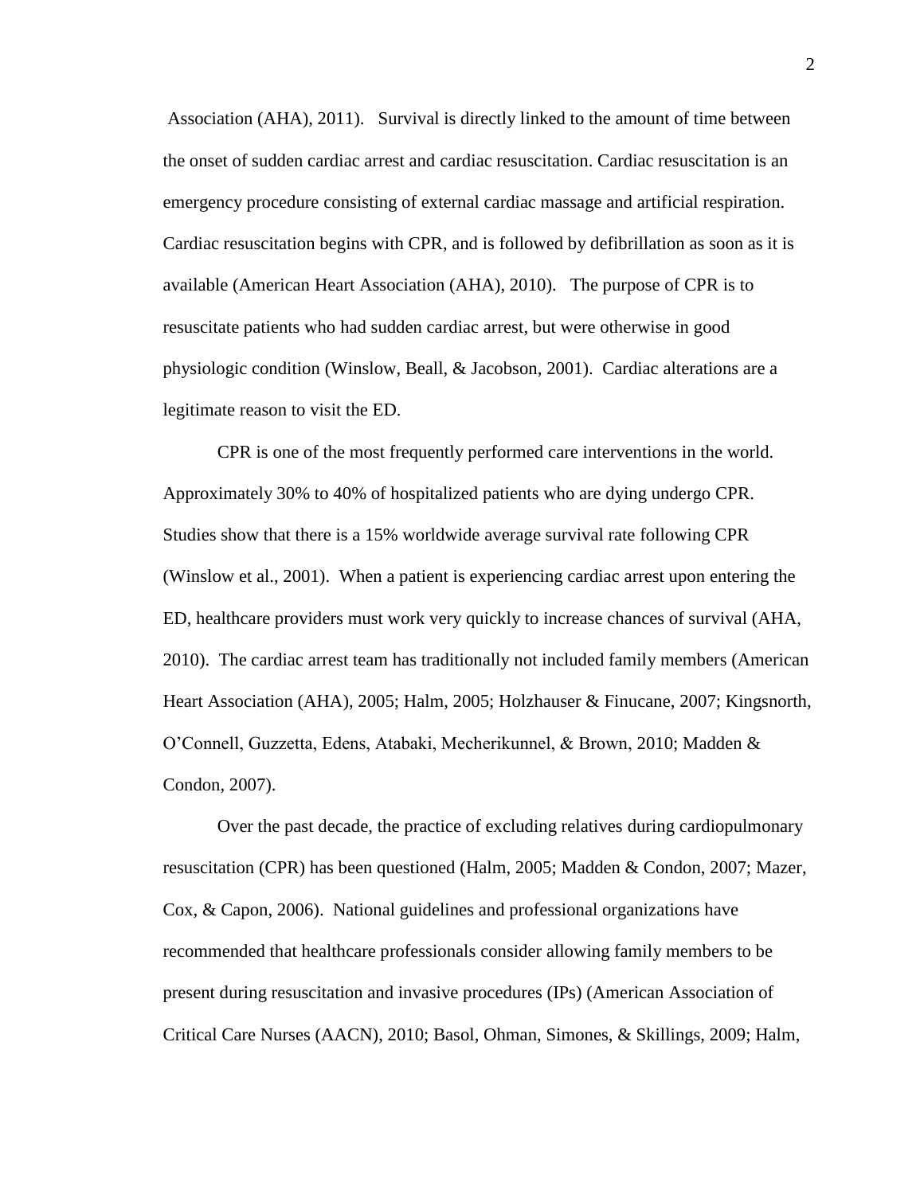Association (AHA), 2011). Survival is directly linked to the amount of time between the onset of sudden cardiac arrest and cardiac resuscitation. Cardiac resuscitation is an emergency procedure consisting of external cardiac massage and artificial respiration. Cardiac resuscitation begins with CPR, and is followed by defibrillation as soon as it is available (American Heart Association (AHA), 2010). The purpose of CPR is to resuscitate patients who had sudden cardiac arrest, but were otherwise in good physiologic condition (Winslow, Beall, & Jacobson, 2001). Cardiac alterations are a legitimate reason to visit the ED.

CPR is one of the most frequently performed care interventions in the world. Approximately 30% to 40% of hospitalized patients who are dying undergo CPR. Studies show that there is a 15% worldwide average survival rate following CPR (Winslow et al., 2001). When a patient is experiencing cardiac arrest upon entering the ED, healthcare providers must work very quickly to increase chances of survival (AHA, 2010). The cardiac arrest team has traditionally not included family members (American Heart Association (AHA), 2005; Halm, 2005; Holzhauser & Finucane, 2007; Kingsnorth, O'Connell, Guzzetta, Edens, Atabaki, Mecherikunnel, & Brown, 2010; Madden & Condon, 2007).

Over the past decade, the practice of excluding relatives during cardiopulmonary resuscitation (CPR) has been questioned (Halm, 2005; Madden & Condon, 2007; Mazer, Cox, & Capon, 2006). National guidelines and professional organizations have recommended that healthcare professionals consider allowing family members to be present during resuscitation and invasive procedures (IPs) (American Association of Critical Care Nurses (AACN), 2010; Basol, Ohman, Simones, & Skillings, 2009; Halm,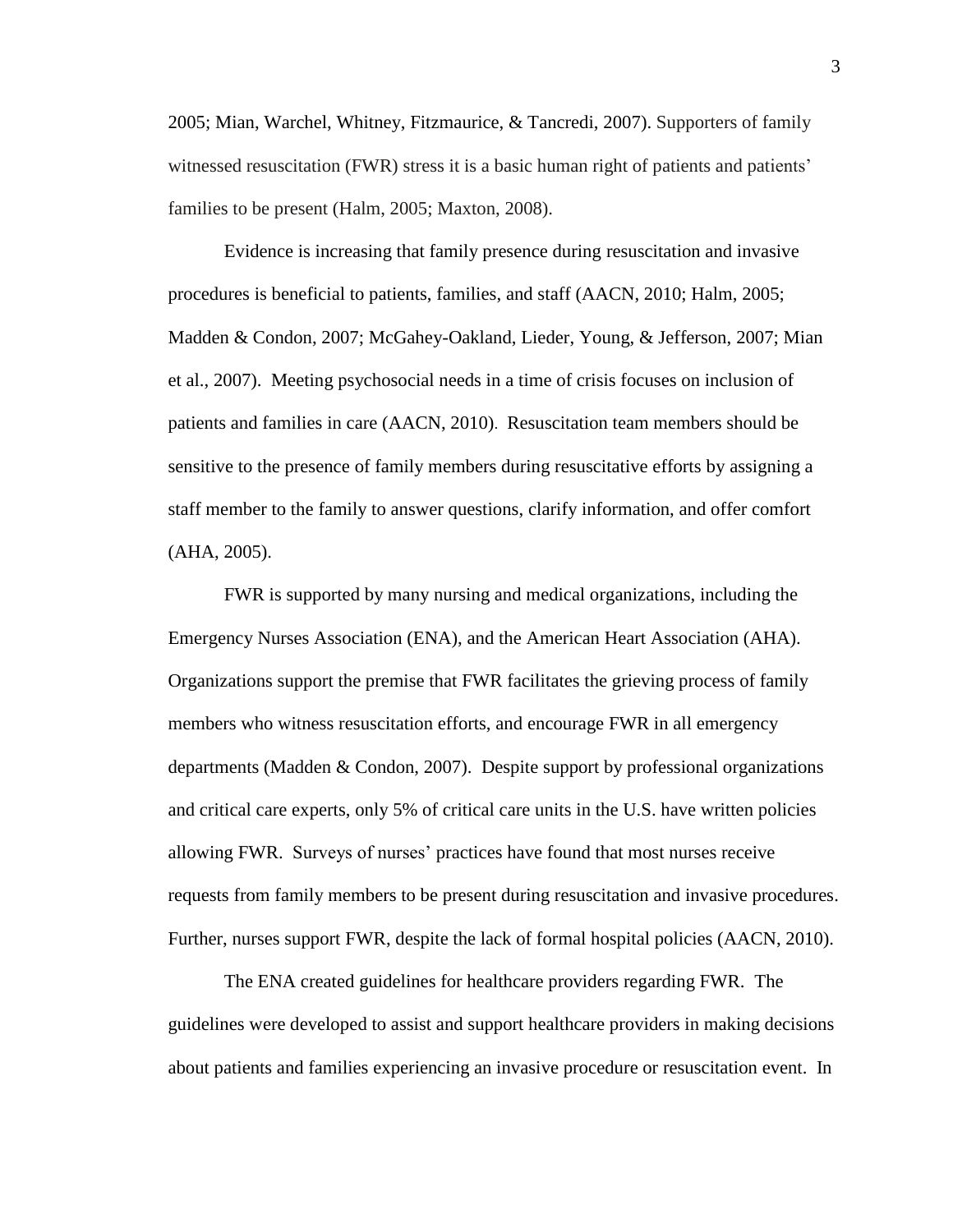2005; Mian, Warchel, Whitney, Fitzmaurice, & Tancredi, 2007). Supporters of family witnessed resuscitation (FWR) stress it is a basic human right of patients and patients' families to be present (Halm, 2005; Maxton, 2008).

Evidence is increasing that family presence during resuscitation and invasive procedures is beneficial to patients, families, and staff (AACN, 2010; Halm, 2005; Madden & Condon, 2007; McGahey-Oakland, Lieder, Young, & Jefferson, 2007; Mian et al., 2007). Meeting psychosocial needs in a time of crisis focuses on inclusion of patients and families in care (AACN, 2010). Resuscitation team members should be sensitive to the presence of family members during resuscitative efforts by assigning a staff member to the family to answer questions, clarify information, and offer comfort (AHA, 2005).

FWR is supported by many nursing and medical organizations, including the Emergency Nurses Association (ENA), and the American Heart Association (AHA). Organizations support the premise that FWR facilitates the grieving process of family members who witness resuscitation efforts, and encourage FWR in all emergency departments (Madden & Condon, 2007). Despite support by professional organizations and critical care experts, only 5% of critical care units in the U.S. have written policies allowing FWR. Surveys of nurses' practices have found that most nurses receive requests from family members to be present during resuscitation and invasive procedures. Further, nurses support FWR, despite the lack of formal hospital policies (AACN, 2010).

The ENA created guidelines for healthcare providers regarding FWR. The guidelines were developed to assist and support healthcare providers in making decisions about patients and families experiencing an invasive procedure or resuscitation event. In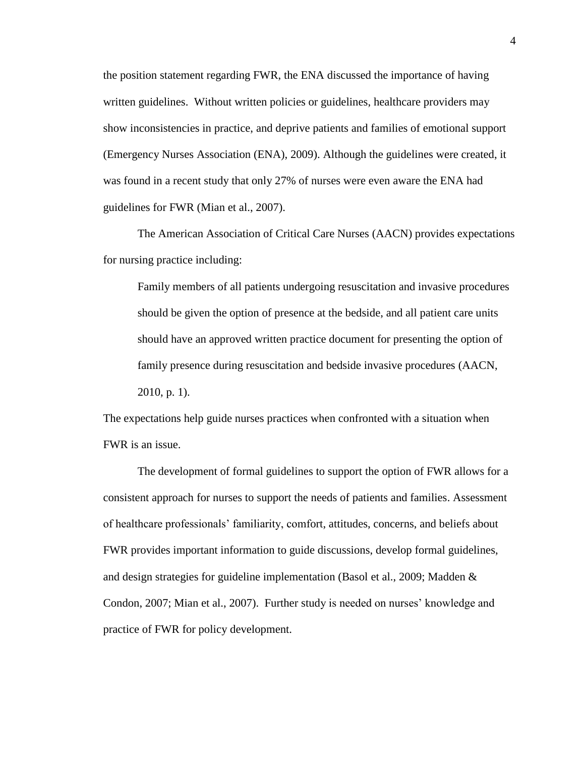the position statement regarding FWR, the ENA discussed the importance of having written guidelines. Without written policies or guidelines, healthcare providers may show inconsistencies in practice, and deprive patients and families of emotional support (Emergency Nurses Association (ENA), 2009). Although the guidelines were created, it was found in a recent study that only 27% of nurses were even aware the ENA had guidelines for FWR (Mian et al., 2007).

The American Association of Critical Care Nurses (AACN) provides expectations for nursing practice including:

> Family members of all patients undergoing resuscitation and invasive procedures should be given the option of presence at the bedside, and all patient care units should have an approved written practice document for presenting the option of family presence during resuscitation and bedside invasive procedures (AACN, 2010, p. 1).

The expectations help guide nurses practices when confronted with a situation when FWR is an issue.

The development of formal guidelines to support the option of FWR allows for a consistent approach for nurses to support the needs of patients and families. Assessment of healthcare professionals' familiarity, comfort, attitudes, concerns, and beliefs about FWR provides important information to guide discussions, develop formal guidelines, and design strategies for guideline implementation (Basol et al., 2009; Madden & Condon, 2007; Mian et al., 2007). Further study is needed on nurses' knowledge and practice of FWR for policy development.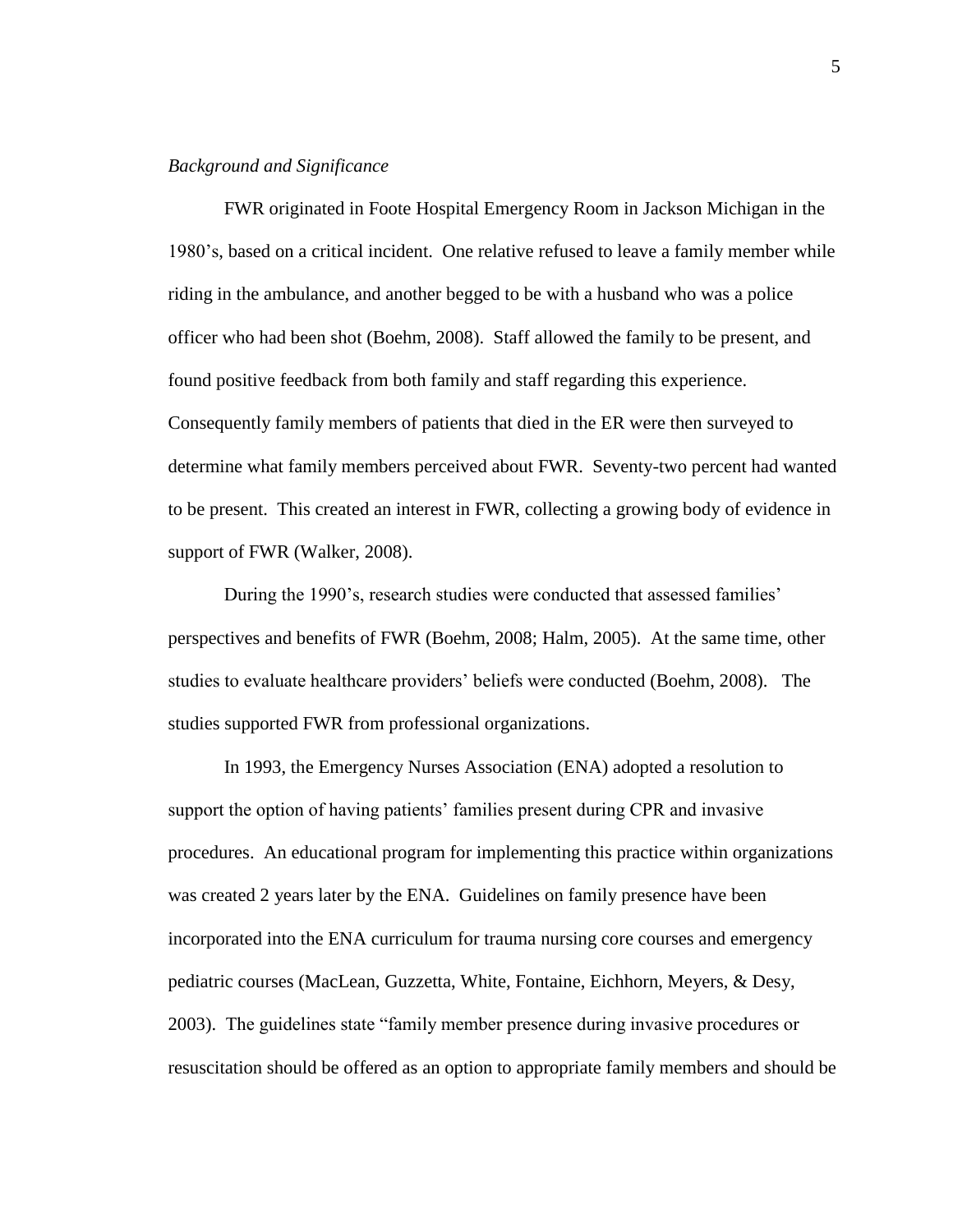*Background and Significance*

FWR originated in Foote Hospital Emergency Room in Jackson Michigan in the 1980's, based on a critical incident. One relative refused to leave a family member while riding in the ambulance, and another begged to be with a husband who was a police officer who had been shot (Boehm, 2008). Staff allowed the family to be present, and found positive feedback from both family and staff regarding this experience. Consequently family members of patients that died in the ER were then surveyed to determine what family members perceived about FWR. Seventy-two percent had wanted to be present. This created an interest in FWR, collecting a growing body of evidence in support of FWR (Walker, 2008).

During the 1990's, research studies were conducted that assessed families' perspectives and benefits of FWR (Boehm, 2008; Halm, 2005). At the same time, other studies to evaluate healthcare providers' beliefs were conducted (Boehm, 2008). The studies supported FWR from professional organizations.

In 1993, the Emergency Nurses Association (ENA) adopted a resolution to support the option of having patients' families present during CPR and invasive procedures. An educational program for implementing this practice within organizations was created 2 years later by the ENA. Guidelines on family presence have been incorporated into the ENA curriculum for trauma nursing core courses and emergency pediatric courses (MacLean, Guzzetta, White, Fontaine, Eichhorn, Meyers, & Desy, 2003). The guidelines state "family member presence during invasive procedures or resuscitation should be offered as an option to appropriate family members and should be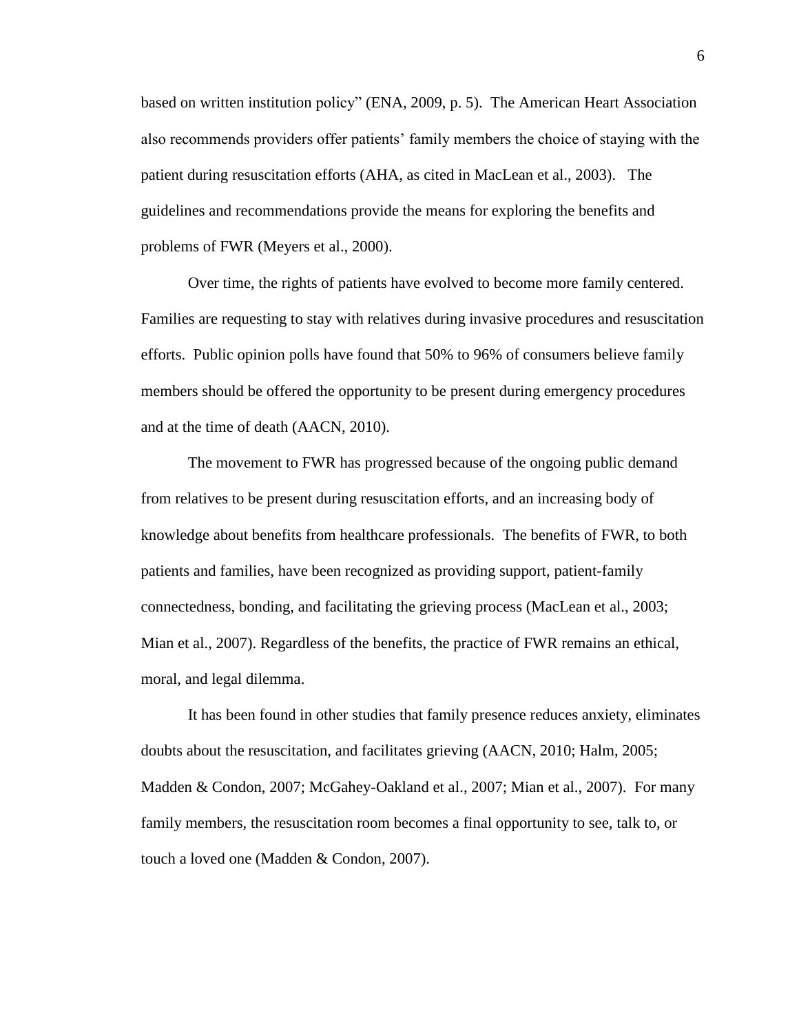based on written institution policy" (ENA, 2009, p. 5). The American Heart Association also recommends providers offer patients' family members the choice of staying with the patient during resuscitation efforts (AHA, as cited in MacLean et al., 2003). The guidelines and recommendations provide the means for exploring the benefits and problems of FWR (Meyers et al., 2000).

Over time, the rights of patients have evolved to become more family centered. Families are requesting to stay with relatives during invasive procedures and resuscitation efforts. Public opinion polls have found that 50% to 96% of consumers believe family members should be offered the opportunity to be present during emergency procedures and at the time of death (AACN, 2010).

The movement to FWR has progressed because of the ongoing public demand from relatives to be present during resuscitation efforts, and an increasing body of knowledge about benefits from healthcare professionals. The benefits of FWR, to both patients and families, have been recognized as providing support, patient-family connectedness, bonding, and facilitating the grieving process (MacLean et al., 2003; Mian et al., 2007). Regardless of the benefits, the practice of FWR remains an ethical, moral, and legal dilemma.

It has been found in other studies that family presence reduces anxiety, eliminates doubts about the resuscitation, and facilitates grieving (AACN, 2010; Halm, 2005; Madden & Condon, 2007; McGahey-Oakland et al., 2007; Mian et al., 2007). For many family members, the resuscitation room becomes a final opportunity to see, talk to, or touch a loved one (Madden & Condon, 2007).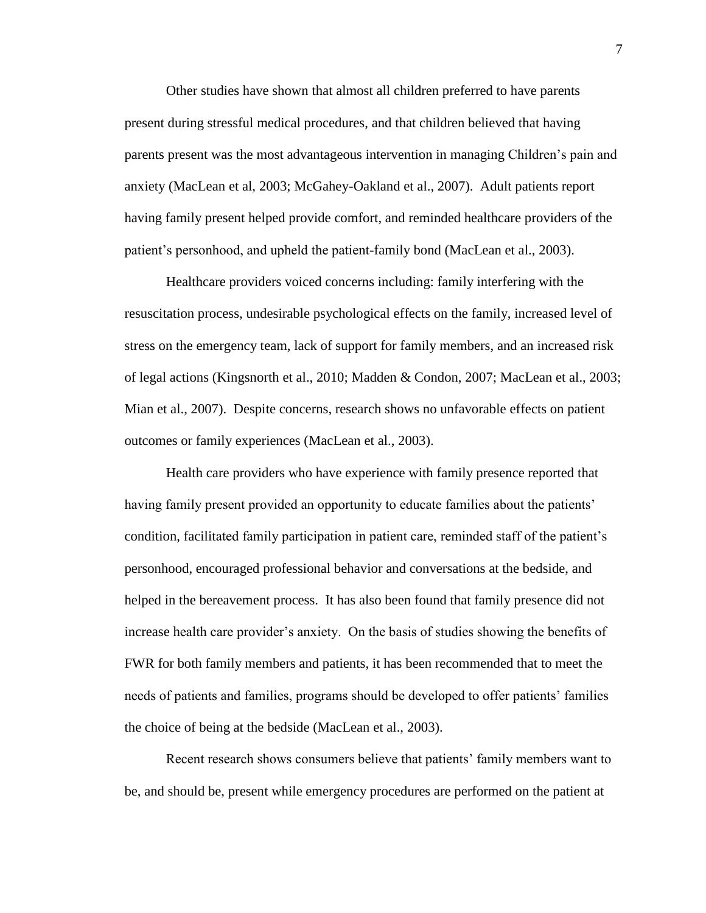Other studies have shown that almost all children preferred to have parents present during stressful medical procedures, and that children believed that having parents present was the most advantageous intervention in managing Children's pain and anxiety (MacLean et al, 2003; McGahey-Oakland et al., 2007). Adult patients report having family present helped provide comfort, and reminded healthcare providers of the patient's personhood, and upheld the patient-family bond (MacLean et al., 2003).

Healthcare providers voiced concerns including: family interfering with the resuscitation process, undesirable psychological effects on the family, increased level of stress on the emergency team, lack of support for family members, and an increased risk of legal actions (Kingsnorth et al., 2010; Madden & Condon, 2007; MacLean et al., 2003; Mian et al., 2007). Despite concerns, research shows no unfavorable effects on patient outcomes or family experiences (MacLean et al., 2003).

Health care providers who have experience with family presence reported that having family present provided an opportunity to educate families about the patients' condition, facilitated family participation in patient care, reminded staff of the patient's personhood, encouraged professional behavior and conversations at the bedside, and helped in the bereavement process. It has also been found that family presence did not increase health care provider's anxiety. On the basis of studies showing the benefits of FWR for both family members and patients, it has been recommended that to meet the needs of patients and families, programs should be developed to offer patients' families the choice of being at the bedside (MacLean et al., 2003).

Recent research shows consumers believe that patients' family members want to be, and should be, present while emergency procedures are performed on the patient at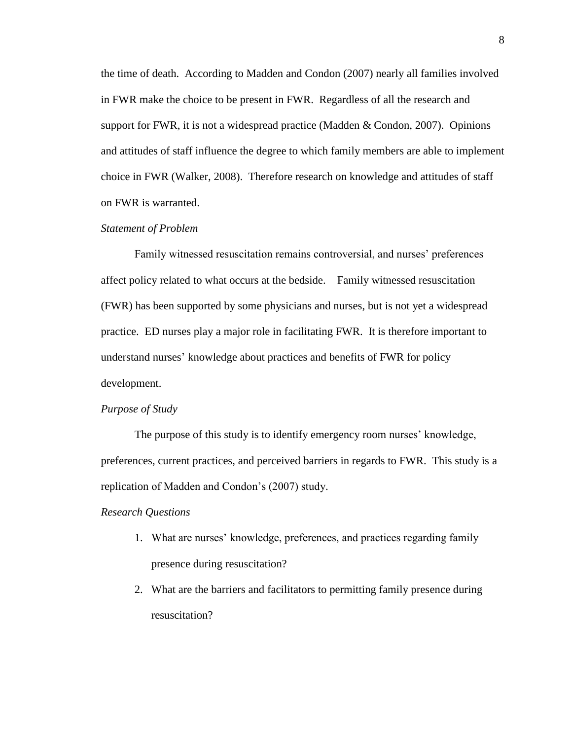the time of death. According to Madden and Condon (2007) nearly all families involved in FWR make the choice to be present in FWR. Regardless of all the research and support for FWR, it is not a widespread practice (Madden & Condon, 2007). Opinions and attitudes of staff influence the degree to which family members are able to implement choice in FWR (Walker, 2008). Therefore research on knowledge and attitudes of staff on FWR is warranted.

### *Statement of Problem*

Family witnessed resuscitation remains controversial, and nurses' preferences affect policy related to what occurs at the bedside. Family witnessed resuscitation (FWR) has been supported by some physicians and nurses, but is not yet a widespread practice. ED nurses play a major role in facilitating FWR. It is therefore important to understand nurses' knowledge about practices and benefits of FWR for policy development.

### *Purpose of Study*

The purpose of this study is to identify emergency room nurses' knowledge, preferences, current practices, and perceived barriers in regards to FWR. This study is a replication of Madden and Condon's (2007) study.

### *Research Questions*

1. What are nurses' knowledge, preferences, and practices regarding family presence during resuscitation?
2. What are the barriers and facilitators to permitting family presence during resuscitation?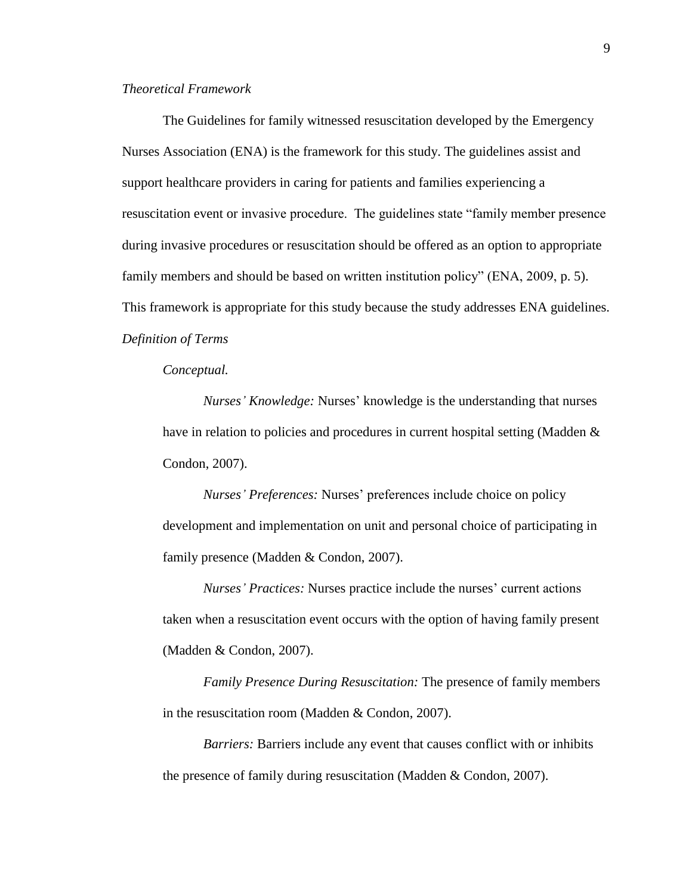*Theoretical Framework*

The Guidelines for family witnessed resuscitation developed by the Emergency Nurses Association (ENA) is the framework for this study. The guidelines assist and support healthcare providers in caring for patients and families experiencing a resuscitation event or invasive procedure. The guidelines state "family member presence during invasive procedures or resuscitation should be offered as an option to appropriate family members and should be based on written institution policy" (ENA, 2009, p. 5). This framework is appropriate for this study because the study addresses ENA guidelines.

*Definition of Terms*

*Conceptual.*

*Nurses' Knowledge:* Nurses' knowledge is the understanding that nurses have in relation to policies and procedures in current hospital setting (Madden & Condon, 2007).

*Nurses' Preferences:* Nurses' preferences include choice on policy development and implementation on unit and personal choice of participating in family presence (Madden & Condon, 2007).

*Nurses' Practices:* Nurses practice include the nurses' current actions taken when a resuscitation event occurs with the option of having family present (Madden & Condon, 2007).

*Family Presence During Resuscitation:* The presence of family members in the resuscitation room (Madden & Condon, 2007).

*Barriers:* Barriers include any event that causes conflict with or inhibits the presence of family during resuscitation (Madden & Condon, 2007).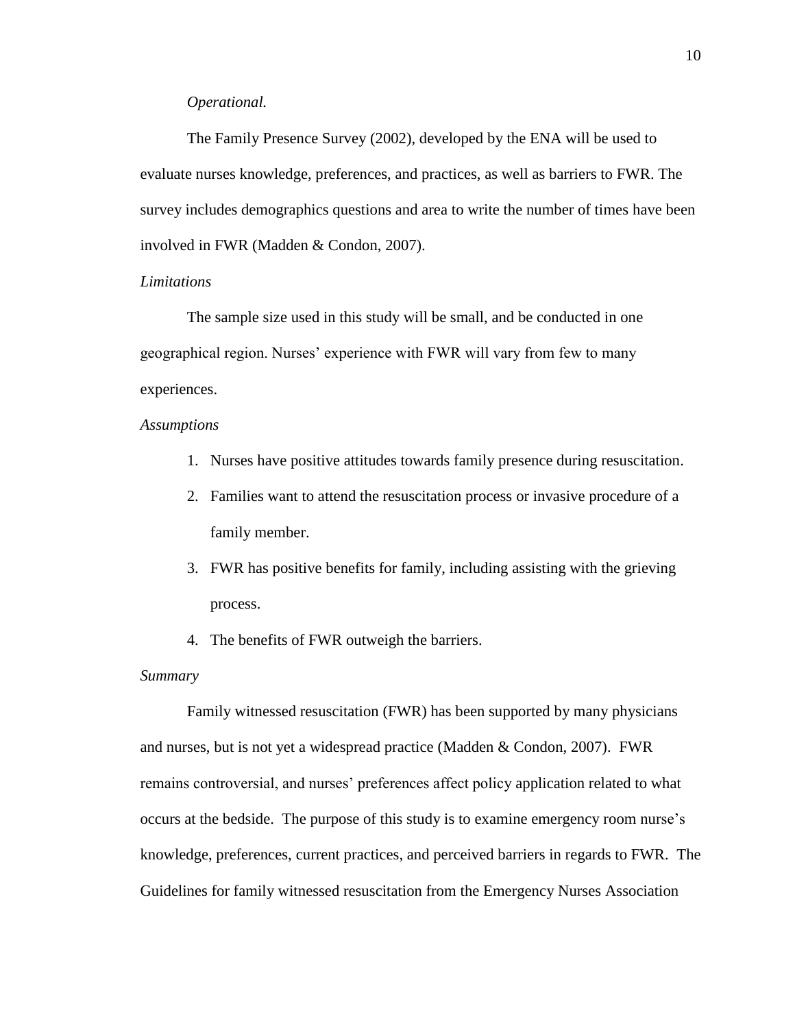*Operational.*

The Family Presence Survey (2002), developed by the ENA will be used to evaluate nurses knowledge, preferences, and practices, as well as barriers to FWR. The survey includes demographics questions and area to write the number of times have been involved in FWR (Madden & Condon, 2007).

### *Limitations*

The sample size used in this study will be small, and be conducted in one geographical region. Nurses' experience with FWR will vary from few to many experiences.

### *Assumptions*

1. Nurses have positive attitudes towards family presence during resuscitation.
2. Families want to attend the resuscitation process or invasive procedure of a family member.
3. FWR has positive benefits for family, including assisting with the grieving process.
4. The benefits of FWR outweigh the barriers.

### *Summary*

Family witnessed resuscitation (FWR) has been supported by many physicians and nurses, but is not yet a widespread practice (Madden & Condon, 2007). FWR remains controversial, and nurses' preferences affect policy application related to what occurs at the bedside. The purpose of this study is to examine emergency room nurse's knowledge, preferences, current practices, and perceived barriers in regards to FWR. The Guidelines for family witnessed resuscitation from the Emergency Nurses Association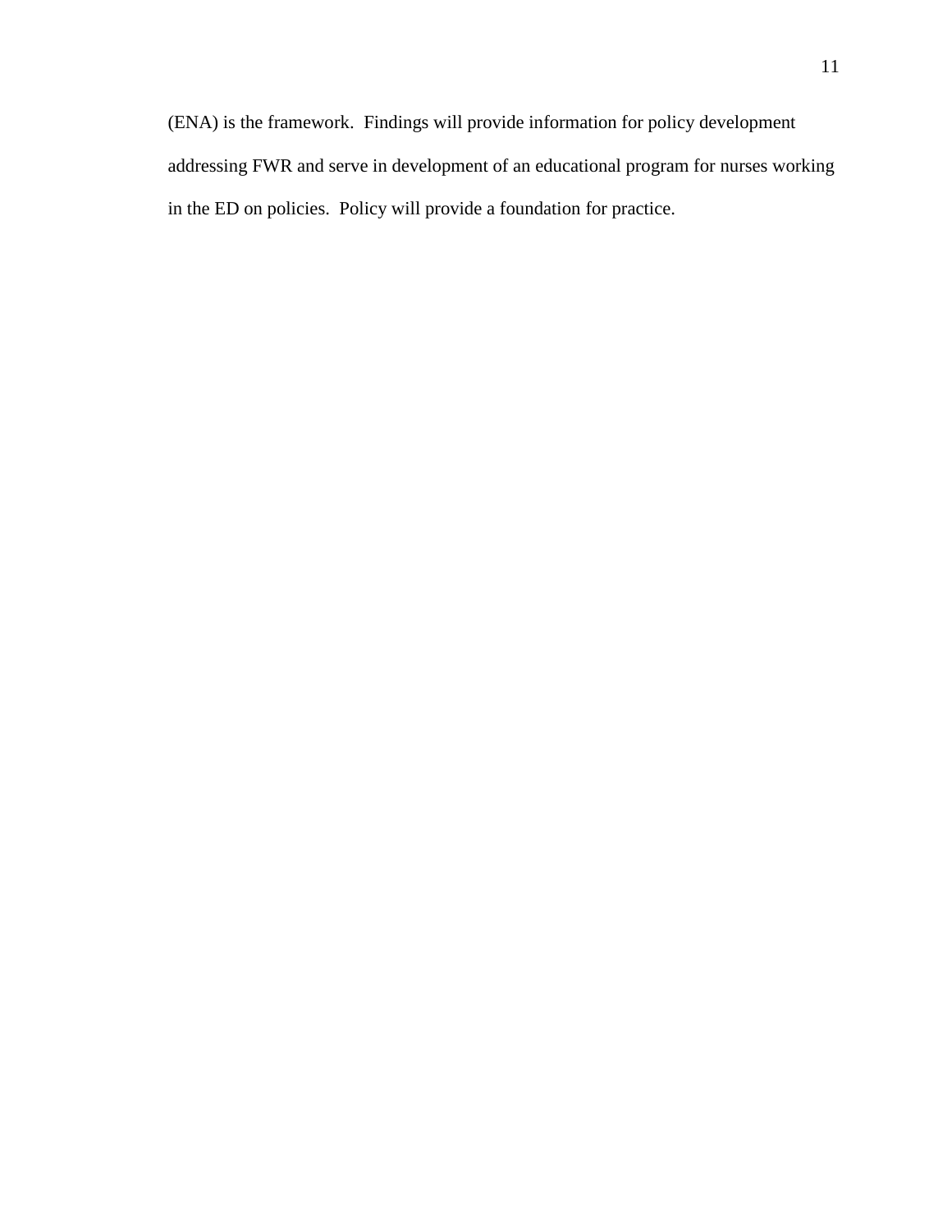(ENA) is the framework. Findings will provide information for policy development addressing FWR and serve in development of an educational program for nurses working in the ED on policies. Policy will provide a foundation for practice.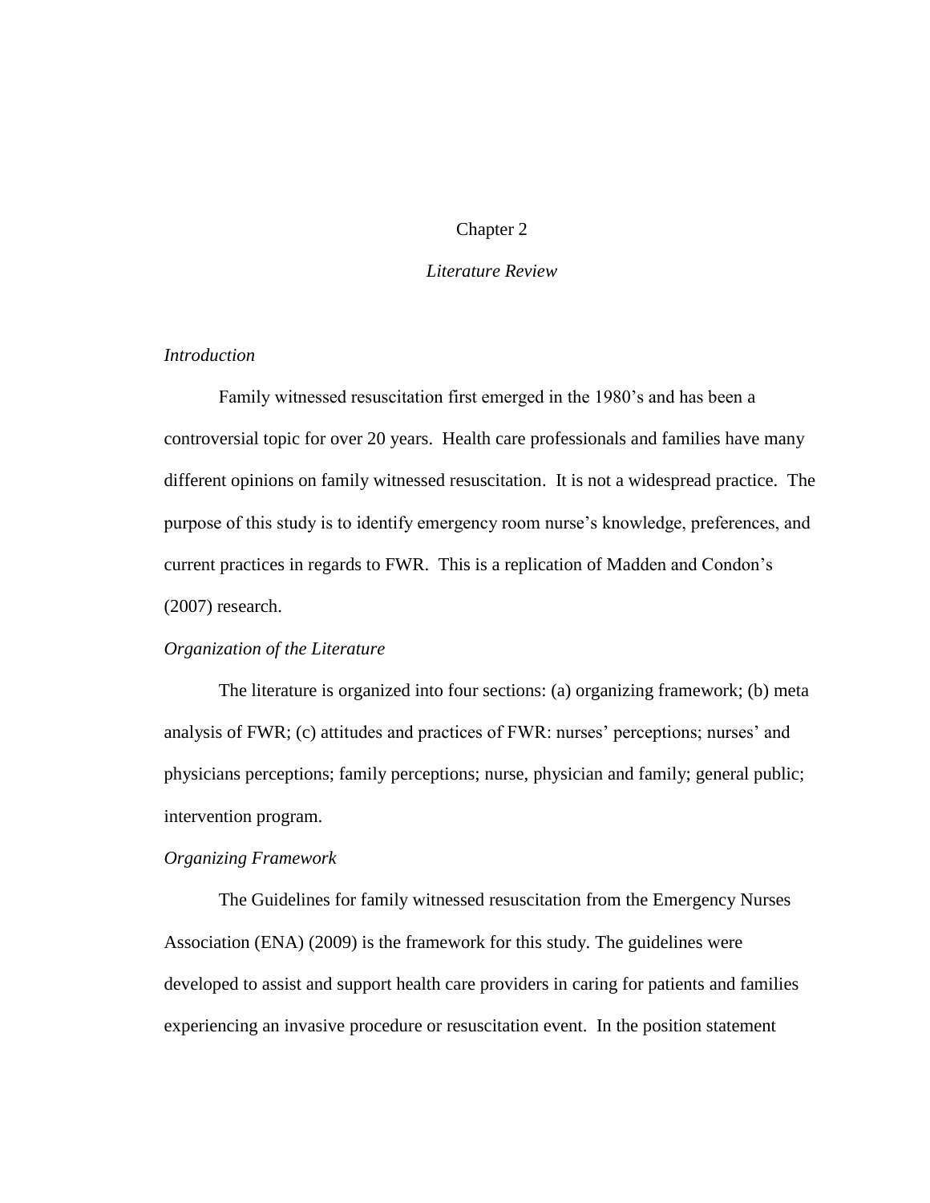# Chapter 2

## *Literature Review*

### *Introduction*

Family witnessed resuscitation first emerged in the 1980's and has been a controversial topic for over 20 years. Health care professionals and families have many different opinions on family witnessed resuscitation. It is not a widespread practice. The purpose of this study is to identify emergency room nurse's knowledge, preferences, and current practices in regards to FWR. This is a replication of Madden and Condon's (2007) research.

### *Organization of the Literature*

The literature is organized into four sections: (a) organizing framework; (b) meta analysis of FWR; (c) attitudes and practices of FWR: nurses' perceptions; nurses' and physicians perceptions; family perceptions; nurse, physician and family; general public; intervention program.

### *Organizing Framework*

The Guidelines for family witnessed resuscitation from the Emergency Nurses Association (ENA) (2009) is the framework for this study. The guidelines were developed to assist and support health care providers in caring for patients and families experiencing an invasive procedure or resuscitation event. In the position statement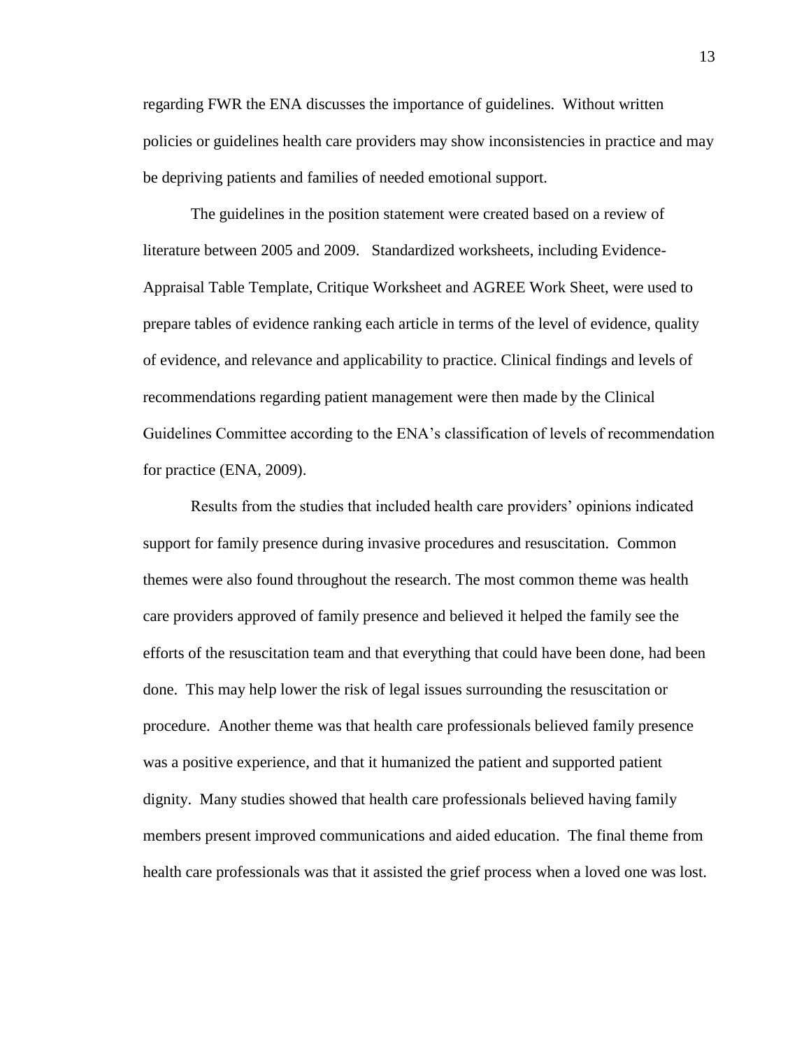regarding FWR the ENA discusses the importance of guidelines. Without written policies or guidelines health care providers may show inconsistencies in practice and may be depriving patients and families of needed emotional support.

The guidelines in the position statement were created based on a review of literature between 2005 and 2009. Standardized worksheets, including Evidence-Appraisal Table Template, Critique Worksheet and AGREE Work Sheet, were used to prepare tables of evidence ranking each article in terms of the level of evidence, quality of evidence, and relevance and applicability to practice. Clinical findings and levels of recommendations regarding patient management were then made by the Clinical Guidelines Committee according to the ENA's classification of levels of recommendation for practice (ENA, 2009).

Results from the studies that included health care providers' opinions indicated support for family presence during invasive procedures and resuscitation. Common themes were also found throughout the research. The most common theme was health care providers approved of family presence and believed it helped the family see the efforts of the resuscitation team and that everything that could have been done, had been done. This may help lower the risk of legal issues surrounding the resuscitation or procedure. Another theme was that health care professionals believed family presence was a positive experience, and that it humanized the patient and supported patient dignity. Many studies showed that health care professionals believed having family members present improved communications and aided education. The final theme from health care professionals was that it assisted the grief process when a loved one was lost.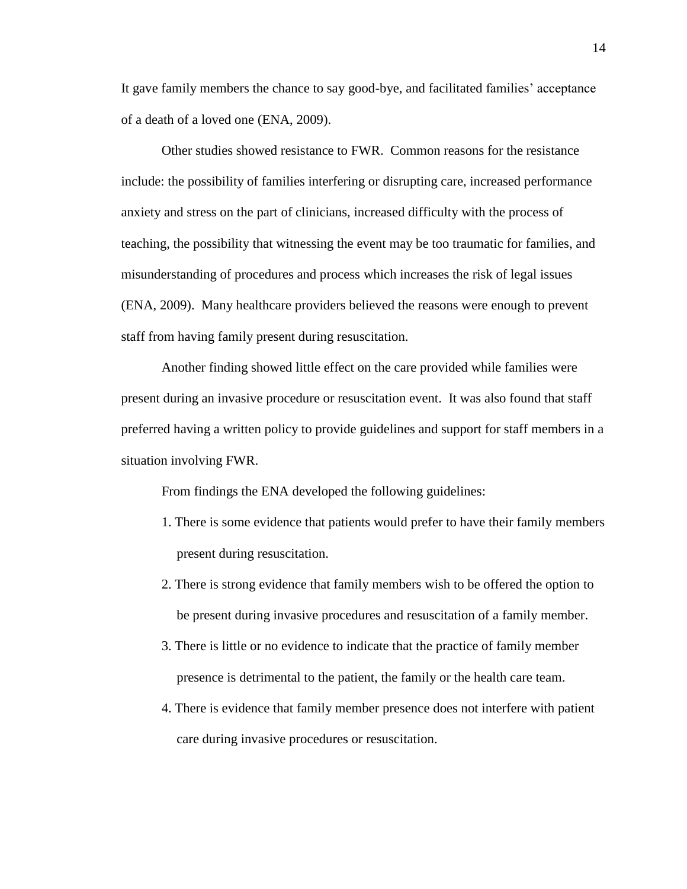It gave family members the chance to say good-bye, and facilitated families' acceptance of a death of a loved one (ENA, 2009).

Other studies showed resistance to FWR. Common reasons for the resistance include: the possibility of families interfering or disrupting care, increased performance anxiety and stress on the part of clinicians, increased difficulty with the process of teaching, the possibility that witnessing the event may be too traumatic for families, and misunderstanding of procedures and process which increases the risk of legal issues (ENA, 2009). Many healthcare providers believed the reasons were enough to prevent staff from having family present during resuscitation.

Another finding showed little effect on the care provided while families were present during an invasive procedure or resuscitation event. It was also found that staff preferred having a written policy to provide guidelines and support for staff members in a situation involving FWR.

From findings the ENA developed the following guidelines:

1. There is some evidence that patients would prefer to have their family members present during resuscitation.
2. There is strong evidence that family members wish to be offered the option to be present during invasive procedures and resuscitation of a family member.
3. There is little or no evidence to indicate that the practice of family member presence is detrimental to the patient, the family or the health care team.
4. There is evidence that family member presence does not interfere with patient care during invasive procedures or resuscitation.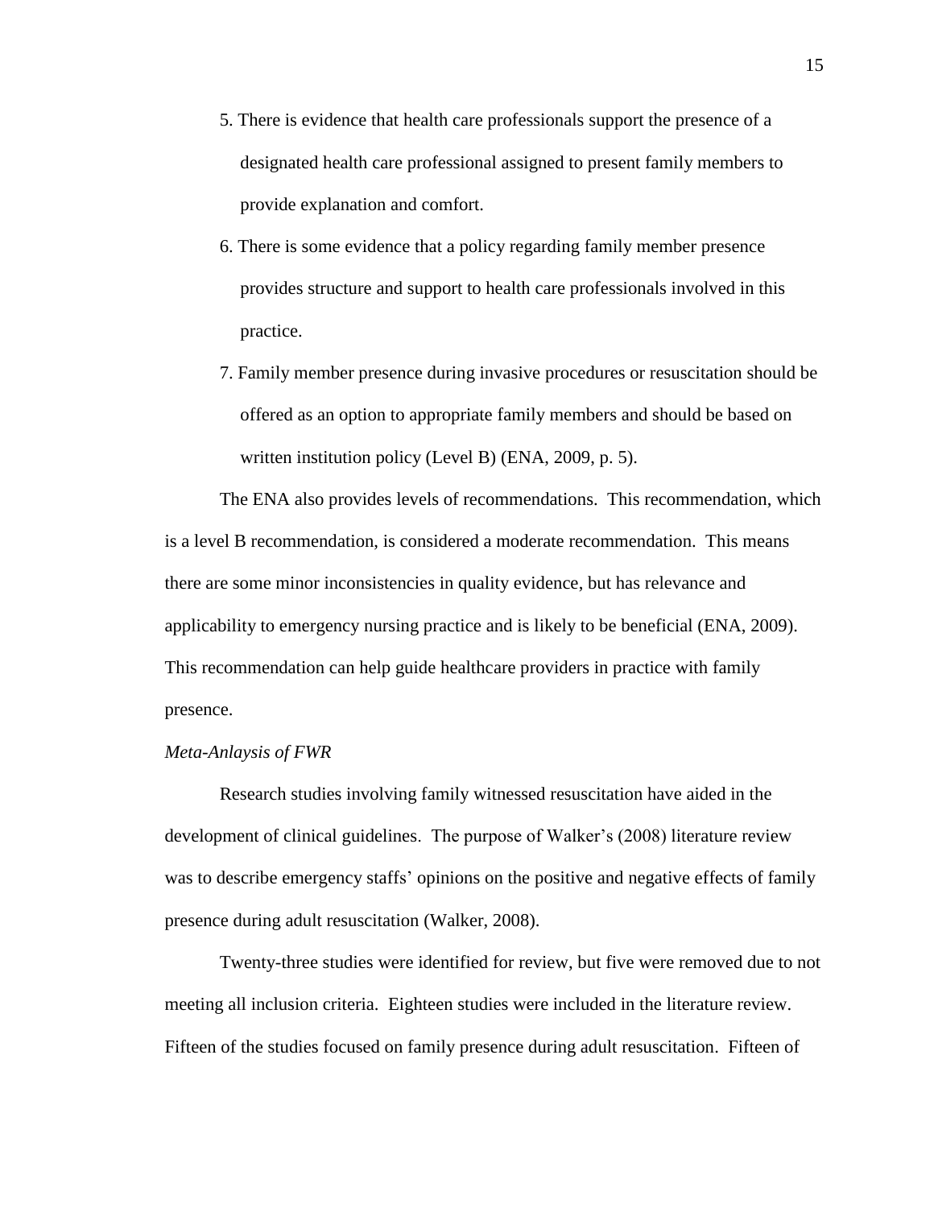5. There is evidence that health care professionals support the presence of a designated health care professional assigned to present family members to provide explanation and comfort.
6. There is some evidence that a policy regarding family member presence provides structure and support to health care professionals involved in this practice.
7. Family member presence during invasive procedures or resuscitation should be offered as an option to appropriate family members and should be based on written institution policy (Level B) (ENA, 2009, p. 5).

The ENA also provides levels of recommendations. This recommendation, which is a level B recommendation, is considered a moderate recommendation. This means there are some minor inconsistencies in quality evidence, but has relevance and applicability to emergency nursing practice and is likely to be beneficial (ENA, 2009). This recommendation can help guide healthcare providers in practice with family presence.

*Meta-Anlaysis of FWR*

Research studies involving family witnessed resuscitation have aided in the development of clinical guidelines. The purpose of Walker's (2008) literature review was to describe emergency staffs' opinions on the positive and negative effects of family presence during adult resuscitation (Walker, 2008).

Twenty-three studies were identified for review, but five were removed due to not meeting all inclusion criteria. Eighteen studies were included in the literature review. Fifteen of the studies focused on family presence during adult resuscitation. Fifteen of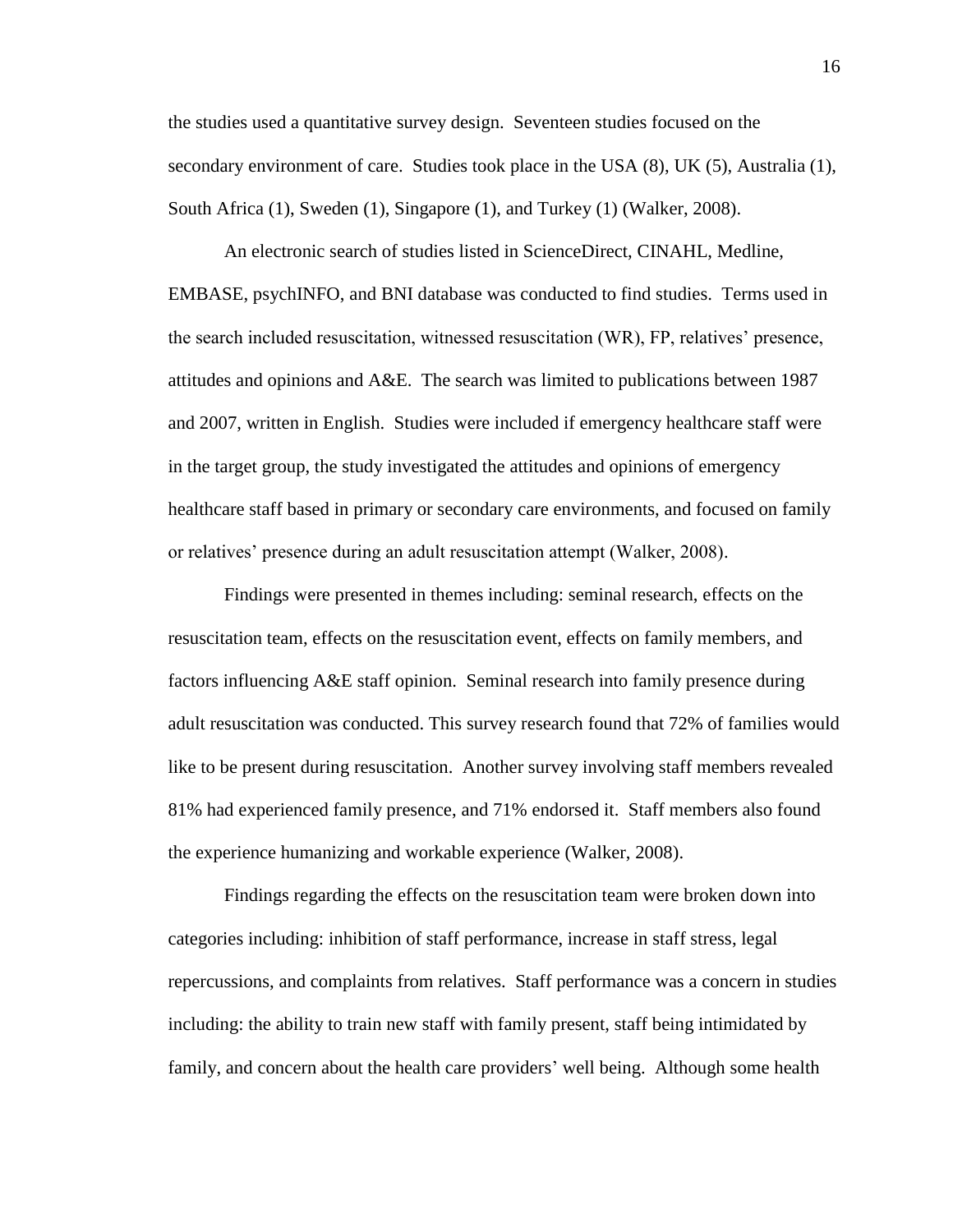the studies used a quantitative survey design. Seventeen studies focused on the secondary environment of care. Studies took place in the USA (8), UK (5), Australia (1), South Africa (1), Sweden (1), Singapore (1), and Turkey (1) (Walker, 2008).

An electronic search of studies listed in ScienceDirect, CINAHL, Medline, EMBASE, psychINFO, and BNI database was conducted to find studies. Terms used in the search included resuscitation, witnessed resuscitation (WR), FP, relatives' presence, attitudes and opinions and A&E. The search was limited to publications between 1987 and 2007, written in English. Studies were included if emergency healthcare staff were in the target group, the study investigated the attitudes and opinions of emergency healthcare staff based in primary or secondary care environments, and focused on family or relatives' presence during an adult resuscitation attempt (Walker, 2008).

Findings were presented in themes including: seminal research, effects on the resuscitation team, effects on the resuscitation event, effects on family members, and factors influencing A&E staff opinion. Seminal research into family presence during adult resuscitation was conducted. This survey research found that 72% of families would like to be present during resuscitation. Another survey involving staff members revealed 81% had experienced family presence, and 71% endorsed it. Staff members also found the experience humanizing and workable experience (Walker, 2008).

Findings regarding the effects on the resuscitation team were broken down into categories including: inhibition of staff performance, increase in staff stress, legal repercussions, and complaints from relatives. Staff performance was a concern in studies including: the ability to train new staff with family present, staff being intimidated by family, and concern about the health care providers' well being. Although some health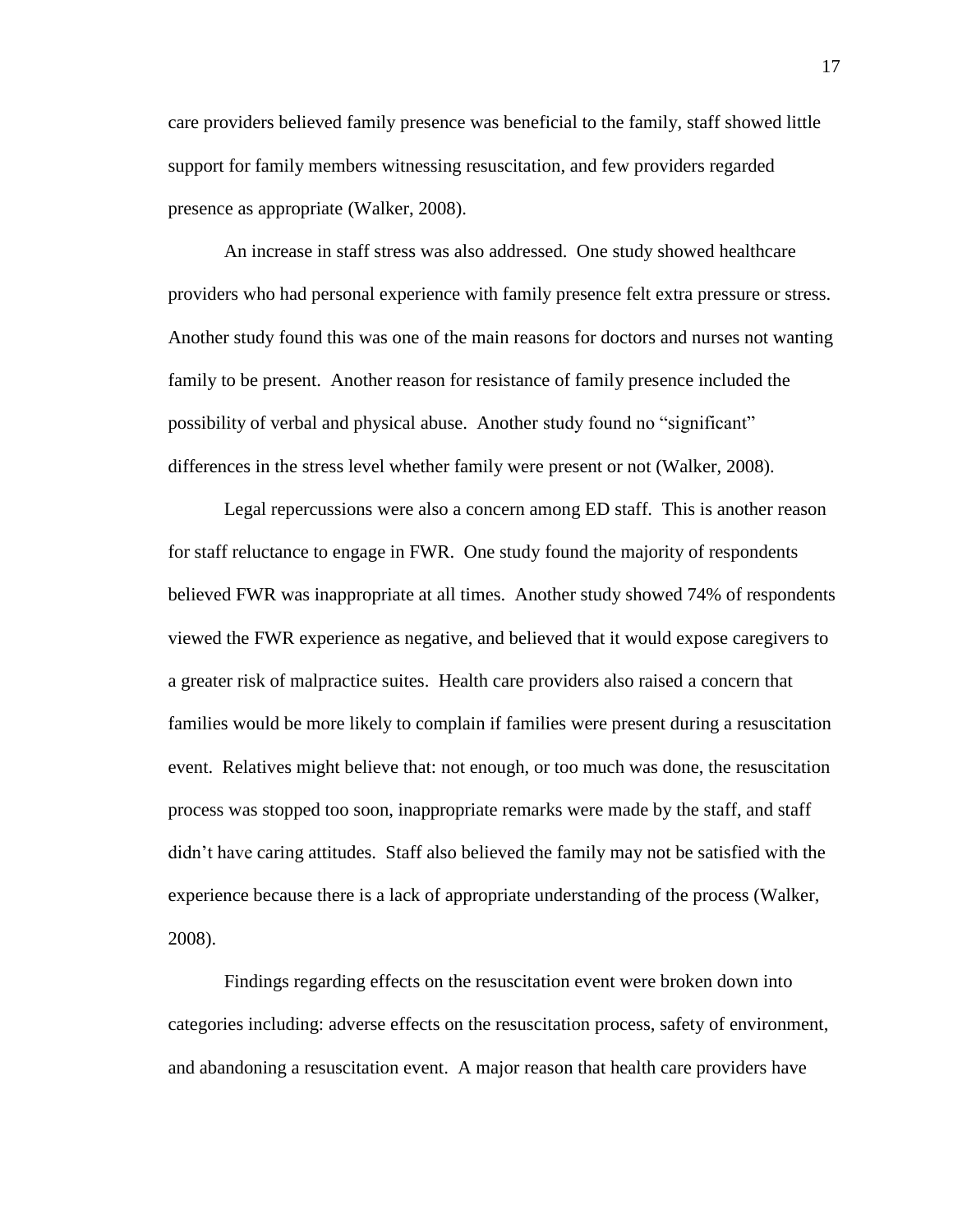care providers believed family presence was beneficial to the family, staff showed little support for family members witnessing resuscitation, and few providers regarded presence as appropriate (Walker, 2008).

An increase in staff stress was also addressed. One study showed healthcare providers who had personal experience with family presence felt extra pressure or stress. Another study found this was one of the main reasons for doctors and nurses not wanting family to be present. Another reason for resistance of family presence included the possibility of verbal and physical abuse. Another study found no "significant" differences in the stress level whether family were present or not (Walker, 2008).

Legal repercussions were also a concern among ED staff. This is another reason for staff reluctance to engage in FWR. One study found the majority of respondents believed FWR was inappropriate at all times. Another study showed 74% of respondents viewed the FWR experience as negative, and believed that it would expose caregivers to a greater risk of malpractice suites. Health care providers also raised a concern that families would be more likely to complain if families were present during a resuscitation event. Relatives might believe that: not enough, or too much was done, the resuscitation process was stopped too soon, inappropriate remarks were made by the staff, and staff didn't have caring attitudes. Staff also believed the family may not be satisfied with the experience because there is a lack of appropriate understanding of the process (Walker, 2008).

Findings regarding effects on the resuscitation event were broken down into categories including: adverse effects on the resuscitation process, safety of environment, and abandoning a resuscitation event. A major reason that health care providers have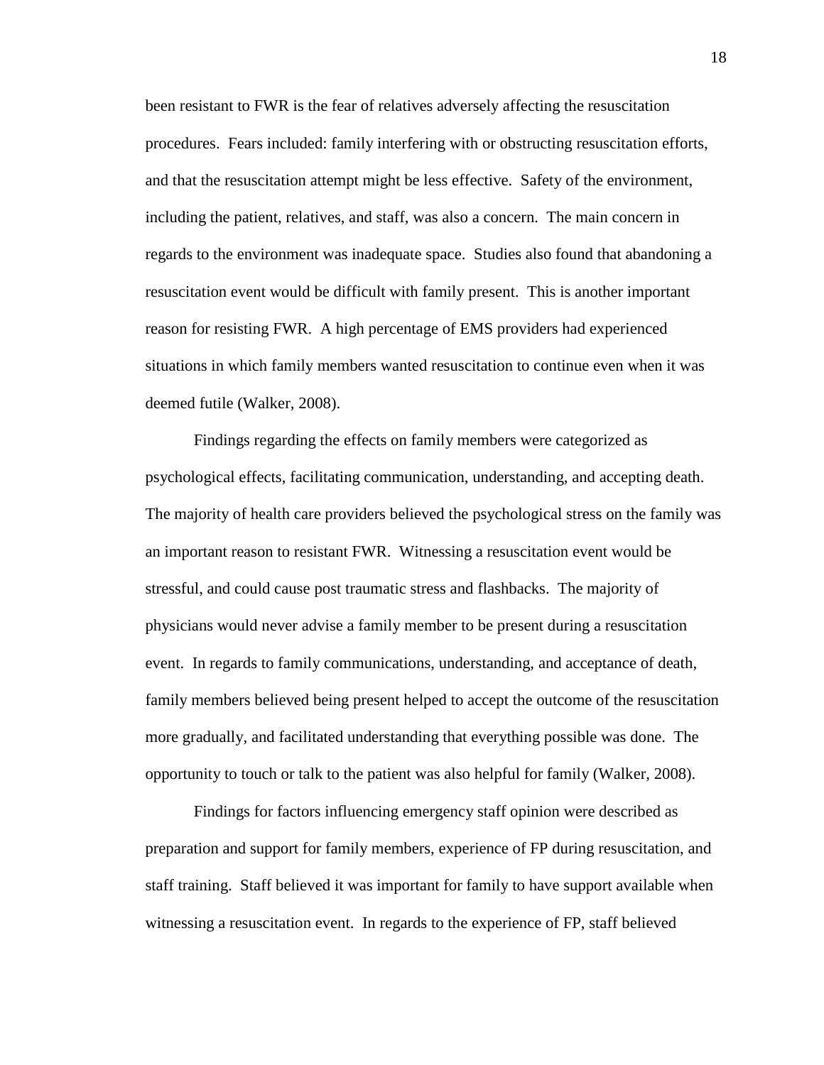been resistant to FWR is the fear of relatives adversely affecting the resuscitation procedures. Fears included: family interfering with or obstructing resuscitation efforts, and that the resuscitation attempt might be less effective. Safety of the environment, including the patient, relatives, and staff, was also a concern. The main concern in regards to the environment was inadequate space. Studies also found that abandoning a resuscitation event would be difficult with family present. This is another important reason for resisting FWR. A high percentage of EMS providers had experienced situations in which family members wanted resuscitation to continue even when it was deemed futile (Walker, 2008).

Findings regarding the effects on family members were categorized as psychological effects, facilitating communication, understanding, and accepting death. The majority of health care providers believed the psychological stress on the family was an important reason to resistant FWR. Witnessing a resuscitation event would be stressful, and could cause post traumatic stress and flashbacks. The majority of physicians would never advise a family member to be present during a resuscitation event. In regards to family communications, understanding, and acceptance of death, family members believed being present helped to accept the outcome of the resuscitation more gradually, and facilitated understanding that everything possible was done. The opportunity to touch or talk to the patient was also helpful for family (Walker, 2008).

Findings for factors influencing emergency staff opinion were described as preparation and support for family members, experience of FP during resuscitation, and staff training. Staff believed it was important for family to have support available when witnessing a resuscitation event. In regards to the experience of FP, staff believed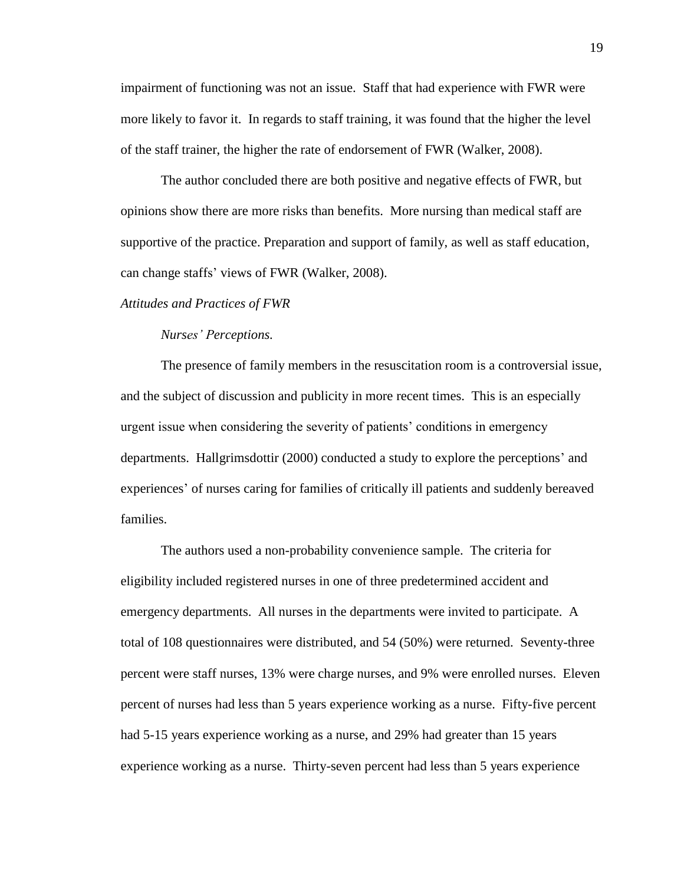impairment of functioning was not an issue. Staff that had experience with FWR were more likely to favor it. In regards to staff training, it was found that the higher the level of the staff trainer, the higher the rate of endorsement of FWR (Walker, 2008).

The author concluded there are both positive and negative effects of FWR, but opinions show there are more risks than benefits. More nursing than medical staff are supportive of the practice. Preparation and support of family, as well as staff education, can change staffs' views of FWR (Walker, 2008).

### *Attitudes and Practices of FWR*

#### *Nurses' Perceptions.*

The presence of family members in the resuscitation room is a controversial issue, and the subject of discussion and publicity in more recent times. This is an especially urgent issue when considering the severity of patients' conditions in emergency departments. Hallgrimsdottir (2000) conducted a study to explore the perceptions' and experiences' of nurses caring for families of critically ill patients and suddenly bereaved families.

The authors used a non-probability convenience sample. The criteria for eligibility included registered nurses in one of three predetermined accident and emergency departments. All nurses in the departments were invited to participate. A total of 108 questionnaires were distributed, and 54 (50%) were returned. Seventy-three percent were staff nurses, 13% were charge nurses, and 9% were enrolled nurses. Eleven percent of nurses had less than 5 years experience working as a nurse. Fifty-five percent had 5-15 years experience working as a nurse, and 29% had greater than 15 years experience working as a nurse. Thirty-seven percent had less than 5 years experience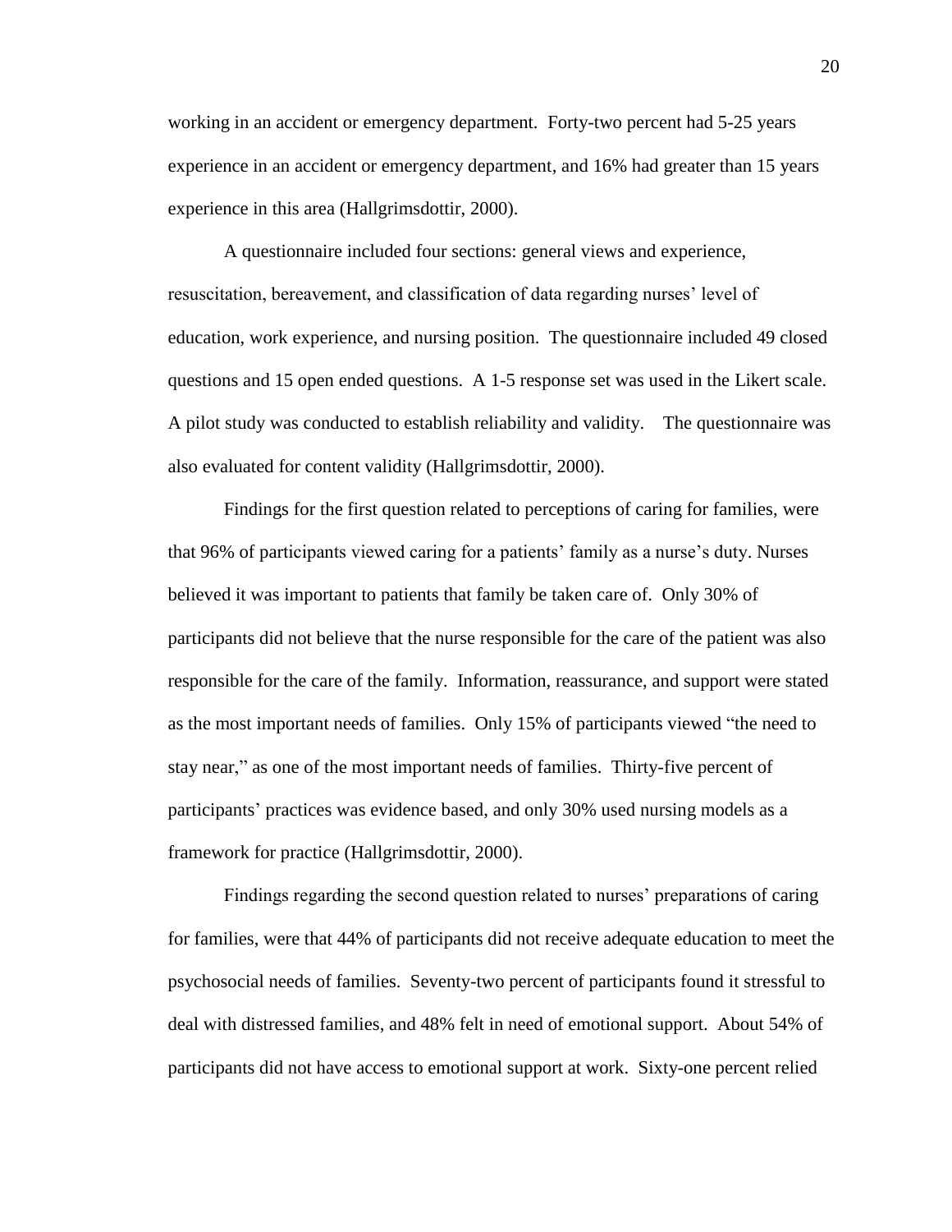working in an accident or emergency department. Forty-two percent had 5-25 years experience in an accident or emergency department, and 16% had greater than 15 years experience in this area (Hallgrimsdottir, 2000).

A questionnaire included four sections: general views and experience, resuscitation, bereavement, and classification of data regarding nurses' level of education, work experience, and nursing position. The questionnaire included 49 closed questions and 15 open ended questions. A 1-5 response set was used in the Likert scale. A pilot study was conducted to establish reliability and validity. The questionnaire was also evaluated for content validity (Hallgrimsdottir, 2000).

Findings for the first question related to perceptions of caring for families, were that 96% of participants viewed caring for a patients' family as a nurse's duty. Nurses believed it was important to patients that family be taken care of. Only 30% of participants did not believe that the nurse responsible for the care of the patient was also responsible for the care of the family. Information, reassurance, and support were stated as the most important needs of families. Only 15% of participants viewed "the need to stay near," as one of the most important needs of families. Thirty-five percent of participants' practices was evidence based, and only 30% used nursing models as a framework for practice (Hallgrimsdottir, 2000).

Findings regarding the second question related to nurses' preparations of caring for families, were that 44% of participants did not receive adequate education to meet the psychosocial needs of families. Seventy-two percent of participants found it stressful to deal with distressed families, and 48% felt in need of emotional support. About 54% of participants did not have access to emotional support at work. Sixty-one percent relied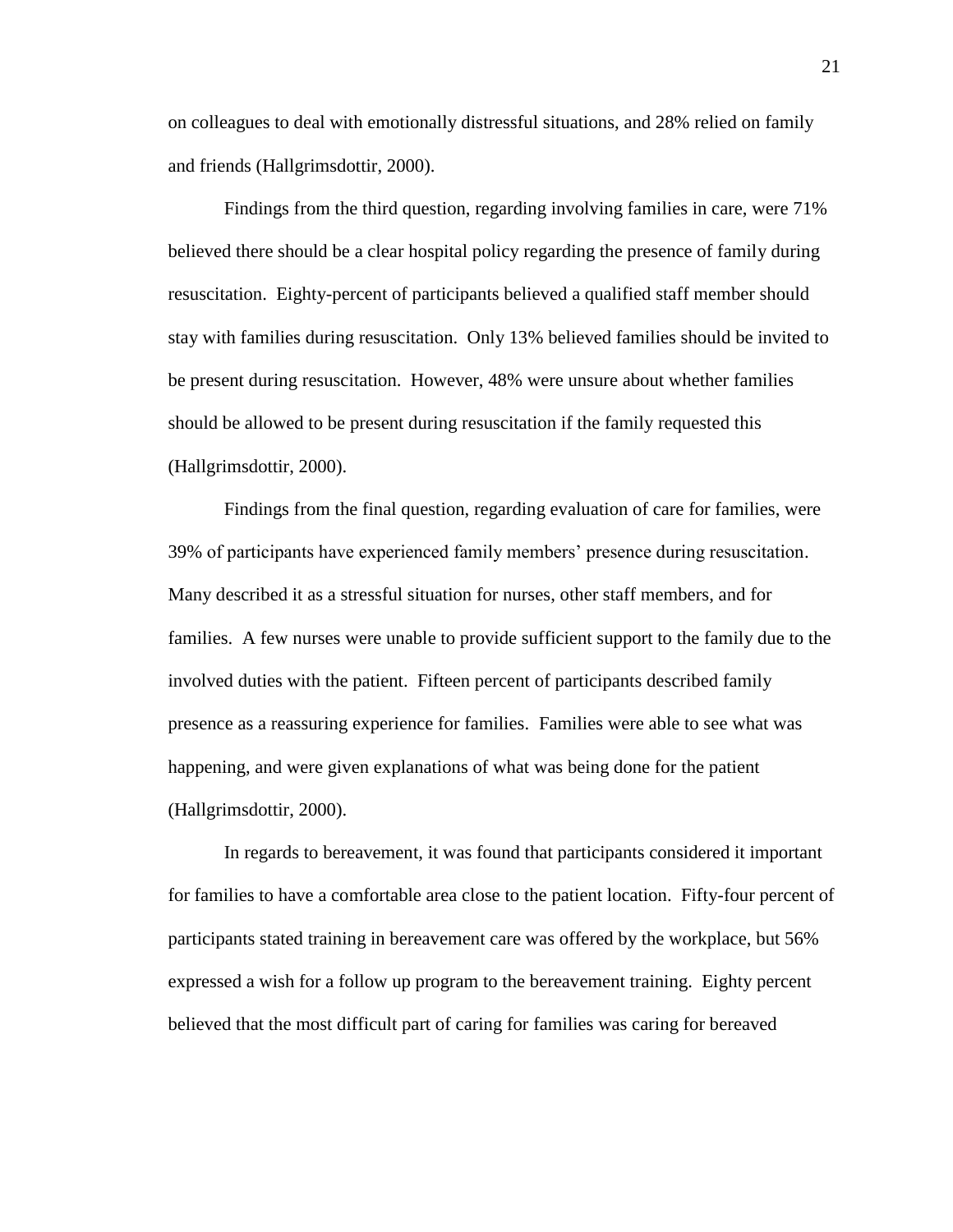on colleagues to deal with emotionally distressful situations, and 28% relied on family and friends (Hallgrimsdottir, 2000).

Findings from the third question, regarding involving families in care, were 71% believed there should be a clear hospital policy regarding the presence of family during resuscitation. Eighty-percent of participants believed a qualified staff member should stay with families during resuscitation. Only 13% believed families should be invited to be present during resuscitation. However, 48% were unsure about whether families should be allowed to be present during resuscitation if the family requested this (Hallgrimsdottir, 2000).

Findings from the final question, regarding evaluation of care for families, were 39% of participants have experienced family members' presence during resuscitation. Many described it as a stressful situation for nurses, other staff members, and for families. A few nurses were unable to provide sufficient support to the family due to the involved duties with the patient. Fifteen percent of participants described family presence as a reassuring experience for families. Families were able to see what was happening, and were given explanations of what was being done for the patient (Hallgrimsdottir, 2000).

In regards to bereavement, it was found that participants considered it important for families to have a comfortable area close to the patient location. Fifty-four percent of participants stated training in bereavement care was offered by the workplace, but 56% expressed a wish for a follow up program to the bereavement training. Eighty percent believed that the most difficult part of caring for families was caring for bereaved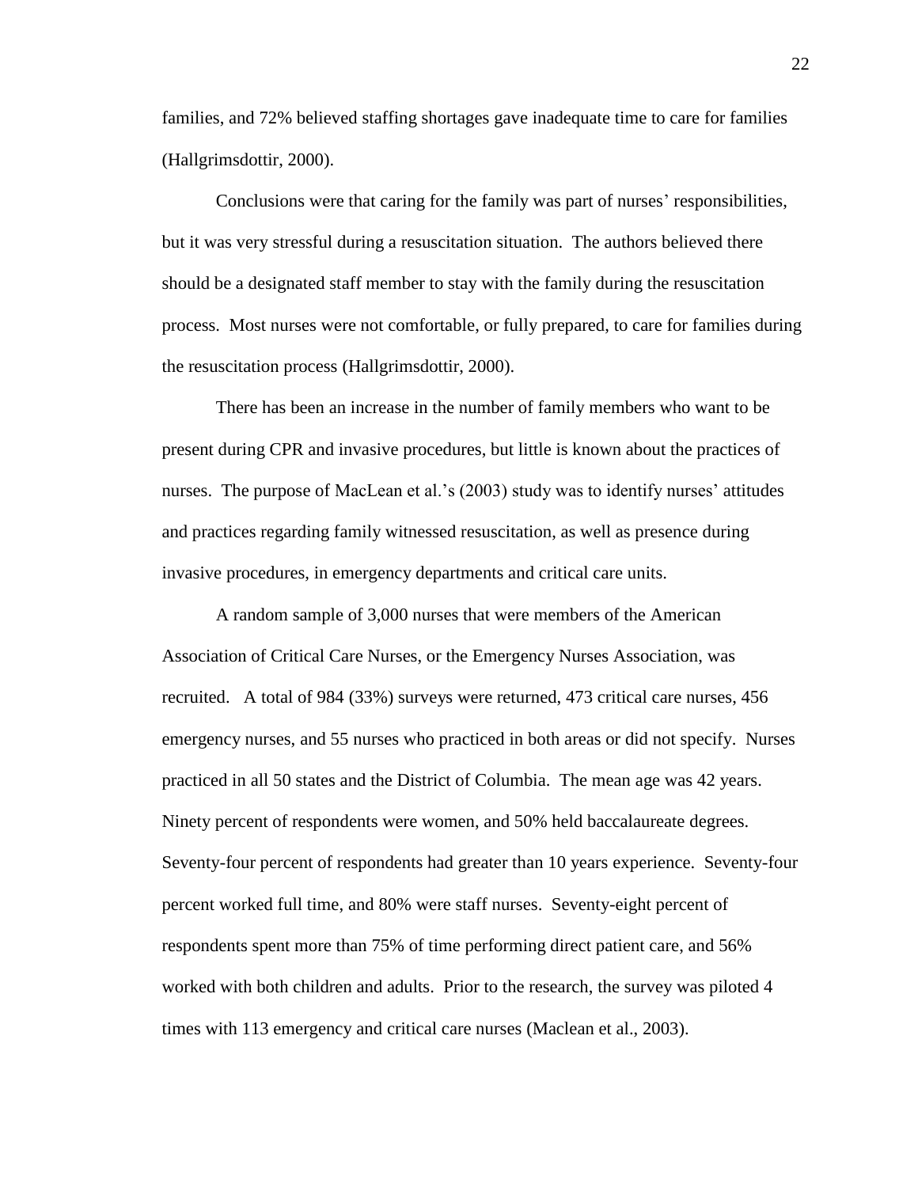families, and 72% believed staffing shortages gave inadequate time to care for families (Hallgrimsdottir, 2000).

Conclusions were that caring for the family was part of nurses' responsibilities, but it was very stressful during a resuscitation situation. The authors believed there should be a designated staff member to stay with the family during the resuscitation process. Most nurses were not comfortable, or fully prepared, to care for families during the resuscitation process (Hallgrimsdottir, 2000).

There has been an increase in the number of family members who want to be present during CPR and invasive procedures, but little is known about the practices of nurses. The purpose of MacLean et al.'s (2003) study was to identify nurses' attitudes and practices regarding family witnessed resuscitation, as well as presence during invasive procedures, in emergency departments and critical care units.

A random sample of 3,000 nurses that were members of the American Association of Critical Care Nurses, or the Emergency Nurses Association, was recruited. A total of 984 (33%) surveys were returned, 473 critical care nurses, 456 emergency nurses, and 55 nurses who practiced in both areas or did not specify. Nurses practiced in all 50 states and the District of Columbia. The mean age was 42 years. Ninety percent of respondents were women, and 50% held baccalaureate degrees. Seventy-four percent of respondents had greater than 10 years experience. Seventy-four percent worked full time, and 80% were staff nurses. Seventy-eight percent of respondents spent more than 75% of time performing direct patient care, and 56% worked with both children and adults. Prior to the research, the survey was piloted 4 times with 113 emergency and critical care nurses (Maclean et al., 2003).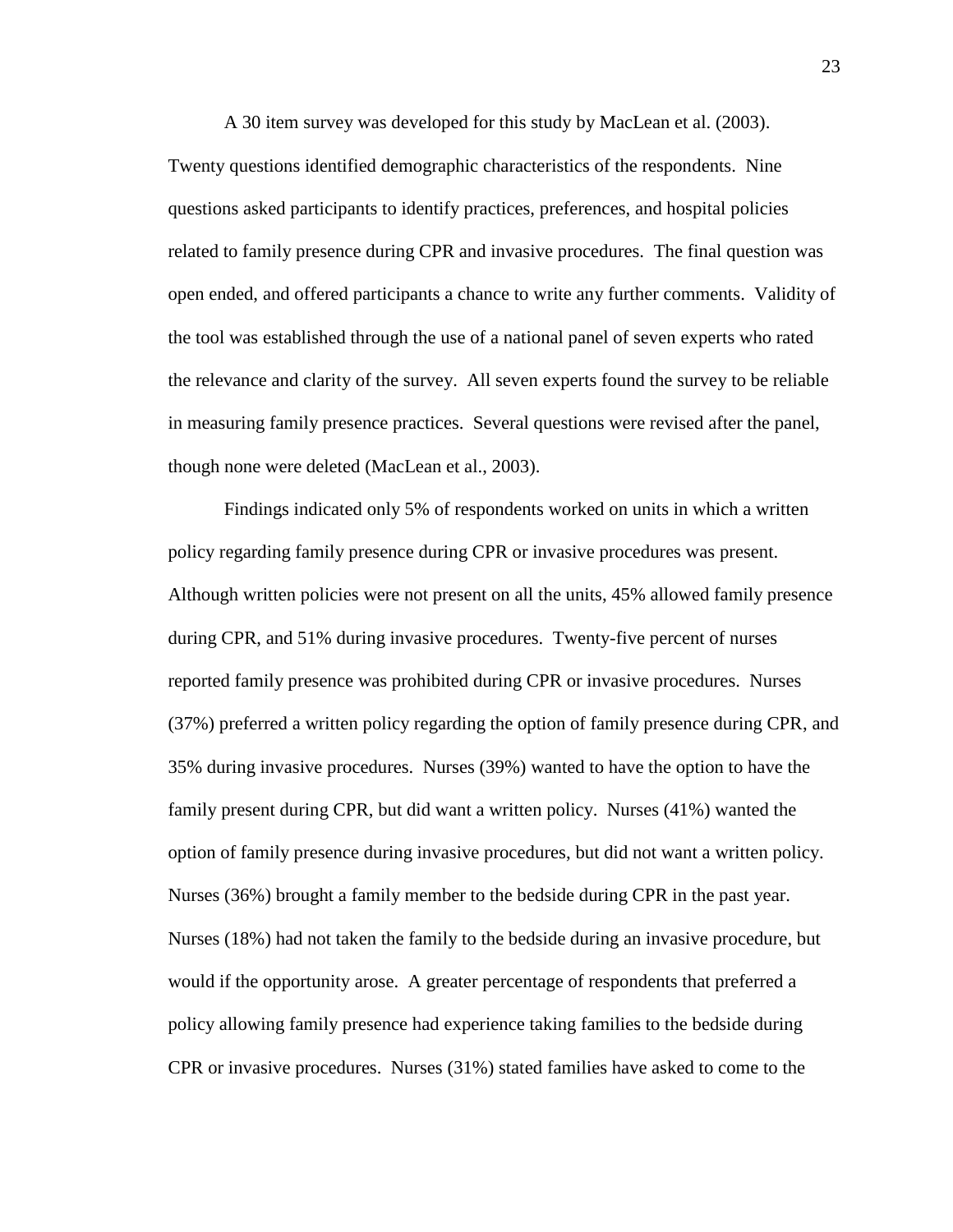A 30 item survey was developed for this study by MacLean et al. (2003). Twenty questions identified demographic characteristics of the respondents. Nine questions asked participants to identify practices, preferences, and hospital policies related to family presence during CPR and invasive procedures. The final question was open ended, and offered participants a chance to write any further comments. Validity of the tool was established through the use of a national panel of seven experts who rated the relevance and clarity of the survey. All seven experts found the survey to be reliable in measuring family presence practices. Several questions were revised after the panel, though none were deleted (MacLean et al., 2003).

Findings indicated only 5% of respondents worked on units in which a written policy regarding family presence during CPR or invasive procedures was present. Although written policies were not present on all the units, 45% allowed family presence during CPR, and 51% during invasive procedures. Twenty-five percent of nurses reported family presence was prohibited during CPR or invasive procedures. Nurses (37%) preferred a written policy regarding the option of family presence during CPR, and 35% during invasive procedures. Nurses (39%) wanted to have the option to have the family present during CPR, but did want a written policy. Nurses (41%) wanted the option of family presence during invasive procedures, but did not want a written policy. Nurses (36%) brought a family member to the bedside during CPR in the past year. Nurses (18%) had not taken the family to the bedside during an invasive procedure, but would if the opportunity arose. A greater percentage of respondents that preferred a policy allowing family presence had experience taking families to the bedside during CPR or invasive procedures. Nurses (31%) stated families have asked to come to the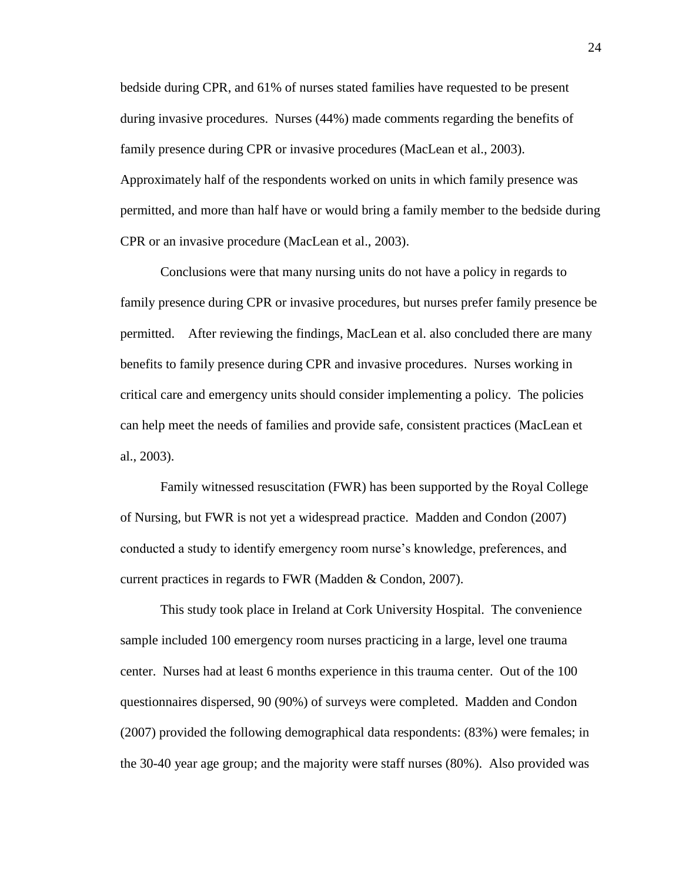bedside during CPR, and 61% of nurses stated families have requested to be present during invasive procedures. Nurses (44%) made comments regarding the benefits of family presence during CPR or invasive procedures (MacLean et al., 2003). Approximately half of the respondents worked on units in which family presence was permitted, and more than half have or would bring a family member to the bedside during CPR or an invasive procedure (MacLean et al., 2003).

Conclusions were that many nursing units do not have a policy in regards to family presence during CPR or invasive procedures, but nurses prefer family presence be permitted. After reviewing the findings, MacLean et al. also concluded there are many benefits to family presence during CPR and invasive procedures. Nurses working in critical care and emergency units should consider implementing a policy. The policies can help meet the needs of families and provide safe, consistent practices (MacLean et al., 2003).

Family witnessed resuscitation (FWR) has been supported by the Royal College of Nursing, but FWR is not yet a widespread practice. Madden and Condon (2007) conducted a study to identify emergency room nurse's knowledge, preferences, and current practices in regards to FWR (Madden & Condon, 2007).

This study took place in Ireland at Cork University Hospital. The convenience sample included 100 emergency room nurses practicing in a large, level one trauma center. Nurses had at least 6 months experience in this trauma center. Out of the 100 questionnaires dispersed, 90 (90%) of surveys were completed. Madden and Condon (2007) provided the following demographical data respondents: (83%) were females; in the 30-40 year age group; and the majority were staff nurses (80%). Also provided was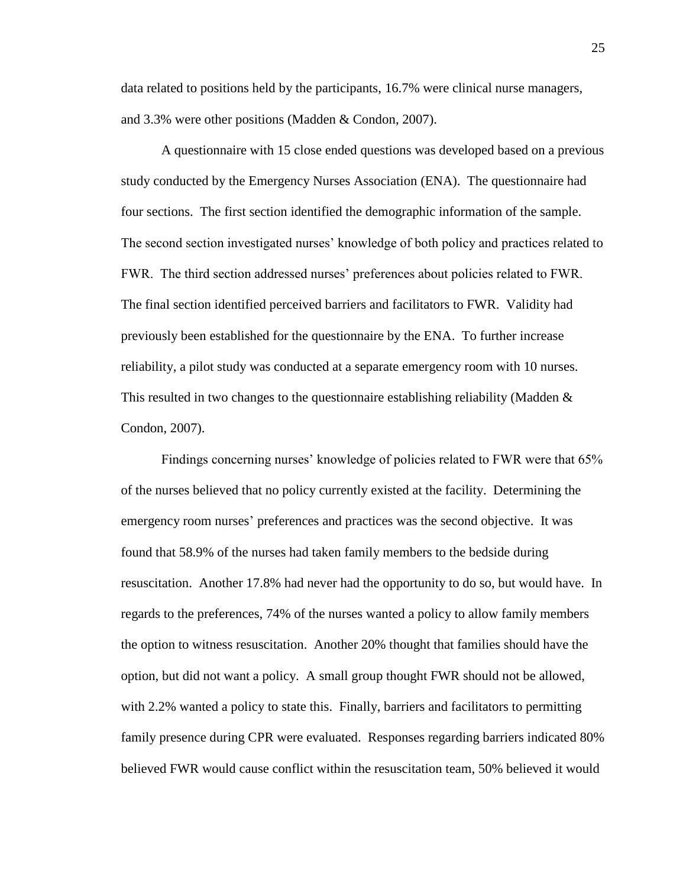data related to positions held by the participants, 16.7% were clinical nurse managers, and 3.3% were other positions (Madden & Condon, 2007).

A questionnaire with 15 close ended questions was developed based on a previous study conducted by the Emergency Nurses Association (ENA). The questionnaire had four sections. The first section identified the demographic information of the sample. The second section investigated nurses' knowledge of both policy and practices related to FWR. The third section addressed nurses' preferences about policies related to FWR. The final section identified perceived barriers and facilitators to FWR. Validity had previously been established for the questionnaire by the ENA. To further increase reliability, a pilot study was conducted at a separate emergency room with 10 nurses. This resulted in two changes to the questionnaire establishing reliability (Madden & Condon, 2007).

Findings concerning nurses' knowledge of policies related to FWR were that 65% of the nurses believed that no policy currently existed at the facility. Determining the emergency room nurses' preferences and practices was the second objective. It was found that 58.9% of the nurses had taken family members to the bedside during resuscitation. Another 17.8% had never had the opportunity to do so, but would have. In regards to the preferences, 74% of the nurses wanted a policy to allow family members the option to witness resuscitation. Another 20% thought that families should have the option, but did not want a policy. A small group thought FWR should not be allowed, with 2.2% wanted a policy to state this. Finally, barriers and facilitators to permitting family presence during CPR were evaluated. Responses regarding barriers indicated 80% believed FWR would cause conflict within the resuscitation team, 50% believed it would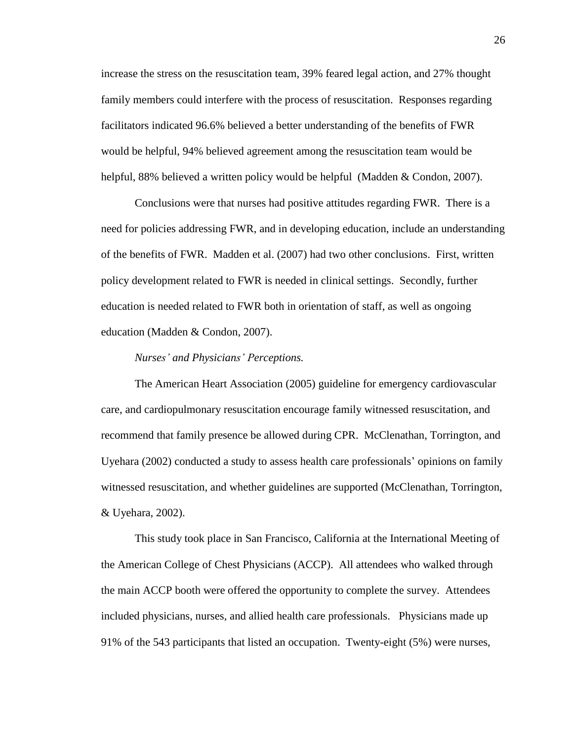increase the stress on the resuscitation team, 39% feared legal action, and 27% thought family members could interfere with the process of resuscitation. Responses regarding facilitators indicated 96.6% believed a better understanding of the benefits of FWR would be helpful, 94% believed agreement among the resuscitation team would be helpful, 88% believed a written policy would be helpful (Madden & Condon, 2007).

Conclusions were that nurses had positive attitudes regarding FWR. There is a need for policies addressing FWR, and in developing education, include an understanding of the benefits of FWR. Madden et al. (2007) had two other conclusions. First, written policy development related to FWR is needed in clinical settings. Secondly, further education is needed related to FWR both in orientation of staff, as well as ongoing education (Madden & Condon, 2007).

*Nurses' and Physicians' Perceptions.*

The American Heart Association (2005) guideline for emergency cardiovascular care, and cardiopulmonary resuscitation encourage family witnessed resuscitation, and recommend that family presence be allowed during CPR. McClenathan, Torrington, and Uyehara (2002) conducted a study to assess health care professionals' opinions on family witnessed resuscitation, and whether guidelines are supported (McClenathan, Torrington, & Uyehara, 2002).

This study took place in San Francisco, California at the International Meeting of the American College of Chest Physicians (ACCP). All attendees who walked through the main ACCP booth were offered the opportunity to complete the survey. Attendees included physicians, nurses, and allied health care professionals. Physicians made up 91% of the 543 participants that listed an occupation. Twenty-eight (5%) were nurses,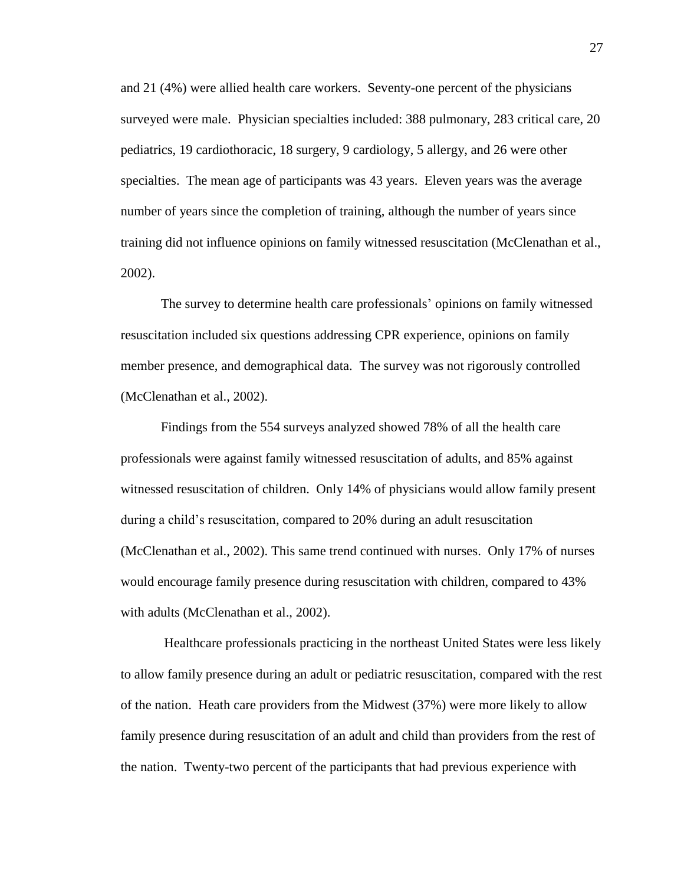and 21 (4%) were allied health care workers. Seventy-one percent of the physicians surveyed were male. Physician specialties included: 388 pulmonary, 283 critical care, 20 pediatrics, 19 cardiothoracic, 18 surgery, 9 cardiology, 5 allergy, and 26 were other specialties. The mean age of participants was 43 years. Eleven years was the average number of years since the completion of training, although the number of years since training did not influence opinions on family witnessed resuscitation (McClenathan et al., 2002).

The survey to determine health care professionals' opinions on family witnessed resuscitation included six questions addressing CPR experience, opinions on family member presence, and demographical data. The survey was not rigorously controlled (McClenathan et al., 2002).

Findings from the 554 surveys analyzed showed 78% of all the health care professionals were against family witnessed resuscitation of adults, and 85% against witnessed resuscitation of children. Only 14% of physicians would allow family present during a child's resuscitation, compared to 20% during an adult resuscitation (McClenathan et al., 2002). This same trend continued with nurses. Only 17% of nurses would encourage family presence during resuscitation with children, compared to 43% with adults (McClenathan et al., 2002).

Healthcare professionals practicing in the northeast United States were less likely to allow family presence during an adult or pediatric resuscitation, compared with the rest of the nation. Heath care providers from the Midwest (37%) were more likely to allow family presence during resuscitation of an adult and child than providers from the rest of the nation. Twenty-two percent of the participants that had previous experience with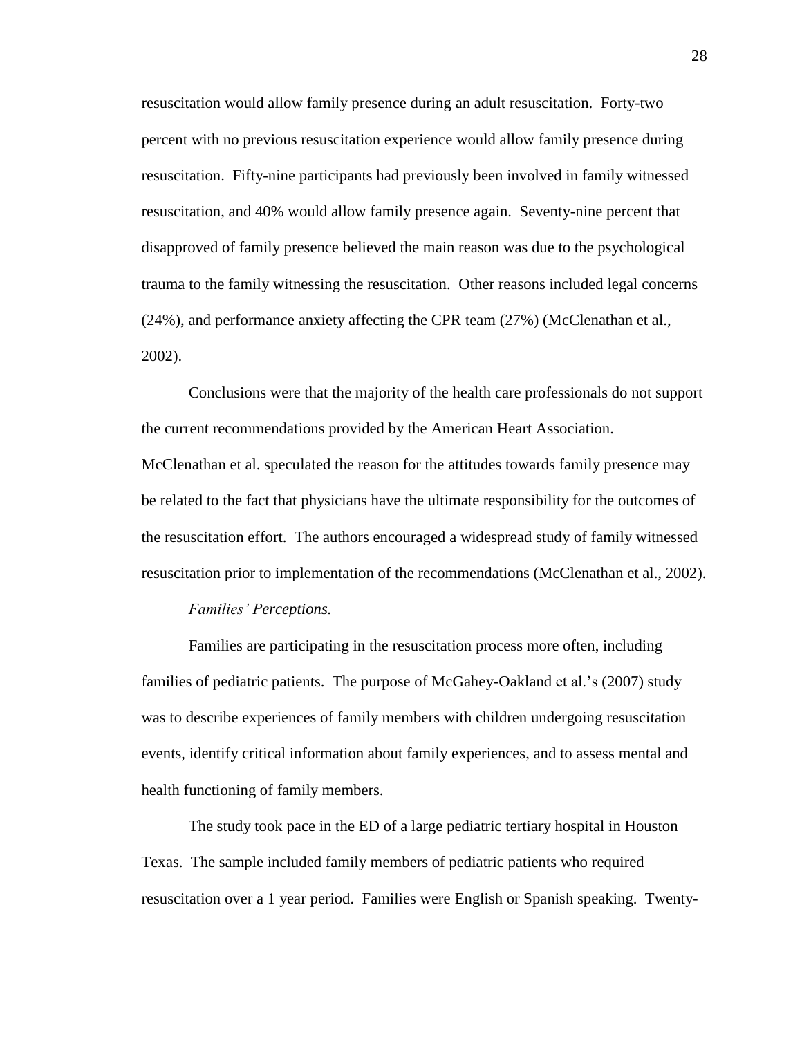resuscitation would allow family presence during an adult resuscitation. Forty-two percent with no previous resuscitation experience would allow family presence during resuscitation. Fifty-nine participants had previously been involved in family witnessed resuscitation, and 40% would allow family presence again. Seventy-nine percent that disapproved of family presence believed the main reason was due to the psychological trauma to the family witnessing the resuscitation. Other reasons included legal concerns (24%), and performance anxiety affecting the CPR team (27%) (McClenathan et al., 2002).

Conclusions were that the majority of the health care professionals do not support the current recommendations provided by the American Heart Association. McClenathan et al. speculated the reason for the attitudes towards family presence may be related to the fact that physicians have the ultimate responsibility for the outcomes of the resuscitation effort. The authors encouraged a widespread study of family witnessed resuscitation prior to implementation of the recommendations (McClenathan et al., 2002).

*Families' Perceptions.*

Families are participating in the resuscitation process more often, including families of pediatric patients. The purpose of McGahey-Oakland et al.'s (2007) study was to describe experiences of family members with children undergoing resuscitation events, identify critical information about family experiences, and to assess mental and health functioning of family members.

The study took pace in the ED of a large pediatric tertiary hospital in Houston Texas. The sample included family members of pediatric patients who required resuscitation over a 1 year period. Families were English or Spanish speaking. Twenty-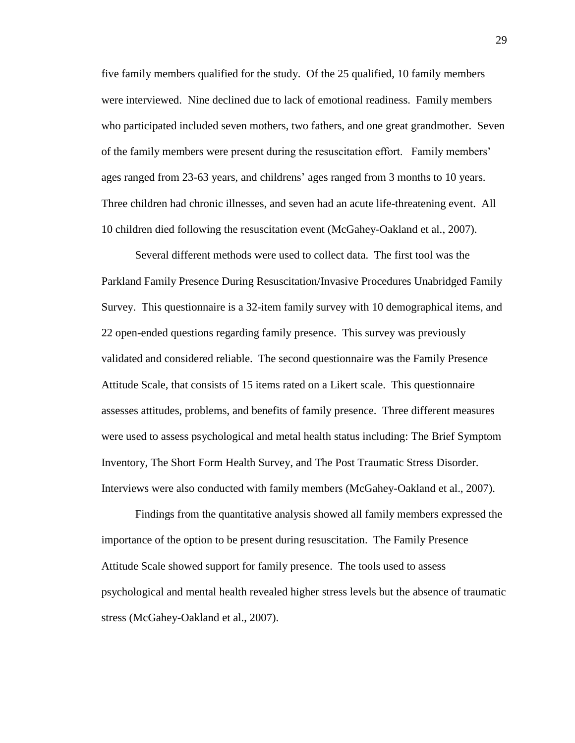five family members qualified for the study. Of the 25 qualified, 10 family members were interviewed. Nine declined due to lack of emotional readiness. Family members who participated included seven mothers, two fathers, and one great grandmother. Seven of the family members were present during the resuscitation effort. Family members' ages ranged from 23-63 years, and childrens' ages ranged from 3 months to 10 years. Three children had chronic illnesses, and seven had an acute life-threatening event. All 10 children died following the resuscitation event (McGahey-Oakland et al., 2007).

Several different methods were used to collect data. The first tool was the Parkland Family Presence During Resuscitation/Invasive Procedures Unabridged Family Survey. This questionnaire is a 32-item family survey with 10 demographical items, and 22 open-ended questions regarding family presence. This survey was previously validated and considered reliable. The second questionnaire was the Family Presence Attitude Scale, that consists of 15 items rated on a Likert scale. This questionnaire assesses attitudes, problems, and benefits of family presence. Three different measures were used to assess psychological and metal health status including: The Brief Symptom Inventory, The Short Form Health Survey, and The Post Traumatic Stress Disorder. Interviews were also conducted with family members (McGahey-Oakland et al., 2007).

Findings from the quantitative analysis showed all family members expressed the importance of the option to be present during resuscitation. The Family Presence Attitude Scale showed support for family presence. The tools used to assess psychological and mental health revealed higher stress levels but the absence of traumatic stress (McGahey-Oakland et al., 2007).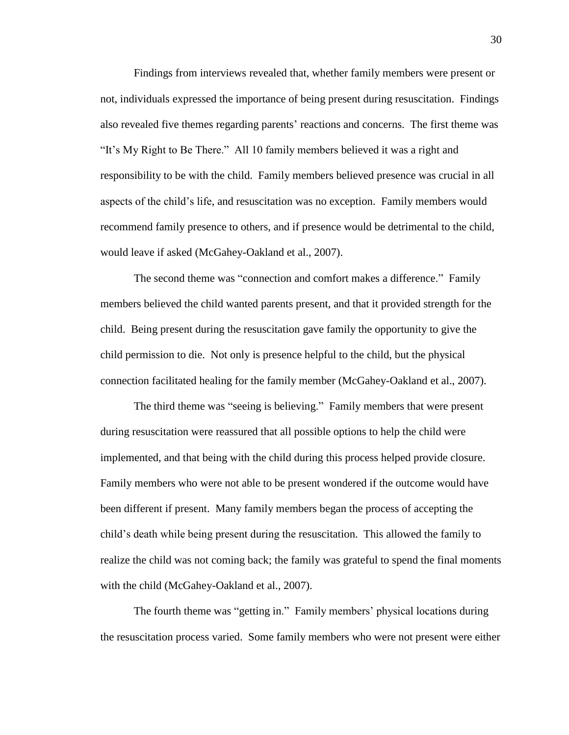Findings from interviews revealed that, whether family members were present or not, individuals expressed the importance of being present during resuscitation. Findings also revealed five themes regarding parents' reactions and concerns. The first theme was "It's My Right to Be There." All 10 family members believed it was a right and responsibility to be with the child. Family members believed presence was crucial in all aspects of the child's life, and resuscitation was no exception. Family members would recommend family presence to others, and if presence would be detrimental to the child, would leave if asked (McGahey-Oakland et al., 2007).

The second theme was "connection and comfort makes a difference." Family members believed the child wanted parents present, and that it provided strength for the child. Being present during the resuscitation gave family the opportunity to give the child permission to die. Not only is presence helpful to the child, but the physical connection facilitated healing for the family member (McGahey-Oakland et al., 2007).

The third theme was "seeing is believing." Family members that were present during resuscitation were reassured that all possible options to help the child were implemented, and that being with the child during this process helped provide closure. Family members who were not able to be present wondered if the outcome would have been different if present. Many family members began the process of accepting the child's death while being present during the resuscitation. This allowed the family to realize the child was not coming back; the family was grateful to spend the final moments with the child (McGahey-Oakland et al., 2007).

The fourth theme was "getting in." Family members' physical locations during the resuscitation process varied. Some family members who were not present were either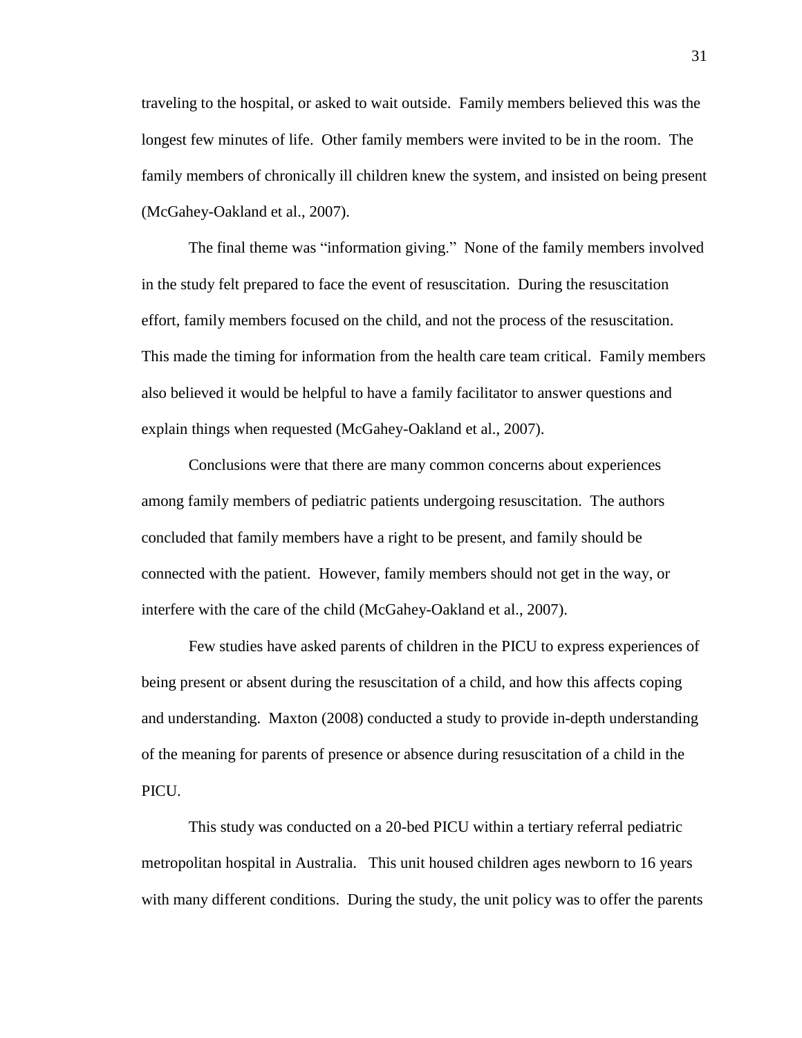traveling to the hospital, or asked to wait outside. Family members believed this was the longest few minutes of life. Other family members were invited to be in the room. The family members of chronically ill children knew the system, and insisted on being present (McGahey-Oakland et al., 2007).

The final theme was "information giving." None of the family members involved in the study felt prepared to face the event of resuscitation. During the resuscitation effort, family members focused on the child, and not the process of the resuscitation. This made the timing for information from the health care team critical. Family members also believed it would be helpful to have a family facilitator to answer questions and explain things when requested (McGahey-Oakland et al., 2007).

Conclusions were that there are many common concerns about experiences among family members of pediatric patients undergoing resuscitation. The authors concluded that family members have a right to be present, and family should be connected with the patient. However, family members should not get in the way, or interfere with the care of the child (McGahey-Oakland et al., 2007).

Few studies have asked parents of children in the PICU to express experiences of being present or absent during the resuscitation of a child, and how this affects coping and understanding. Maxton (2008) conducted a study to provide in-depth understanding of the meaning for parents of presence or absence during resuscitation of a child in the PICU.

This study was conducted on a 20-bed PICU within a tertiary referral pediatric metropolitan hospital in Australia. This unit housed children ages newborn to 16 years with many different conditions. During the study, the unit policy was to offer the parents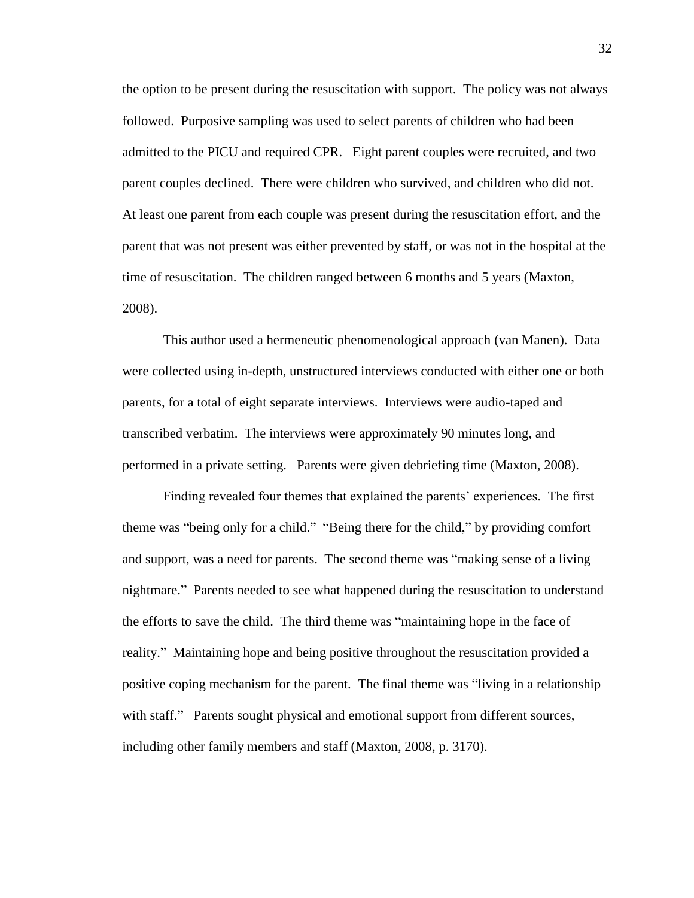the option to be present during the resuscitation with support. The policy was not always followed. Purposive sampling was used to select parents of children who had been admitted to the PICU and required CPR. Eight parent couples were recruited, and two parent couples declined. There were children who survived, and children who did not. At least one parent from each couple was present during the resuscitation effort, and the parent that was not present was either prevented by staff, or was not in the hospital at the time of resuscitation. The children ranged between 6 months and 5 years (Maxton, 2008).

This author used a hermeneutic phenomenological approach (van Manen). Data were collected using in-depth, unstructured interviews conducted with either one or both parents, for a total of eight separate interviews. Interviews were audio-taped and transcribed verbatim. The interviews were approximately 90 minutes long, and performed in a private setting. Parents were given debriefing time (Maxton, 2008).

Finding revealed four themes that explained the parents' experiences. The first theme was "being only for a child." "Being there for the child," by providing comfort and support, was a need for parents. The second theme was "making sense of a living nightmare." Parents needed to see what happened during the resuscitation to understand the efforts to save the child. The third theme was "maintaining hope in the face of reality." Maintaining hope and being positive throughout the resuscitation provided a positive coping mechanism for the parent. The final theme was "living in a relationship with staff." Parents sought physical and emotional support from different sources, including other family members and staff (Maxton, 2008, p. 3170).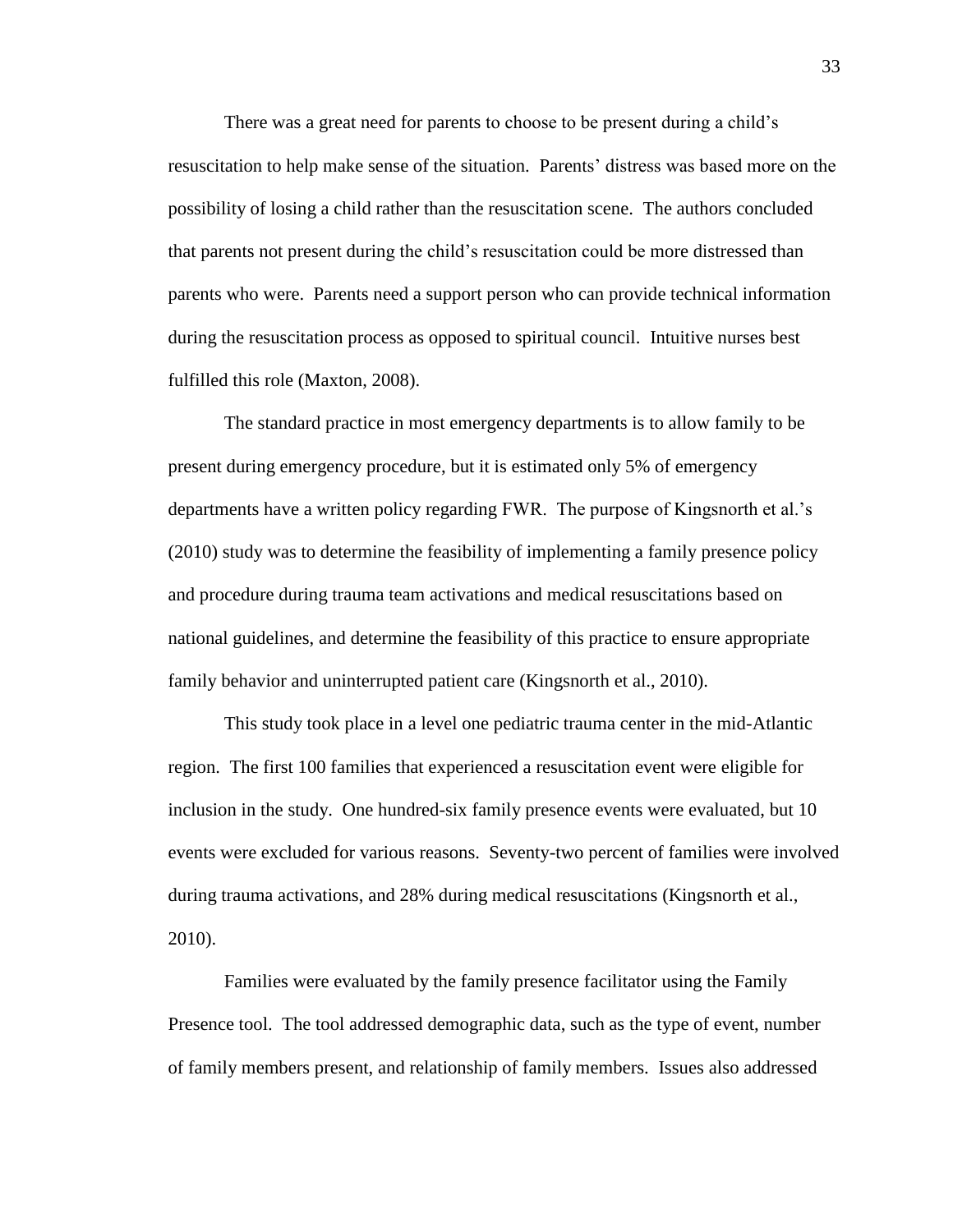There was a great need for parents to choose to be present during a child's resuscitation to help make sense of the situation. Parents' distress was based more on the possibility of losing a child rather than the resuscitation scene. The authors concluded that parents not present during the child's resuscitation could be more distressed than parents who were. Parents need a support person who can provide technical information during the resuscitation process as opposed to spiritual council. Intuitive nurses best fulfilled this role (Maxton, 2008).

The standard practice in most emergency departments is to allow family to be present during emergency procedure, but it is estimated only 5% of emergency departments have a written policy regarding FWR. The purpose of Kingsnorth et al.'s (2010) study was to determine the feasibility of implementing a family presence policy and procedure during trauma team activations and medical resuscitations based on national guidelines, and determine the feasibility of this practice to ensure appropriate family behavior and uninterrupted patient care (Kingsnorth et al., 2010).

This study took place in a level one pediatric trauma center in the mid-Atlantic region. The first 100 families that experienced a resuscitation event were eligible for inclusion in the study. One hundred-six family presence events were evaluated, but 10 events were excluded for various reasons. Seventy-two percent of families were involved during trauma activations, and 28% during medical resuscitations (Kingsnorth et al., 2010).

Families were evaluated by the family presence facilitator using the Family Presence tool. The tool addressed demographic data, such as the type of event, number of family members present, and relationship of family members. Issues also addressed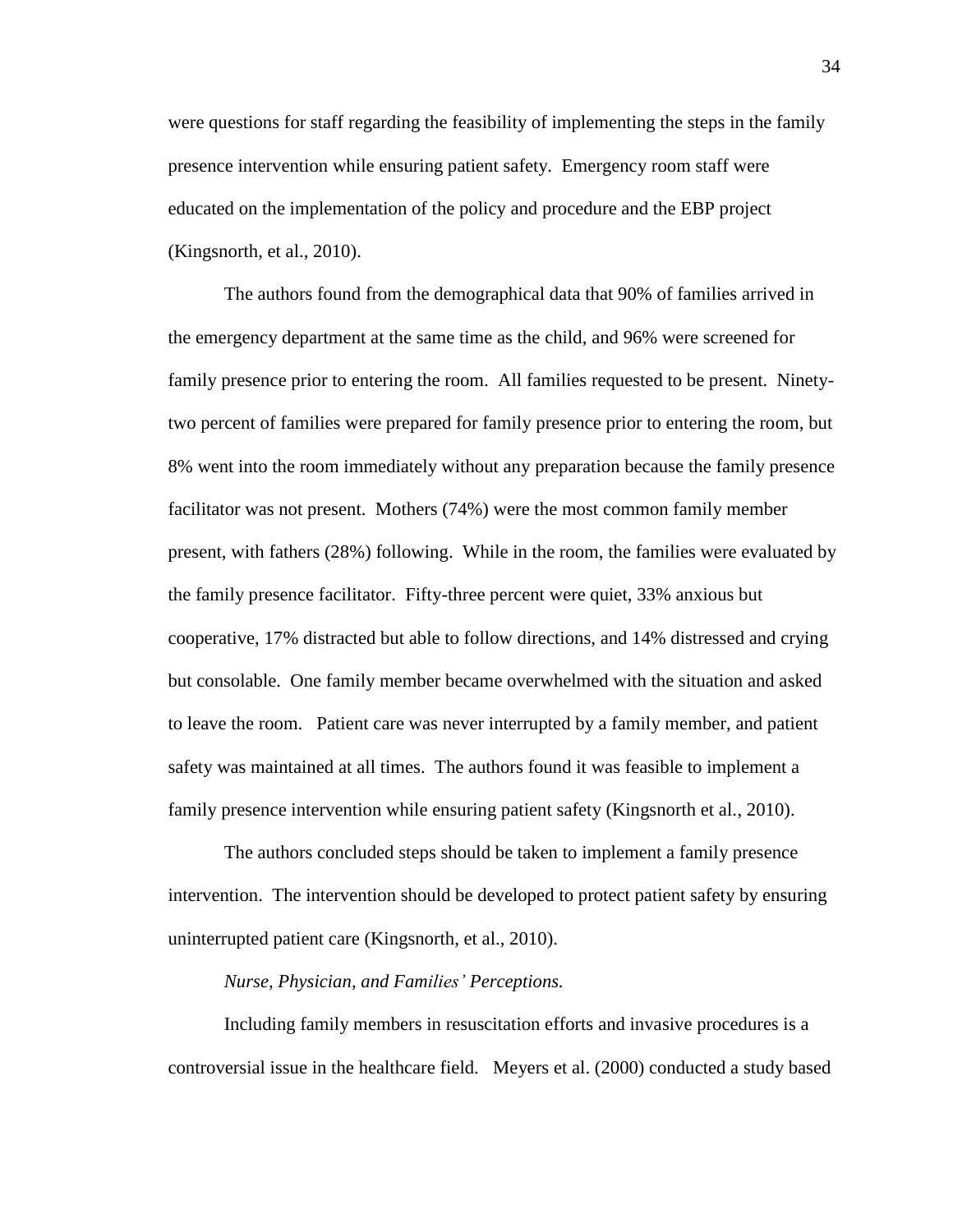were questions for staff regarding the feasibility of implementing the steps in the family presence intervention while ensuring patient safety. Emergency room staff were educated on the implementation of the policy and procedure and the EBP project (Kingsnorth, et al., 2010).

The authors found from the demographical data that 90% of families arrived in the emergency department at the same time as the child, and 96% were screened for family presence prior to entering the room. All families requested to be present. Ninety-two percent of families were prepared for family presence prior to entering the room, but 8% went into the room immediately without any preparation because the family presence facilitator was not present. Mothers (74%) were the most common family member present, with fathers (28%) following. While in the room, the families were evaluated by the family presence facilitator. Fifty-three percent were quiet, 33% anxious but cooperative, 17% distracted but able to follow directions, and 14% distressed and crying but consolable. One family member became overwhelmed with the situation and asked to leave the room. Patient care was never interrupted by a family member, and patient safety was maintained at all times. The authors found it was feasible to implement a family presence intervention while ensuring patient safety (Kingsnorth et al., 2010).

The authors concluded steps should be taken to implement a family presence intervention. The intervention should be developed to protect patient safety by ensuring uninterrupted patient care (Kingsnorth, et al., 2010).

*Nurse, Physician, and Families' Perceptions.*

Including family members in resuscitation efforts and invasive procedures is a controversial issue in the healthcare field. Meyers et al. (2000) conducted a study based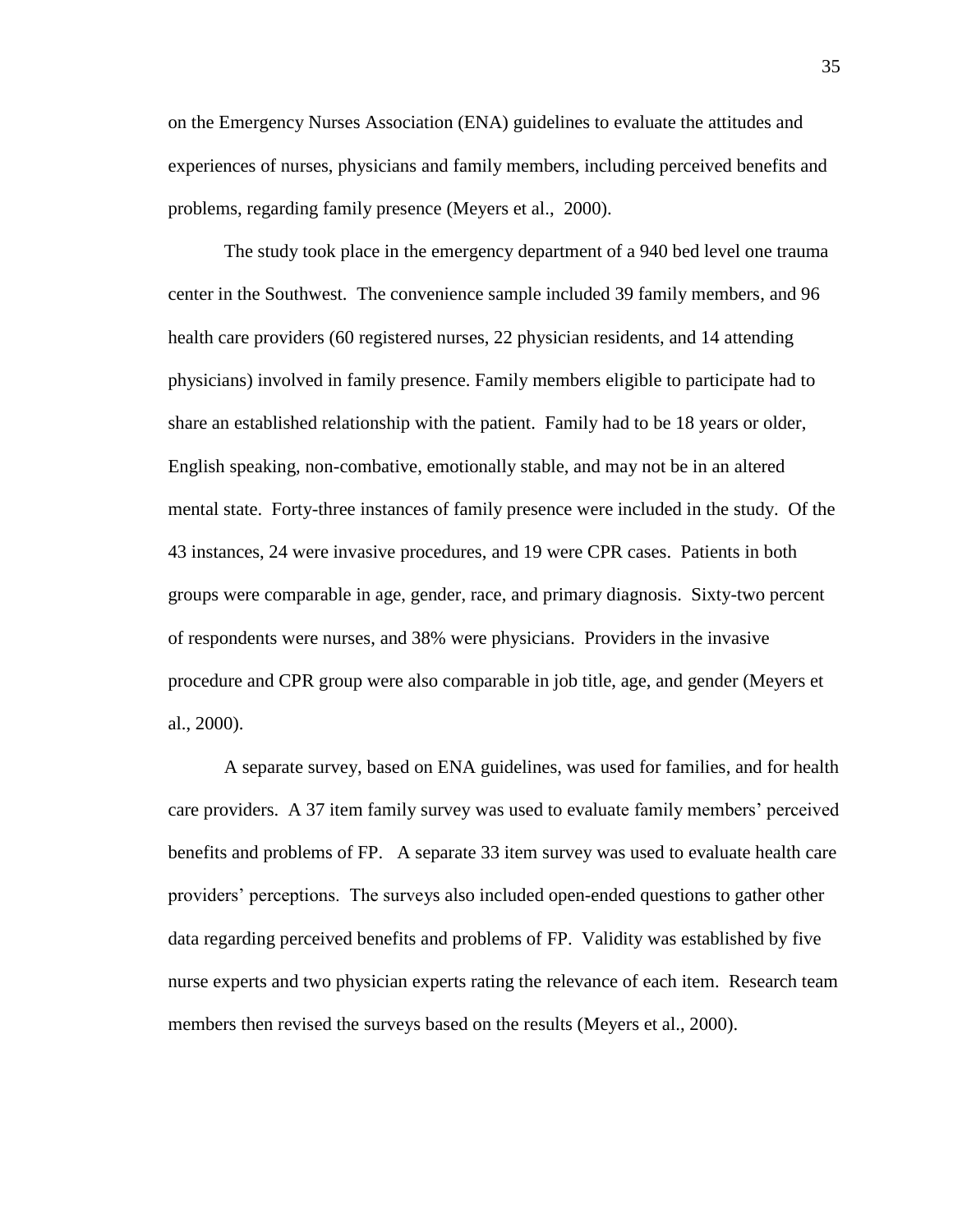on the Emergency Nurses Association (ENA) guidelines to evaluate the attitudes and experiences of nurses, physicians and family members, including perceived benefits and problems, regarding family presence (Meyers et al., 2000).

The study took place in the emergency department of a 940 bed level one trauma center in the Southwest. The convenience sample included 39 family members, and 96 health care providers (60 registered nurses, 22 physician residents, and 14 attending physicians) involved in family presence. Family members eligible to participate had to share an established relationship with the patient. Family had to be 18 years or older, English speaking, non-combative, emotionally stable, and may not be in an altered mental state. Forty-three instances of family presence were included in the study. Of the 43 instances, 24 were invasive procedures, and 19 were CPR cases. Patients in both groups were comparable in age, gender, race, and primary diagnosis. Sixty-two percent of respondents were nurses, and 38% were physicians. Providers in the invasive procedure and CPR group were also comparable in job title, age, and gender (Meyers et al., 2000).

A separate survey, based on ENA guidelines, was used for families, and for health care providers. A 37 item family survey was used to evaluate family members' perceived benefits and problems of FP. A separate 33 item survey was used to evaluate health care providers' perceptions. The surveys also included open-ended questions to gather other data regarding perceived benefits and problems of FP. Validity was established by five nurse experts and two physician experts rating the relevance of each item. Research team members then revised the surveys based on the results (Meyers et al., 2000).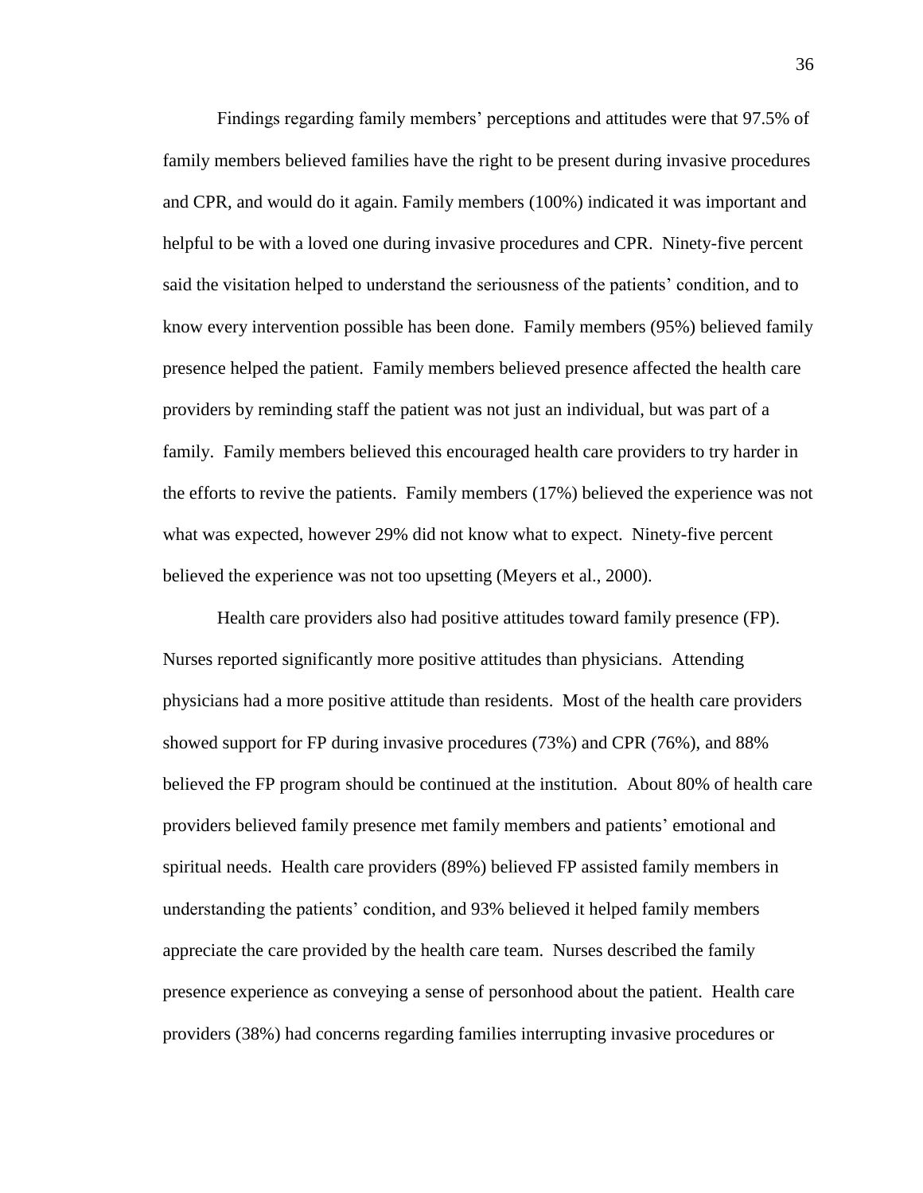Findings regarding family members' perceptions and attitudes were that 97.5% of family members believed families have the right to be present during invasive procedures and CPR, and would do it again. Family members (100%) indicated it was important and helpful to be with a loved one during invasive procedures and CPR. Ninety-five percent said the visitation helped to understand the seriousness of the patients' condition, and to know every intervention possible has been done. Family members (95%) believed family presence helped the patient. Family members believed presence affected the health care providers by reminding staff the patient was not just an individual, but was part of a family. Family members believed this encouraged health care providers to try harder in the efforts to revive the patients. Family members (17%) believed the experience was not what was expected, however 29% did not know what to expect. Ninety-five percent believed the experience was not too upsetting (Meyers et al., 2000).

Health care providers also had positive attitudes toward family presence (FP). Nurses reported significantly more positive attitudes than physicians. Attending physicians had a more positive attitude than residents. Most of the health care providers showed support for FP during invasive procedures (73%) and CPR (76%), and 88% believed the FP program should be continued at the institution. About 80% of health care providers believed family presence met family members and patients' emotional and spiritual needs. Health care providers (89%) believed FP assisted family members in understanding the patients' condition, and 93% believed it helped family members appreciate the care provided by the health care team. Nurses described the family presence experience as conveying a sense of personhood about the patient. Health care providers (38%) had concerns regarding families interrupting invasive procedures or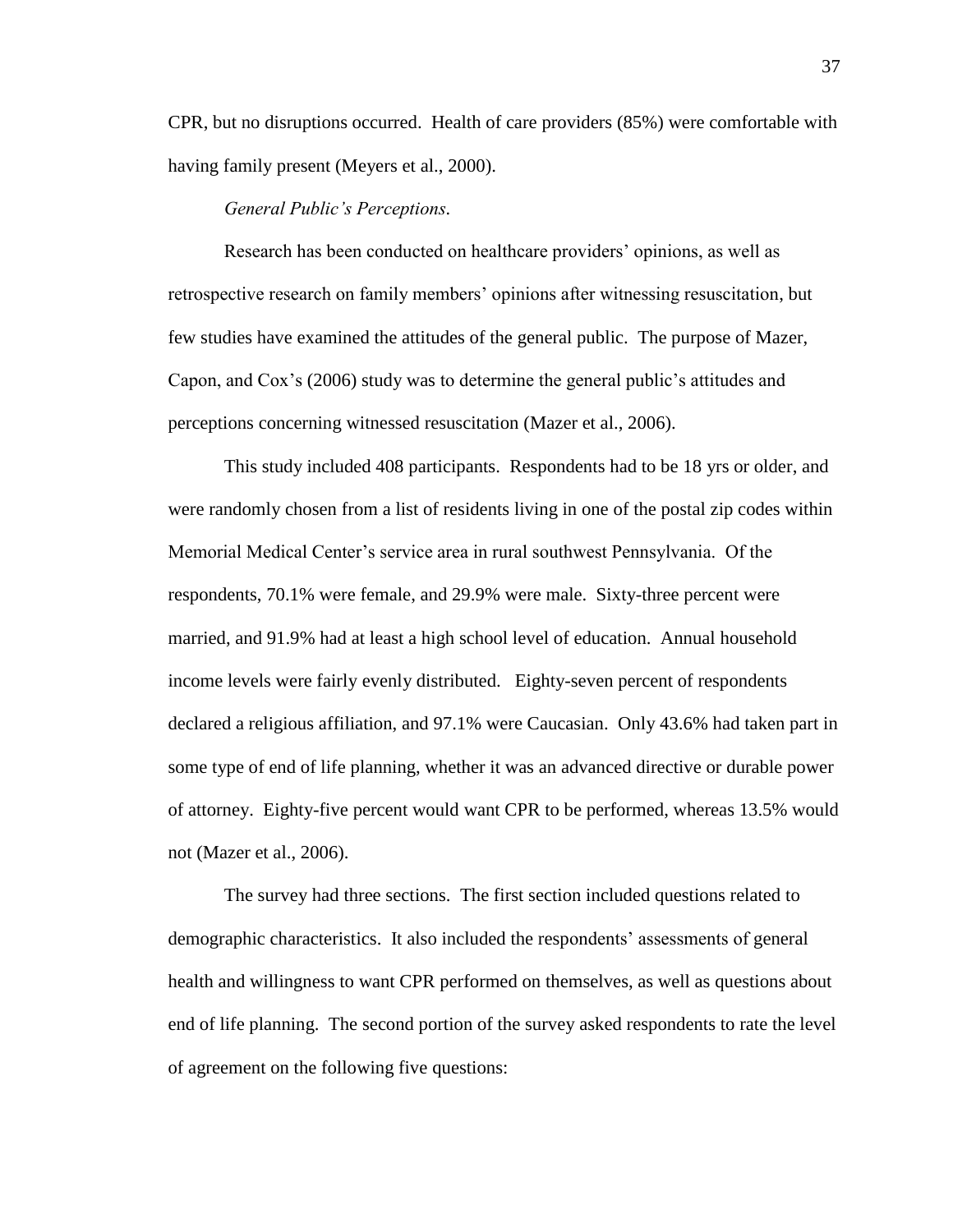CPR, but no disruptions occurred. Health of care providers (85%) were comfortable with having family present (Meyers et al., 2000).

*General Public's Perceptions.*

Research has been conducted on healthcare providers' opinions, as well as retrospective research on family members' opinions after witnessing resuscitation, but few studies have examined the attitudes of the general public. The purpose of Mazer, Capon, and Cox's (2006) study was to determine the general public's attitudes and perceptions concerning witnessed resuscitation (Mazer et al., 2006).

This study included 408 participants. Respondents had to be 18 yrs or older, and were randomly chosen from a list of residents living in one of the postal zip codes within Memorial Medical Center's service area in rural southwest Pennsylvania. Of the respondents, 70.1% were female, and 29.9% were male. Sixty-three percent were married, and 91.9% had at least a high school level of education. Annual household income levels were fairly evenly distributed. Eighty-seven percent of respondents declared a religious affiliation, and 97.1% were Caucasian. Only 43.6% had taken part in some type of end of life planning, whether it was an advanced directive or durable power of attorney. Eighty-five percent would want CPR to be performed, whereas 13.5% would not (Mazer et al., 2006).

The survey had three sections. The first section included questions related to demographic characteristics. It also included the respondents' assessments of general health and willingness to want CPR performed on themselves, as well as questions about end of life planning. The second portion of the survey asked respondents to rate the level of agreement on the following five questions: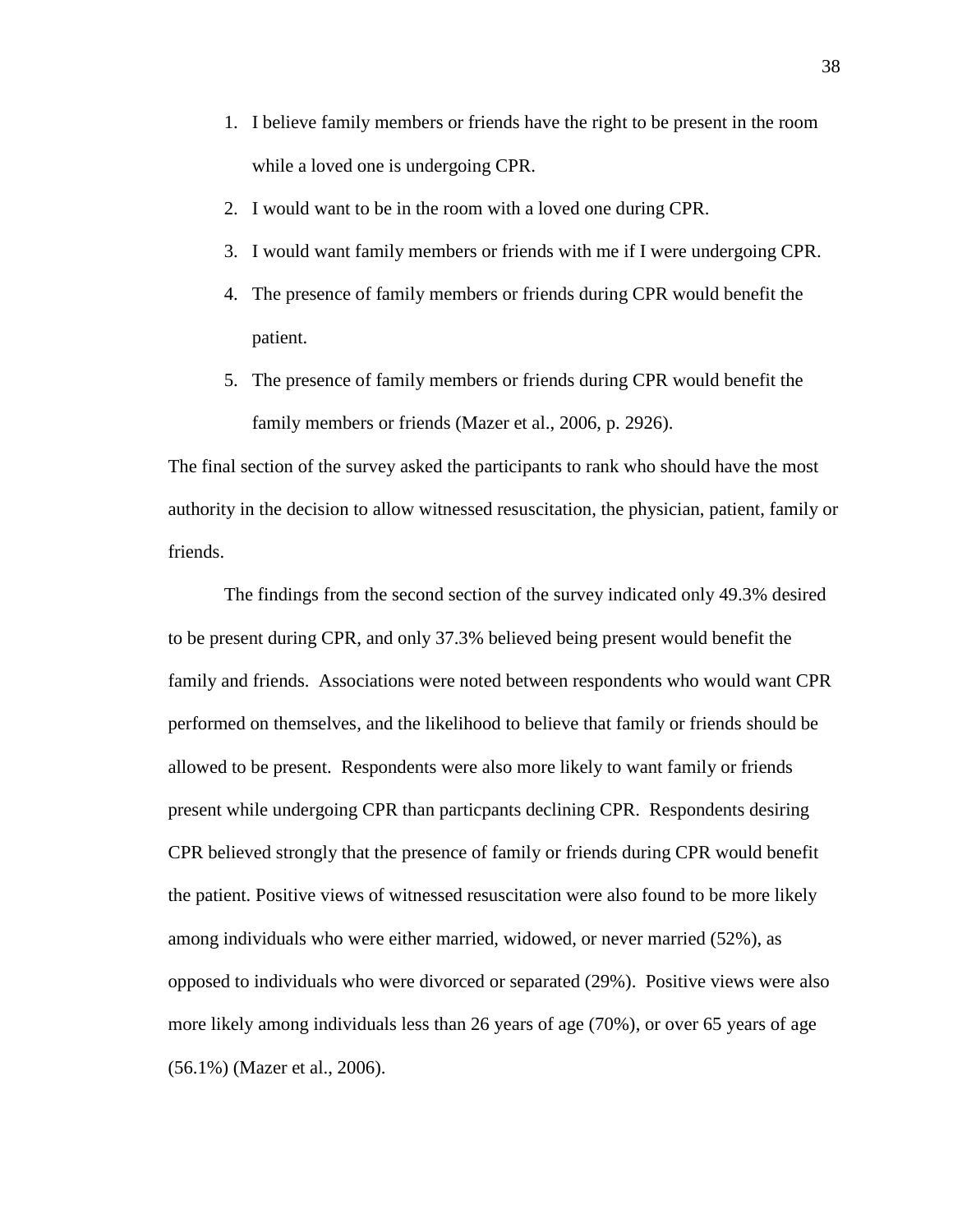1. I believe family members or friends have the right to be present in the room while a loved one is undergoing CPR.
2. I would want to be in the room with a loved one during CPR.
3. I would want family members or friends with me if I were undergoing CPR.
4. The presence of family members or friends during CPR would benefit the patient.
5. The presence of family members or friends during CPR would benefit the family members or friends (Mazer et al., 2006, p. 2926).

The final section of the survey asked the participants to rank who should have the most authority in the decision to allow witnessed resuscitation, the physician, patient, family or friends.

The findings from the second section of the survey indicated only 49.3% desired to be present during CPR, and only 37.3% believed being present would benefit the family and friends. Associations were noted between respondents who would want CPR performed on themselves, and the likelihood to believe that family or friends should be allowed to be present. Respondents were also more likely to want family or friends present while undergoing CPR than particpants declining CPR. Respondents desiring CPR believed strongly that the presence of family or friends during CPR would benefit the patient. Positive views of witnessed resuscitation were also found to be more likely among individuals who were either married, widowed, or never married (52%), as opposed to individuals who were divorced or separated (29%). Positive views were also more likely among individuals less than 26 years of age (70%), or over 65 years of age (56.1%) (Mazer et al., 2006).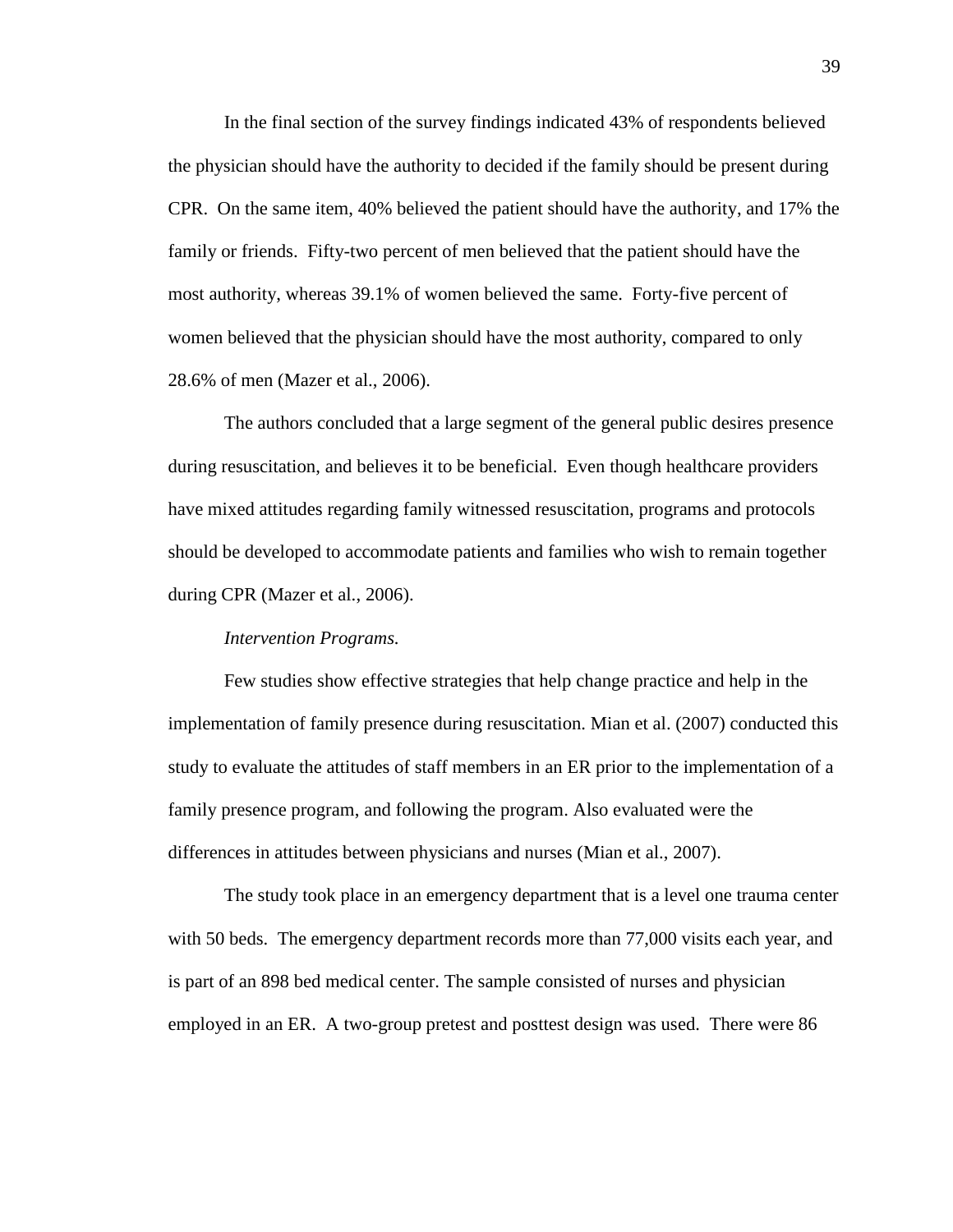In the final section of the survey findings indicated 43% of respondents believed the physician should have the authority to decided if the family should be present during CPR. On the same item, 40% believed the patient should have the authority, and 17% the family or friends. Fifty-two percent of men believed that the patient should have the most authority, whereas 39.1% of women believed the same. Forty-five percent of women believed that the physician should have the most authority, compared to only 28.6% of men (Mazer et al., 2006).

The authors concluded that a large segment of the general public desires presence during resuscitation, and believes it to be beneficial. Even though healthcare providers have mixed attitudes regarding family witnessed resuscitation, programs and protocols should be developed to accommodate patients and families who wish to remain together during CPR (Mazer et al., 2006).

*Intervention Programs.*

Few studies show effective strategies that help change practice and help in the implementation of family presence during resuscitation. Mian et al. (2007) conducted this study to evaluate the attitudes of staff members in an ER prior to the implementation of a family presence program, and following the program. Also evaluated were the differences in attitudes between physicians and nurses (Mian et al., 2007).

The study took place in an emergency department that is a level one trauma center with 50 beds. The emergency department records more than 77,000 visits each year, and is part of an 898 bed medical center. The sample consisted of nurses and physician employed in an ER. A two-group pretest and posttest design was used. There were 86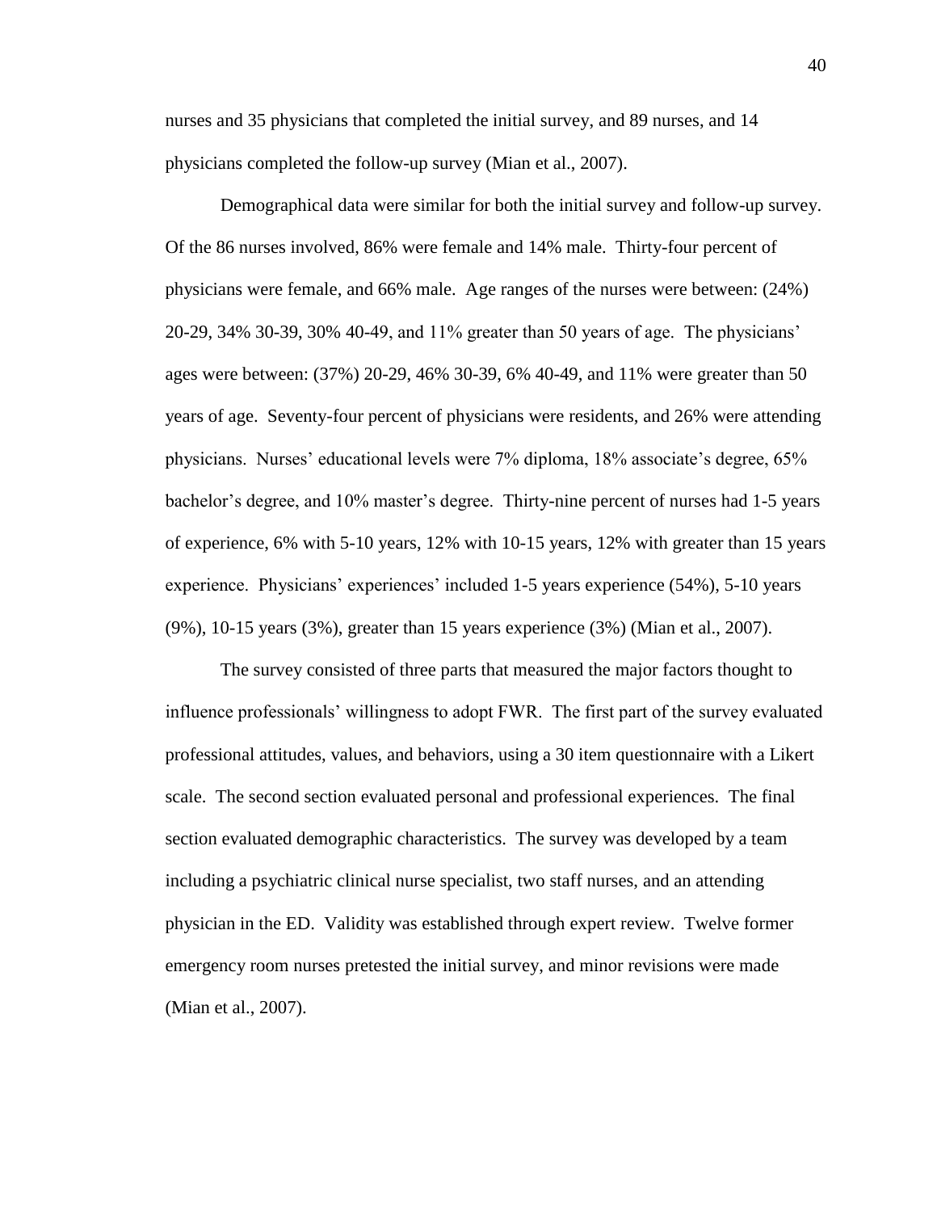nurses and 35 physicians that completed the initial survey, and 89 nurses, and 14 physicians completed the follow-up survey (Mian et al., 2007).

Demographical data were similar for both the initial survey and follow-up survey. Of the 86 nurses involved, 86% were female and 14% male. Thirty-four percent of physicians were female, and 66% male. Age ranges of the nurses were between: (24%) 20-29, 34% 30-39, 30% 40-49, and 11% greater than 50 years of age. The physicians' ages were between: (37%) 20-29, 46% 30-39, 6% 40-49, and 11% were greater than 50 years of age. Seventy-four percent of physicians were residents, and 26% were attending physicians. Nurses' educational levels were 7% diploma, 18% associate's degree, 65% bachelor's degree, and 10% master's degree. Thirty-nine percent of nurses had 1-5 years of experience, 6% with 5-10 years, 12% with 10-15 years, 12% with greater than 15 years experience. Physicians' experiences' included 1-5 years experience (54%), 5-10 years (9%), 10-15 years (3%), greater than 15 years experience (3%) (Mian et al., 2007).

The survey consisted of three parts that measured the major factors thought to influence professionals' willingness to adopt FWR. The first part of the survey evaluated professional attitudes, values, and behaviors, using a 30 item questionnaire with a Likert scale. The second section evaluated personal and professional experiences. The final section evaluated demographic characteristics. The survey was developed by a team including a psychiatric clinical nurse specialist, two staff nurses, and an attending physician in the ED. Validity was established through expert review. Twelve former emergency room nurses pretested the initial survey, and minor revisions were made (Mian et al., 2007).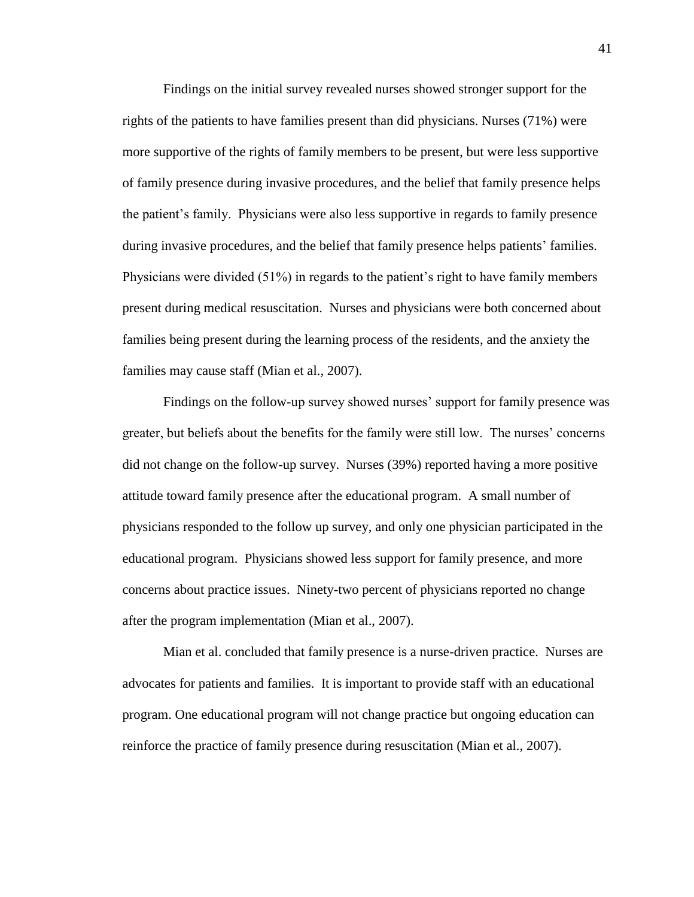Findings on the initial survey revealed nurses showed stronger support for the rights of the patients to have families present than did physicians. Nurses (71%) were more supportive of the rights of family members to be present, but were less supportive of family presence during invasive procedures, and the belief that family presence helps the patient's family. Physicians were also less supportive in regards to family presence during invasive procedures, and the belief that family presence helps patients' families. Physicians were divided (51%) in regards to the patient's right to have family members present during medical resuscitation. Nurses and physicians were both concerned about families being present during the learning process of the residents, and the anxiety the families may cause staff (Mian et al., 2007).

Findings on the follow-up survey showed nurses' support for family presence was greater, but beliefs about the benefits for the family were still low. The nurses' concerns did not change on the follow-up survey. Nurses (39%) reported having a more positive attitude toward family presence after the educational program. A small number of physicians responded to the follow up survey, and only one physician participated in the educational program. Physicians showed less support for family presence, and more concerns about practice issues. Ninety-two percent of physicians reported no change after the program implementation (Mian et al., 2007).

Mian et al. concluded that family presence is a nurse-driven practice. Nurses are advocates for patients and families. It is important to provide staff with an educational program. One educational program will not change practice but ongoing education can reinforce the practice of family presence during resuscitation (Mian et al., 2007).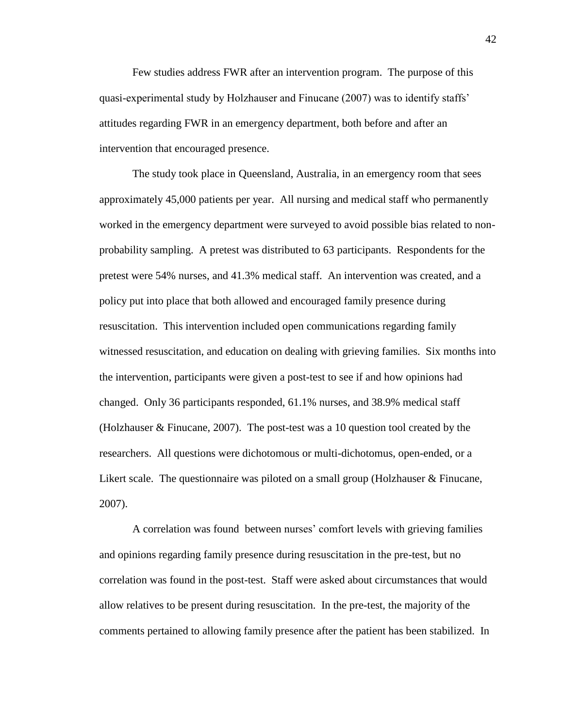Few studies address FWR after an intervention program. The purpose of this quasi-experimental study by Holzhauser and Finucane (2007) was to identify staffs' attitudes regarding FWR in an emergency department, both before and after an intervention that encouraged presence.

The study took place in Queensland, Australia, in an emergency room that sees approximately 45,000 patients per year. All nursing and medical staff who permanently worked in the emergency department were surveyed to avoid possible bias related to non-probability sampling. A pretest was distributed to 63 participants. Respondents for the pretest were 54% nurses, and 41.3% medical staff. An intervention was created, and a policy put into place that both allowed and encouraged family presence during resuscitation. This intervention included open communications regarding family witnessed resuscitation, and education on dealing with grieving families. Six months into the intervention, participants were given a post-test to see if and how opinions had changed. Only 36 participants responded, 61.1% nurses, and 38.9% medical staff (Holzhauser & Finucane, 2007). The post-test was a 10 question tool created by the researchers. All questions were dichotomous or multi-dichotomus, open-ended, or a Likert scale. The questionnaire was piloted on a small group (Holzhauser & Finucane, 2007).

A correlation was found between nurses' comfort levels with grieving families and opinions regarding family presence during resuscitation in the pre-test, but no correlation was found in the post-test. Staff were asked about circumstances that would allow relatives to be present during resuscitation. In the pre-test, the majority of the comments pertained to allowing family presence after the patient has been stabilized. In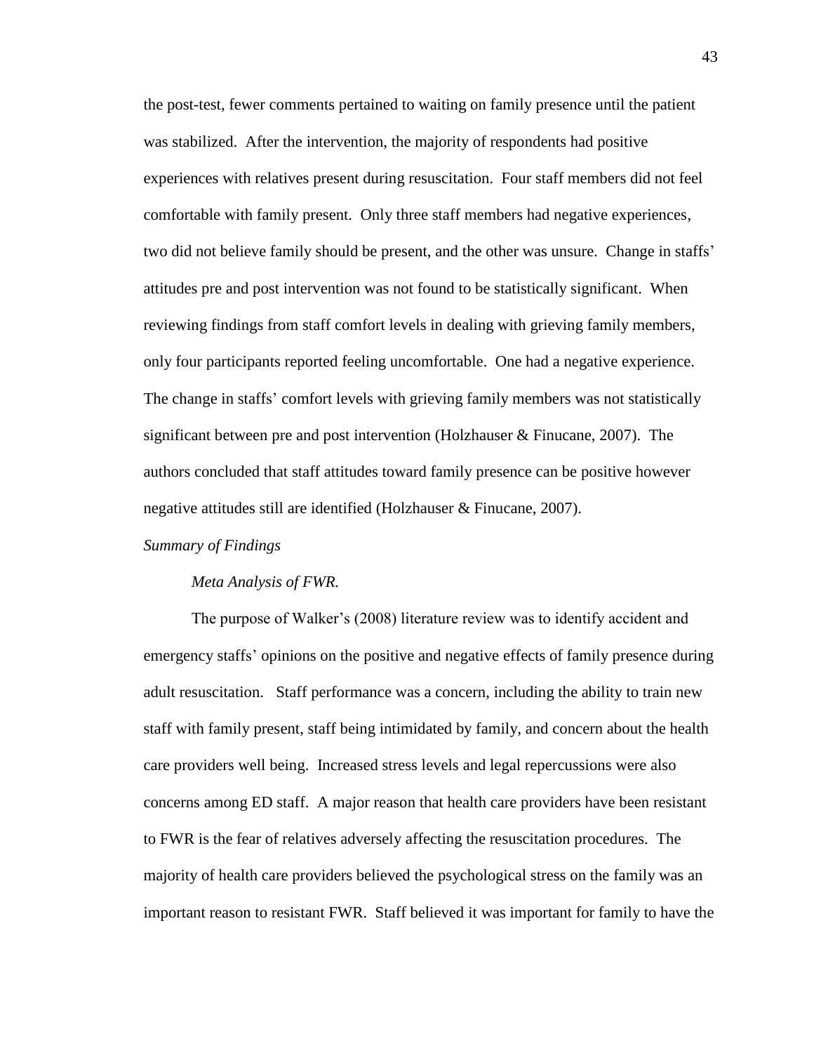the post-test, fewer comments pertained to waiting on family presence until the patient was stabilized. After the intervention, the majority of respondents had positive experiences with relatives present during resuscitation. Four staff members did not feel comfortable with family present. Only three staff members had negative experiences, two did not believe family should be present, and the other was unsure. Change in staffs' attitudes pre and post intervention was not found to be statistically significant. When reviewing findings from staff comfort levels in dealing with grieving family members, only four participants reported feeling uncomfortable. One had a negative experience. The change in staffs' comfort levels with grieving family members was not statistically significant between pre and post intervention (Holzhauser & Finucane, 2007). The authors concluded that staff attitudes toward family presence can be positive however negative attitudes still are identified (Holzhauser & Finucane, 2007).

### *Summary of Findings*

#### *Meta Analysis of FWR.*

The purpose of Walker's (2008) literature review was to identify accident and emergency staffs' opinions on the positive and negative effects of family presence during adult resuscitation. Staff performance was a concern, including the ability to train new staff with family present, staff being intimidated by family, and concern about the health care providers well being. Increased stress levels and legal repercussions were also concerns among ED staff. A major reason that health care providers have been resistant to FWR is the fear of relatives adversely affecting the resuscitation procedures. The majority of health care providers believed the psychological stress on the family was an important reason to resistant FWR. Staff believed it was important for family to have the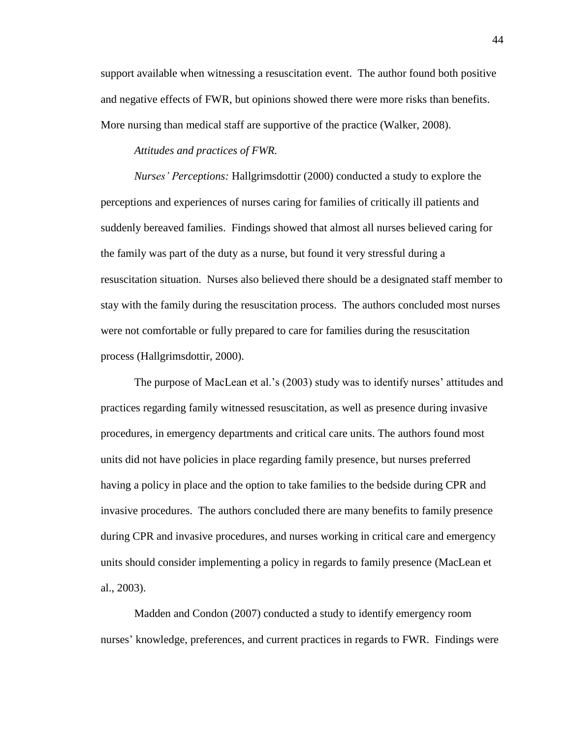support available when witnessing a resuscitation event. The author found both positive and negative effects of FWR, but opinions showed there were more risks than benefits. More nursing than medical staff are supportive of the practice (Walker, 2008).

*Attitudes and practices of FWR.*

*Nurses' Perceptions:* Hallgrimsdottir (2000) conducted a study to explore the perceptions and experiences of nurses caring for families of critically ill patients and suddenly bereaved families. Findings showed that almost all nurses believed caring for the family was part of the duty as a nurse, but found it very stressful during a resuscitation situation. Nurses also believed there should be a designated staff member to stay with the family during the resuscitation process. The authors concluded most nurses were not comfortable or fully prepared to care for families during the resuscitation process (Hallgrimsdottir, 2000).

The purpose of MacLean et al.'s (2003) study was to identify nurses' attitudes and practices regarding family witnessed resuscitation, as well as presence during invasive procedures, in emergency departments and critical care units. The authors found most units did not have policies in place regarding family presence, but nurses preferred having a policy in place and the option to take families to the bedside during CPR and invasive procedures. The authors concluded there are many benefits to family presence during CPR and invasive procedures, and nurses working in critical care and emergency units should consider implementing a policy in regards to family presence (MacLean et al., 2003).

Madden and Condon (2007) conducted a study to identify emergency room nurses' knowledge, preferences, and current practices in regards to FWR. Findings were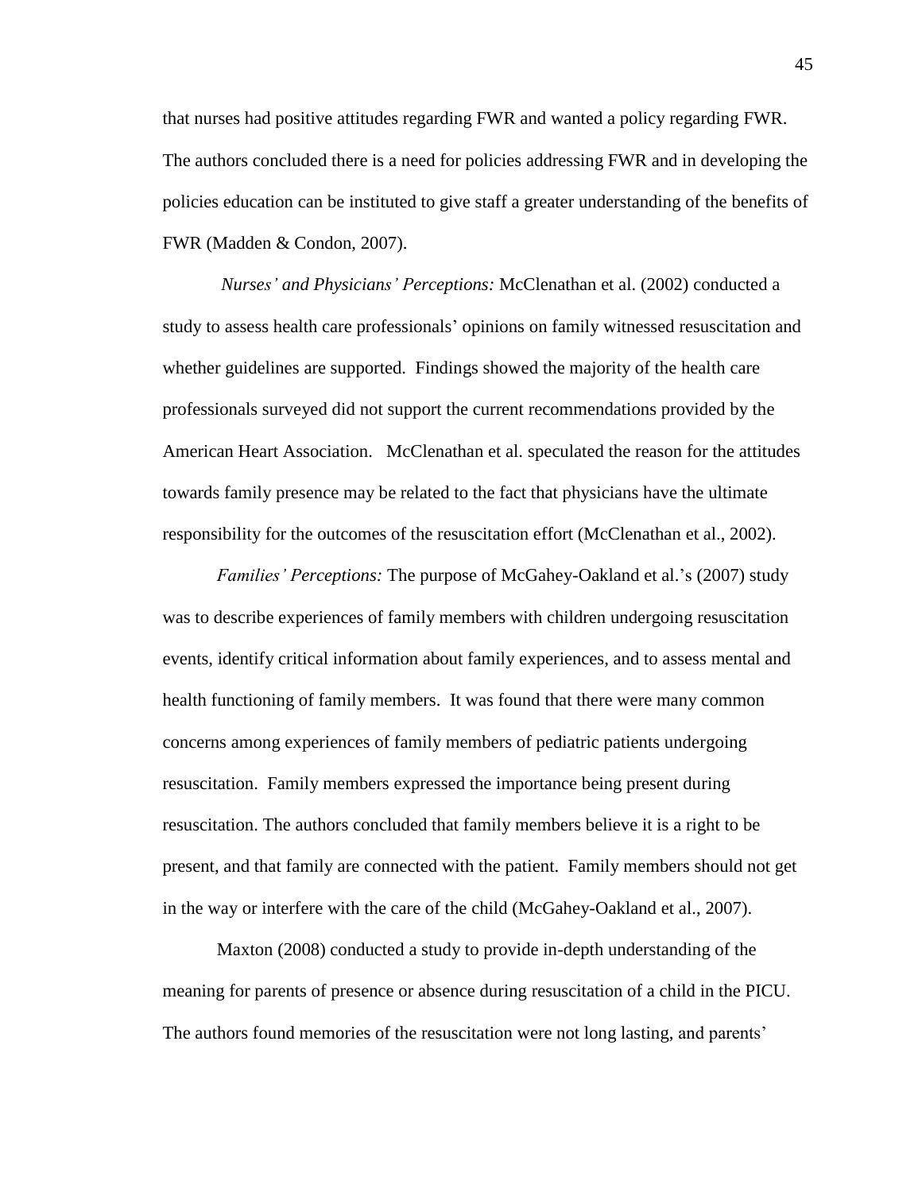that nurses had positive attitudes regarding FWR and wanted a policy regarding FWR. The authors concluded there is a need for policies addressing FWR and in developing the policies education can be instituted to give staff a greater understanding of the benefits of FWR (Madden & Condon, 2007).

*Nurses' and Physicians' Perceptions:* McClenathan et al. (2002) conducted a study to assess health care professionals' opinions on family witnessed resuscitation and whether guidelines are supported. Findings showed the majority of the health care professionals surveyed did not support the current recommendations provided by the American Heart Association. McClenathan et al. speculated the reason for the attitudes towards family presence may be related to the fact that physicians have the ultimate responsibility for the outcomes of the resuscitation effort (McClenathan et al., 2002).

*Families' Perceptions:* The purpose of McGahey-Oakland et al.'s (2007) study was to describe experiences of family members with children undergoing resuscitation events, identify critical information about family experiences, and to assess mental and health functioning of family members. It was found that there were many common concerns among experiences of family members of pediatric patients undergoing resuscitation. Family members expressed the importance being present during resuscitation. The authors concluded that family members believe it is a right to be present, and that family are connected with the patient. Family members should not get in the way or interfere with the care of the child (McGahey-Oakland et al., 2007).

Maxton (2008) conducted a study to provide in-depth understanding of the meaning for parents of presence or absence during resuscitation of a child in the PICU. The authors found memories of the resuscitation were not long lasting, and parents'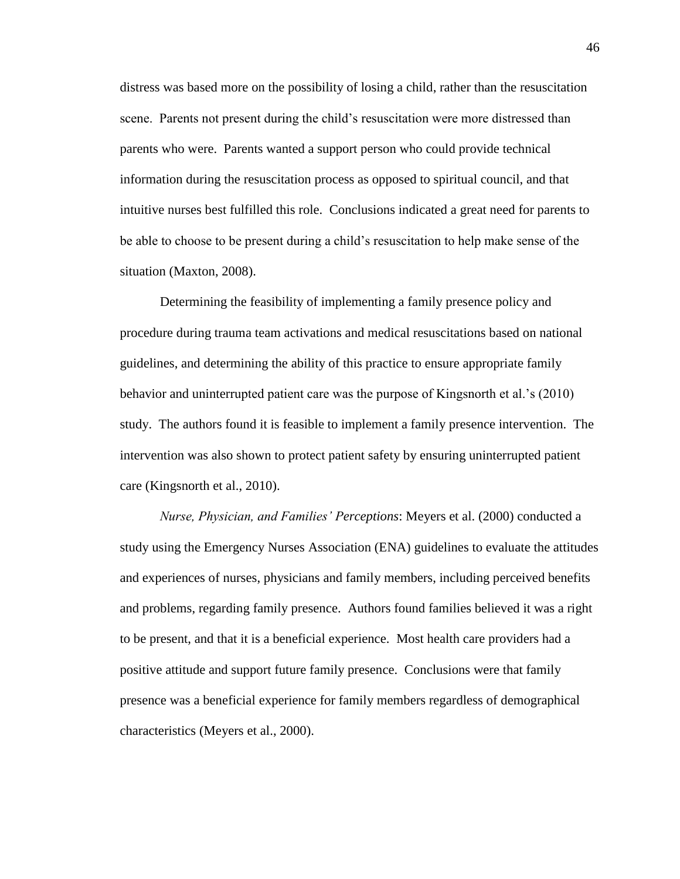distress was based more on the possibility of losing a child, rather than the resuscitation scene. Parents not present during the child's resuscitation were more distressed than parents who were. Parents wanted a support person who could provide technical information during the resuscitation process as opposed to spiritual council, and that intuitive nurses best fulfilled this role. Conclusions indicated a great need for parents to be able to choose to be present during a child's resuscitation to help make sense of the situation (Maxton, 2008).

Determining the feasibility of implementing a family presence policy and procedure during trauma team activations and medical resuscitations based on national guidelines, and determining the ability of this practice to ensure appropriate family behavior and uninterrupted patient care was the purpose of Kingsnorth et al.'s (2010) study. The authors found it is feasible to implement a family presence intervention. The intervention was also shown to protect patient safety by ensuring uninterrupted patient care (Kingsnorth et al., 2010).

*Nurse, Physician, and Families' Perceptions*: Meyers et al. (2000) conducted a study using the Emergency Nurses Association (ENA) guidelines to evaluate the attitudes and experiences of nurses, physicians and family members, including perceived benefits and problems, regarding family presence. Authors found families believed it was a right to be present, and that it is a beneficial experience. Most health care providers had a positive attitude and support future family presence. Conclusions were that family presence was a beneficial experience for family members regardless of demographical characteristics (Meyers et al., 2000).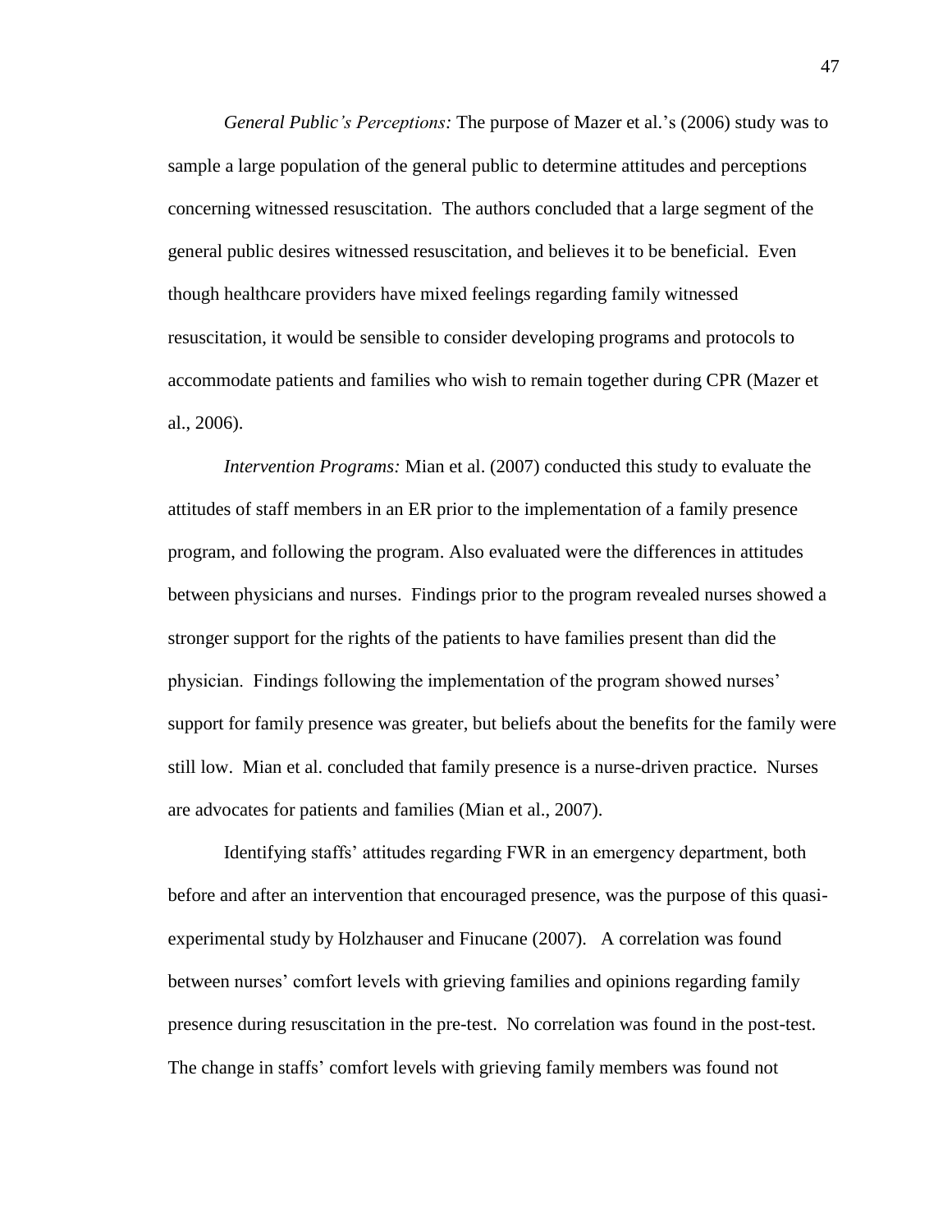*General Public's Perceptions:* The purpose of Mazer et al.'s (2006) study was to sample a large population of the general public to determine attitudes and perceptions concerning witnessed resuscitation. The authors concluded that a large segment of the general public desires witnessed resuscitation, and believes it to be beneficial. Even though healthcare providers have mixed feelings regarding family witnessed resuscitation, it would be sensible to consider developing programs and protocols to accommodate patients and families who wish to remain together during CPR (Mazer et al., 2006).

*Intervention Programs:* Mian et al. (2007) conducted this study to evaluate the attitudes of staff members in an ER prior to the implementation of a family presence program, and following the program. Also evaluated were the differences in attitudes between physicians and nurses. Findings prior to the program revealed nurses showed a stronger support for the rights of the patients to have families present than did the physician. Findings following the implementation of the program showed nurses' support for family presence was greater, but beliefs about the benefits for the family were still low. Mian et al. concluded that family presence is a nurse-driven practice. Nurses are advocates for patients and families (Mian et al., 2007).

Identifying staffs' attitudes regarding FWR in an emergency department, both before and after an intervention that encouraged presence, was the purpose of this quasi-experimental study by Holzhauser and Finucane (2007). A correlation was found between nurses' comfort levels with grieving families and opinions regarding family presence during resuscitation in the pre-test. No correlation was found in the post-test. The change in staffs' comfort levels with grieving family members was found not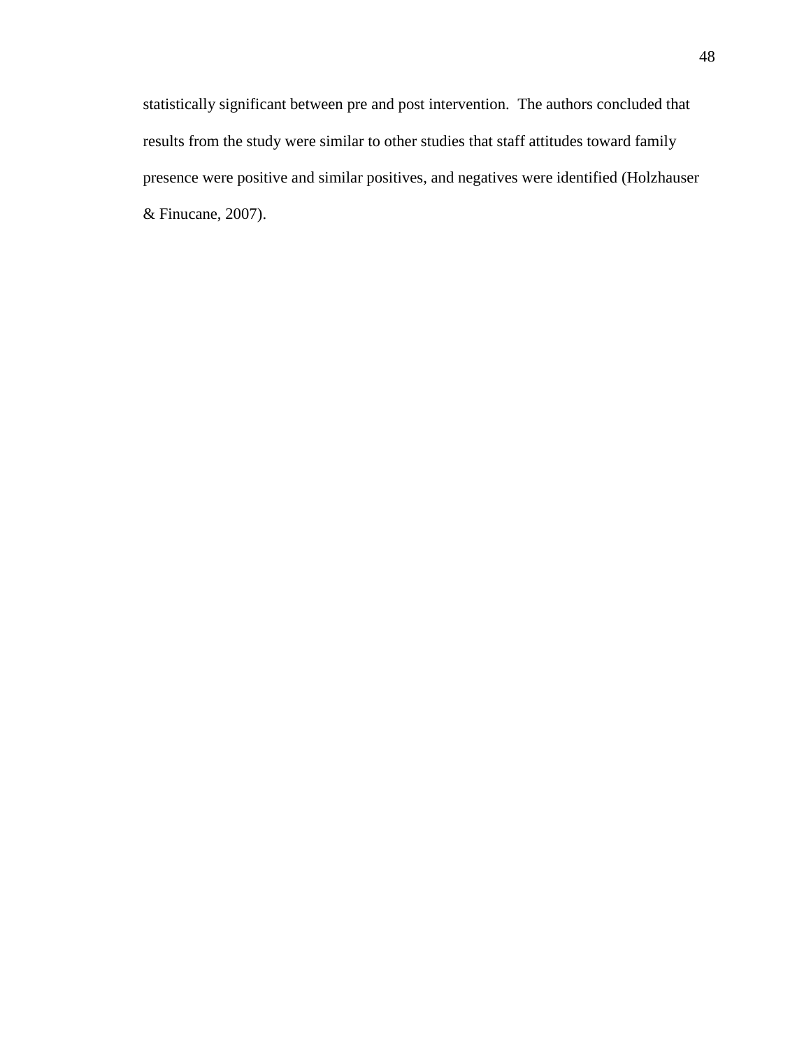statistically significant between pre and post intervention. The authors concluded that results from the study were similar to other studies that staff attitudes toward family presence were positive and similar positives, and negatives were identified (Holzhauser & Finucane, 2007).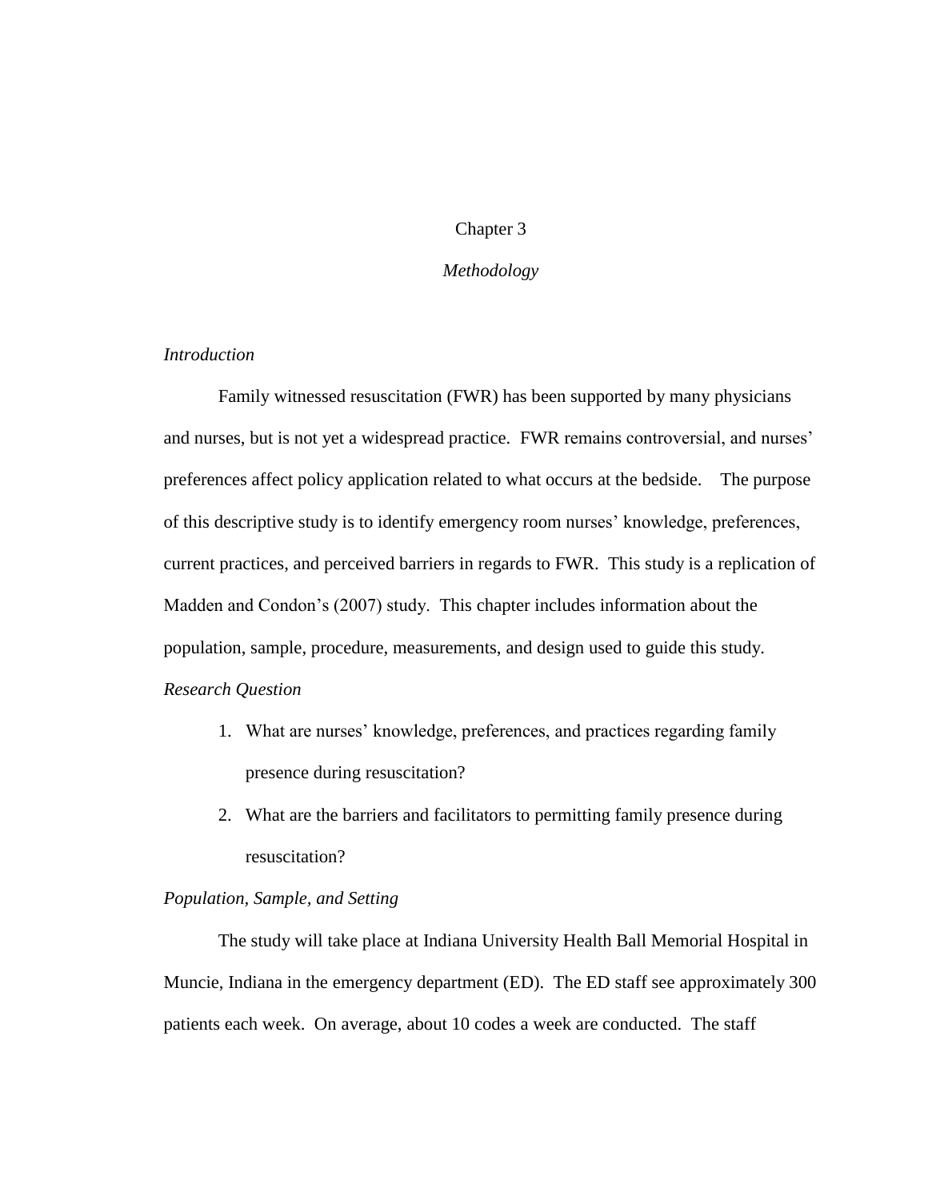# Chapter 3

## *Methodology*

### *Introduction*

Family witnessed resuscitation (FWR) has been supported by many physicians and nurses, but is not yet a widespread practice. FWR remains controversial, and nurses' preferences affect policy application related to what occurs at the bedside. The purpose of this descriptive study is to identify emergency room nurses' knowledge, preferences, current practices, and perceived barriers in regards to FWR. This study is a replication of Madden and Condon's (2007) study. This chapter includes information about the population, sample, procedure, measurements, and design used to guide this study.

### *Research Question*

1. What are nurses' knowledge, preferences, and practices regarding family presence during resuscitation?
2. What are the barriers and facilitators to permitting family presence during resuscitation?

### *Population, Sample, and Setting*

The study will take place at Indiana University Health Ball Memorial Hospital in Muncie, Indiana in the emergency department (ED). The ED staff see approximately 300 patients each week. On average, about 10 codes a week are conducted. The staff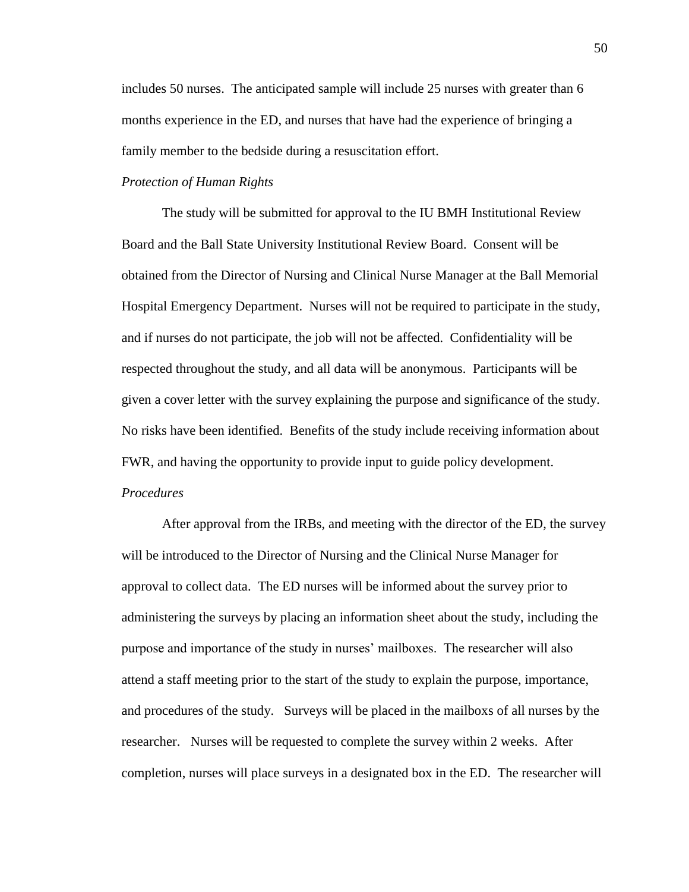includes 50 nurses. The anticipated sample will include 25 nurses with greater than 6 months experience in the ED, and nurses that have had the experience of bringing a family member to the bedside during a resuscitation effort.

*Protection of Human Rights*

The study will be submitted for approval to the IU BMH Institutional Review Board and the Ball State University Institutional Review Board. Consent will be obtained from the Director of Nursing and Clinical Nurse Manager at the Ball Memorial Hospital Emergency Department. Nurses will not be required to participate in the study, and if nurses do not participate, the job will not be affected. Confidentiality will be respected throughout the study, and all data will be anonymous. Participants will be given a cover letter with the survey explaining the purpose and significance of the study. No risks have been identified. Benefits of the study include receiving information about FWR, and having the opportunity to provide input to guide policy development.

*Procedures*

After approval from the IRBs, and meeting with the director of the ED, the survey will be introduced to the Director of Nursing and the Clinical Nurse Manager for approval to collect data. The ED nurses will be informed about the survey prior to administering the surveys by placing an information sheet about the study, including the purpose and importance of the study in nurses' mailboxes. The researcher will also attend a staff meeting prior to the start of the study to explain the purpose, importance, and procedures of the study. Surveys will be placed in the mailboxs of all nurses by the researcher. Nurses will be requested to complete the survey within 2 weeks. After completion, nurses will place surveys in a designated box in the ED. The researcher will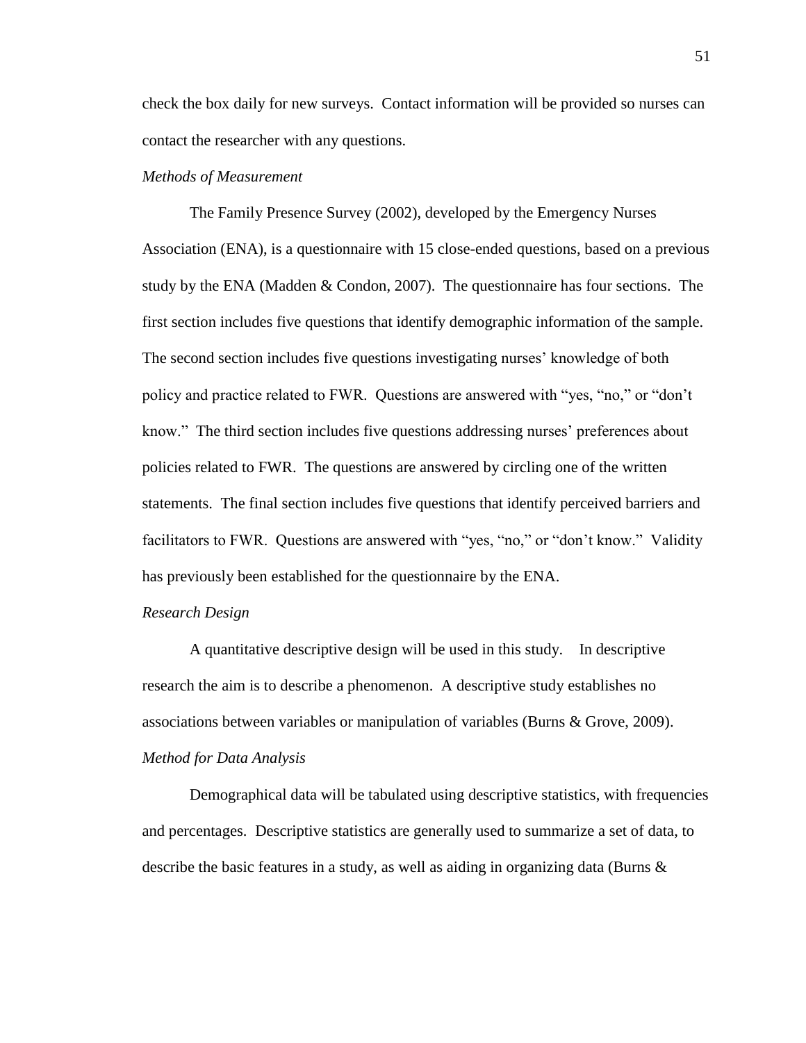check the box daily for new surveys. Contact information will be provided so nurses can contact the researcher with any questions.

*Methods of Measurement*

The Family Presence Survey (2002), developed by the Emergency Nurses Association (ENA), is a questionnaire with 15 close-ended questions, based on a previous study by the ENA (Madden & Condon, 2007). The questionnaire has four sections. The first section includes five questions that identify demographic information of the sample. The second section includes five questions investigating nurses' knowledge of both policy and practice related to FWR. Questions are answered with "yes, "no," or "don't know." The third section includes five questions addressing nurses' preferences about policies related to FWR. The questions are answered by circling one of the written statements. The final section includes five questions that identify perceived barriers and facilitators to FWR. Questions are answered with "yes, "no," or "don't know." Validity has previously been established for the questionnaire by the ENA.

*Research Design*

A quantitative descriptive design will be used in this study. In descriptive research the aim is to describe a phenomenon. A descriptive study establishes no associations between variables or manipulation of variables (Burns & Grove, 2009).

*Method for Data Analysis*

Demographical data will be tabulated using descriptive statistics, with frequencies and percentages. Descriptive statistics are generally used to summarize a set of data, to describe the basic features in a study, as well as aiding in organizing data (Burns &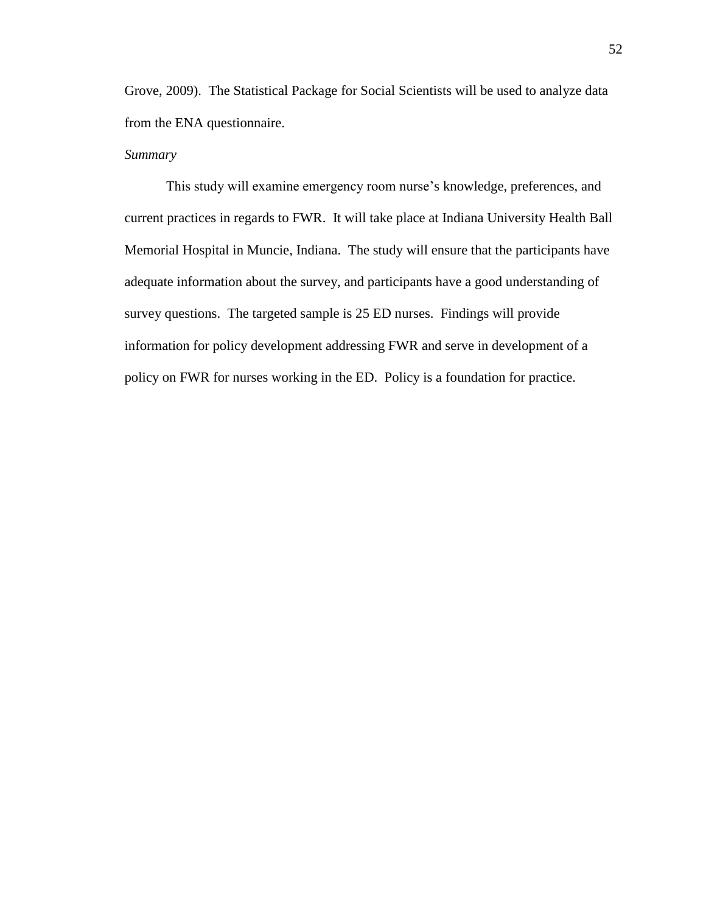Grove, 2009). The Statistical Package for Social Scientists will be used to analyze data from the ENA questionnaire.

*Summary*

This study will examine emergency room nurse's knowledge, preferences, and current practices in regards to FWR. It will take place at Indiana University Health Ball Memorial Hospital in Muncie, Indiana. The study will ensure that the participants have adequate information about the survey, and participants have a good understanding of survey questions. The targeted sample is 25 ED nurses. Findings will provide information for policy development addressing FWR and serve in development of a policy on FWR for nurses working in the ED. Policy is a foundation for practice.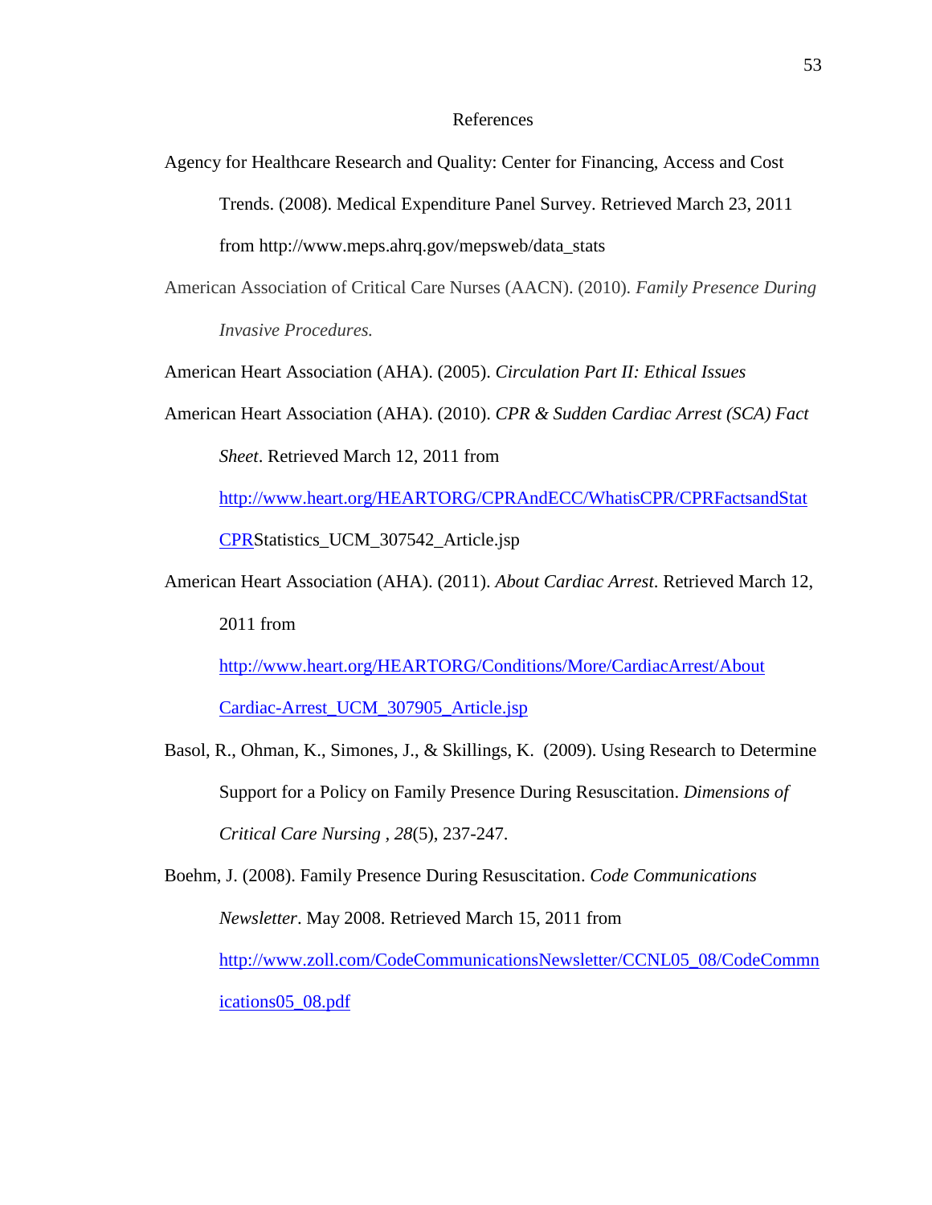# References

Agency for Healthcare Research and Quality: Center for Financing, Access and Cost Trends. (2008). Medical Expenditure Panel Survey. Retrieved March 23, 2011 from http://www.meps.ahrq.gov/mepsweb/data_stats

American Association of Critical Care Nurses (AACN). (2010). *Family Presence During Invasive Procedures.*

American Heart Association (AHA). (2005). *Circulation Part II: Ethical Issues*

American Heart Association (AHA). (2010). *CPR & Sudden Cardiac Arrest (SCA) Fact Sheet*. Retrieved March 12, 2011 from http://www.heart.org/HEARTORG/CPRAndECC/WhatisCPR/CPRFactsandStatCPRStatistics_UCM_307542_Article.jsp

American Heart Association (AHA). (2011). *About Cardiac Arrest*. Retrieved March 12, 2011 from http://www.heart.org/HEARTORG/Conditions/More/CardiacArrest/AboutCardiac-Arrest_UCM_307905_Article.jsp

Basol, R., Ohman, K., Simones, J., & Skillings, K. (2009). Using Research to Determine Support for a Policy on Family Presence During Resuscitation. *Dimensions of Critical Care Nursing* , *28*(5), 237-247.

Boehm, J. (2008). Family Presence During Resuscitation. *Code Communications Newsletter*. May 2008. Retrieved March 15, 2011 from http://www.zoll.com/CodeCommunicationsNewsletter/CCNL05_08/CodeCommnications05_08.pdf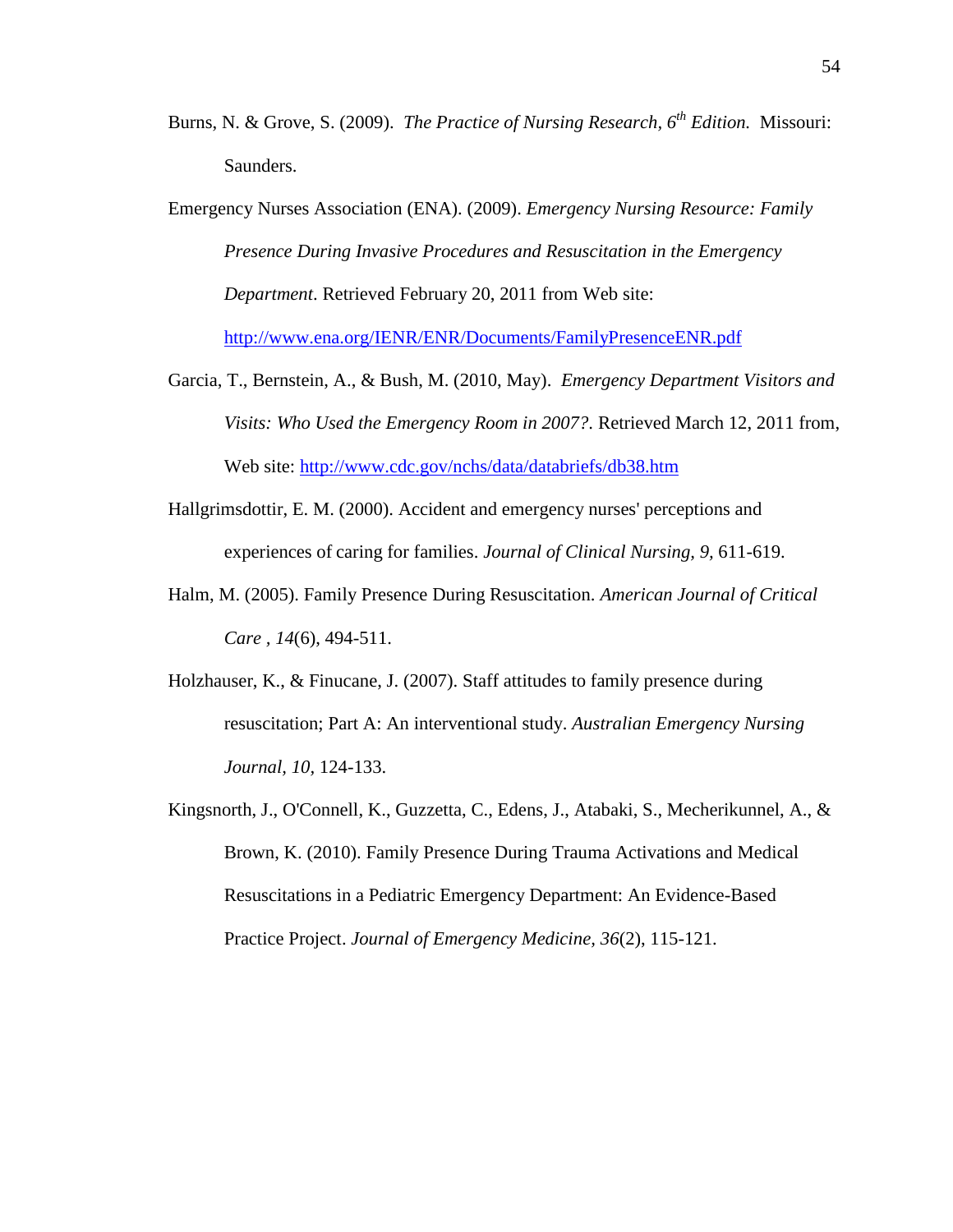Burns, N. & Grove, S. (2009). *The Practice of Nursing Research, 6th Edition.* Missouri: Saunders.

Emergency Nurses Association (ENA). (2009). *Emergency Nursing Resource: Family Presence During Invasive Procedures and Resuscitation in the Emergency Department*. Retrieved February 20, 2011 from Web site: http://www.ena.org/IENR/ENR/Documents/FamilyPresenceENR.pdf

Garcia, T., Bernstein, A., & Bush, M. (2010, May). *Emergency Department Visitors and Visits: Who Used the Emergency Room in 2007?*. Retrieved March 12, 2011 from, Web site: http://www.cdc.gov/nchs/data/databriefs/db38.htm

Hallgrimsdottir, E. M. (2000). Accident and emergency nurses' perceptions and experiences of caring for families. *Journal of Clinical Nursing, 9,* 611-619.

Halm, M. (2005). Family Presence During Resuscitation. *American Journal of Critical Care , 14*(6), 494-511.

Holzhauser, K., & Finucane, J. (2007). Staff attitudes to family presence during resuscitation; Part A: An interventional study. *Australian Emergency Nursing Journal, 10,* 124-133.

Kingsnorth, J., O'Connell, K., Guzzetta, C., Edens, J., Atabaki, S., Mecherikunnel, A., & Brown, K. (2010). Family Presence During Trauma Activations and Medical Resuscitations in a Pediatric Emergency Department: An Evidence-Based Practice Project. *Journal of Emergency Medicine, 36*(2), 115-121.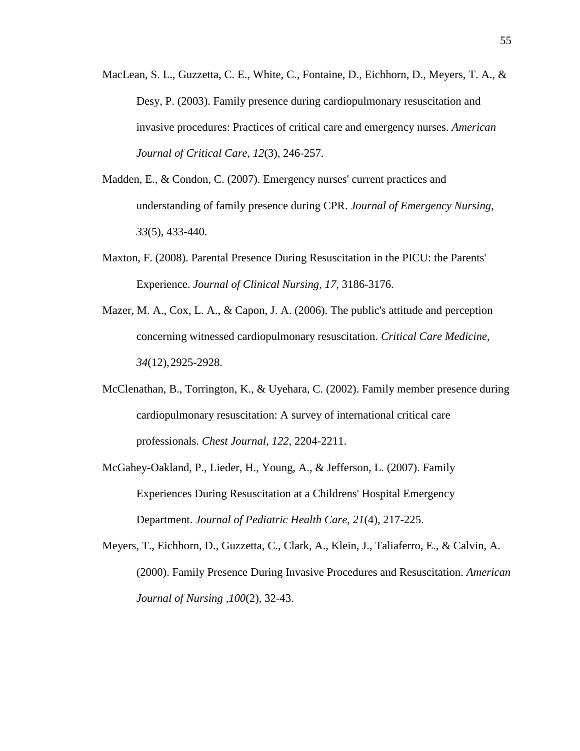MacLean, S. L., Guzzetta, C. E., White, C., Fontaine, D., Eichhorn, D., Meyers, T. A., & Desy, P. (2003). Family presence during cardiopulmonary resuscitation and invasive procedures: Practices of critical care and emergency nurses. *American Journal of Critical Care, 12*(3), 246-257.

Madden, E., & Condon, C. (2007). Emergency nurses' current practices and understanding of family presence during CPR. *Journal of Emergency Nursing, 33*(5), 433-440.

Maxton, F. (2008). Parental Presence During Resuscitation in the PICU: the Parents' Experience. *Journal of Clinical Nursing, 17,* 3186-3176.

Mazer, M. A., Cox, L. A., & Capon, J. A. (2006). The public's attitude and perception concerning witnessed cardiopulmonary resuscitation. *Critical Care Medicine, 34*(12), 2925-2928.

McClenathan, B., Torrington, K., & Uyehara, C. (2002). Family member presence during cardiopulmonary resuscitation: A survey of international critical care professionals. *Chest Journal, 122,* 2204-2211.

McGahey-Oakland, P., Lieder, H., Young, A., & Jefferson, L. (2007). Family Experiences During Resuscitation at a Childrens' Hospital Emergency Department. *Journal of Pediatric Health Care, 21*(4), 217-225.

Meyers, T., Eichhorn, D., Guzzetta, C., Clark, A., Klein, J., Taliaferro, E., & Calvin, A. (2000). Family Presence During Invasive Procedures and Resuscitation. *American Journal of Nursing ,100*(2), 32-43.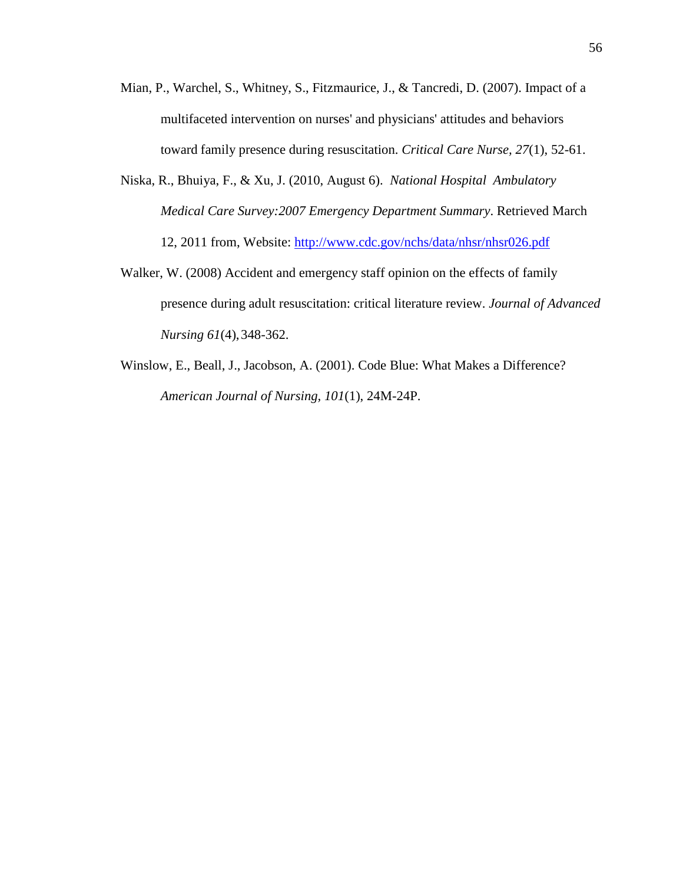Mian, P., Warchel, S., Whitney, S., Fitzmaurice, J., & Tancredi, D. (2007). Impact of a multifaceted intervention on nurses' and physicians' attitudes and behaviors toward family presence during resuscitation. *Critical Care Nurse, 27*(1), 52-61.

Niska, R., Bhuiya, F., & Xu, J. (2010, August 6). *National Hospital Ambulatory Medical Care Survey:2007 Emergency Department Summary*. Retrieved March 12, 2011 from, Website: http://www.cdc.gov/nchs/data/nhsr/nhsr026.pdf

Walker, W. (2008) Accident and emergency staff opinion on the effects of family presence during adult resuscitation: critical literature review. *Journal of Advanced Nursing 61*(4), 348-362.

Winslow, E., Beall, J., Jacobson, A. (2001). Code Blue: What Makes a Difference? *American Journal of Nursing, 101*(1), 24M-24P.